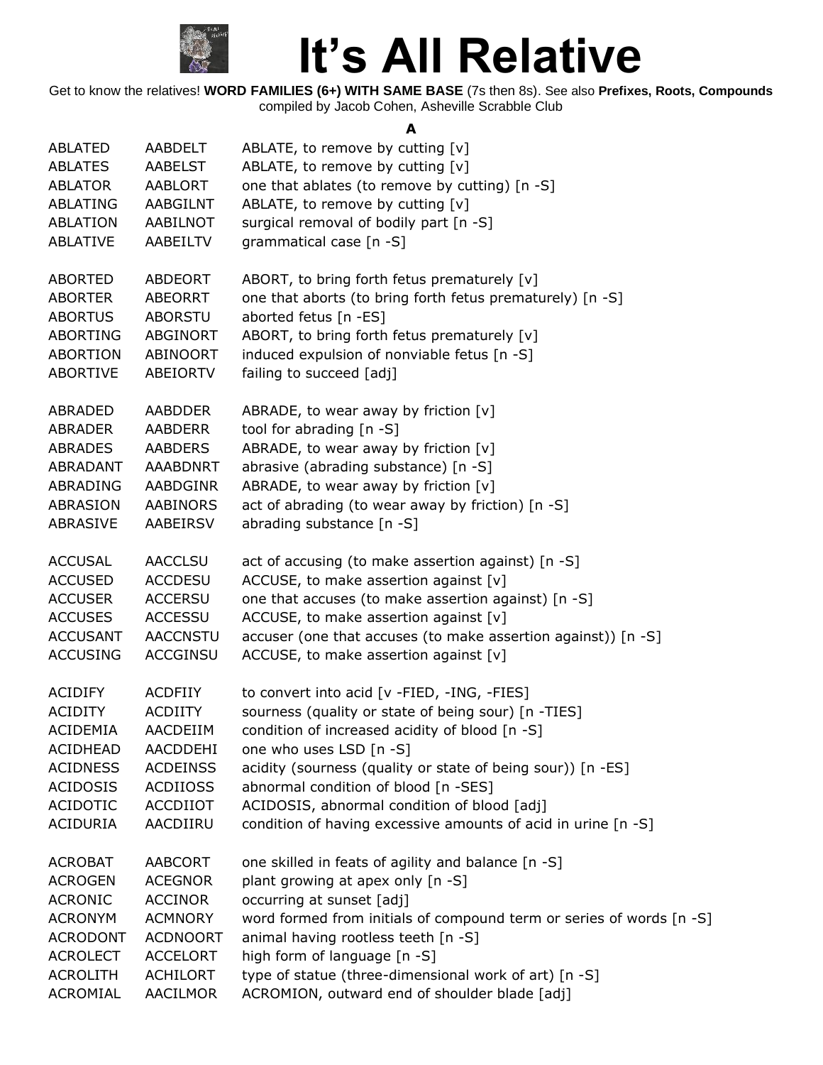# It's All Relative

Get to know the relatives! **WORD FAMILIES (6+) WITH SAME BASE** (7s then 8s). See also **Prefixes, Roots, Compounds**
compiled by Jacob Cohen, Asheville Scrabble Club

## A

| Word | Alphagram | Definition |
|---|---|---|
| ABLATED | AABDELT | ABLATE, to remove by cutting [v] |
| ABLATES | AABELST | ABLATE, to remove by cutting [v] |
| ABLATOR | AABLORT | one that ablates (to remove by cutting) [n -S] |
| ABLATING | AABGILNT | ABLATE, to remove by cutting [v] |
| ABLATION | AABILNOT | surgical removal of bodily part [n -S] |
| ABLATIVE | AABEILTV | grammatical case [n -S] |
| | | |
| ABORTED | ABDEORT | ABORT, to bring forth fetus prematurely [v] |
| ABORTER | ABEORRT | one that aborts (to bring forth fetus prematurely) [n -S] |
| ABORTUS | ABORSTU | aborted fetus [n -ES] |
| ABORTING | ABGINORT | ABORT, to bring forth fetus prematurely [v] |
| ABORTION | ABINOORT | induced expulsion of nonviable fetus [n -S] |
| ABORTIVE | ABEIORTV | failing to succeed [adj] |
| | | |
| ABRADED | AABDDER | ABRADE, to wear away by friction [v] |
| ABRADER | AABDERR | tool for abrading [n -S] |
| ABRADES | AABDERS | ABRADE, to wear away by friction [v] |
| ABRADANT | AAABDNRT | abrasive (abrading substance) [n -S] |
| ABRADING | AABDGINR | ABRADE, to wear away by friction [v] |
| ABRASION | AABINORS | act of abrading (to wear away by friction) [n -S] |
| ABRASIVE | AABEIRSV | abrading substance [n -S] |
| | | |
| ACCUSAL | AACCLSU | act of accusing (to make assertion against) [n -S] |
| ACCUSED | ACCDESU | ACCUSE, to make assertion against [v] |
| ACCUSER | ACCERSU | one that accuses (to make assertion against) [n -S] |
| ACCUSES | ACCESSU | ACCUSE, to make assertion against [v] |
| ACCUSANT | AACCNSTU | accuser (one that accuses (to make assertion against)) [n -S] |
| ACCUSING | ACCGINSU | ACCUSE, to make assertion against [v] |
| | | |
| ACIDIFY | ACDFIIY | to convert into acid [v -FIED, -ING, -FIES] |
| ACIDITY | ACDIITY | sourness (quality or state of being sour) [n -TIES] |
| ACIDEMIA | AACDEIIM | condition of increased acidity of blood [n -S] |
| ACIDHEAD | AACDDEHI | one who uses LSD [n -S] |
| ACIDNESS | ACDEINSS | acidity (sourness (quality or state of being sour)) [n -ES] |
| ACIDOSIS | ACDIIOSS | abnormal condition of blood [n -SES] |
| ACIDOTIC | ACCDIIOT | ACIDOSIS, abnormal condition of blood [adj] |
| ACIDURIA | AACDIIRU | condition of having excessive amounts of acid in urine [n -S] |
| | | |
| ACROBAT | AABCORT | one skilled in feats of agility and balance [n -S] |
| ACROGEN | ACEGNOR | plant growing at apex only [n -S] |
| ACRONIC | ACCINOR | occurring at sunset [adj] |
| ACRONYM | ACMNORY | word formed from initials of compound term or series of words [n -S] |
| ACRODONT | ACDNOORT | animal having rootless teeth [n -S] |
| ACROLECT | ACCELORT | high form of language [n -S] |
| ACROLITH | ACHILORT | type of statue (three-dimensional work of art) [n -S] |
| ACROMIAL | AACILMOR | ACROMION, outward end of shoulder blade [adj] |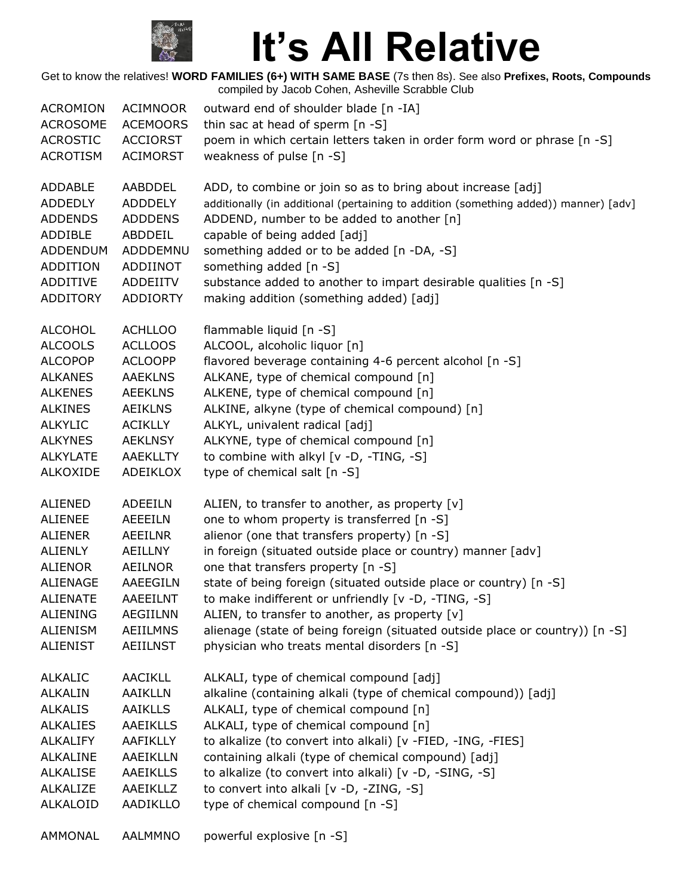# It's All Relative

Get to know the relatives! **WORD FAMILIES (6+) WITH SAME BASE** (7s then 8s). See also **Prefixes, Roots, Compounds**
compiled by Jacob Cohen, Asheville Scrabble Club

| | | |
|---|---|---|
| ACROMION | ACIMNOOR | outward end of shoulder blade [n -IA] |
| ACROSOME | ACEMOORS | thin sac at head of sperm [n -S] |
| ACROSTIC | ACCIORST | poem in which certain letters taken in order form word or phrase [n -S] |
| ACROTISM | ACIMORST | weakness of pulse [n -S] |
| | | |
| ADDABLE | AABDDEL | ADD, to combine or join so as to bring about increase [adj] |
| ADDEDLY | ADDDELY | additionally (in additional (pertaining to addition (something added)) manner) [adv] |
| ADDENDS | ADDDENS | ADDEND, number to be added to another [n] |
| ADDIBLE | ABDDEIL | capable of being added [adj] |
| ADDENDUM | ADDDEMNU | something added or to be added [n -DA, -S] |
| ADDITION | ADDIINOT | something added [n -S] |
| ADDITIVE | ADDEIITV | substance added to another to impart desirable qualities [n -S] |
| ADDITORY | ADDIORTY | making addition (something added) [adj] |
| | | |
| ALCOHOL | ACHLLOO | flammable liquid [n -S] |
| ALCOOLS | ACLLOOS | ALCOOL, alcoholic liquor [n] |
| ALCOPOP | ACLOOPP | flavored beverage containing 4-6 percent alcohol [n -S] |
| ALKANES | AAEKLNS | ALKANE, type of chemical compound [n] |
| ALKENES | AEEKLNS | ALKENE, type of chemical compound [n] |
| ALKINES | AEIKLNS | ALKINE, alkyne (type of chemical compound) [n] |
| ALKYLIC | ACIKLLY | ALKYL, univalent radical [adj] |
| ALKYNES | AEKLNSY | ALKYNE, type of chemical compound [n] |
| ALKYLATE | AAEKLLTY | to combine with alkyl [v -D, -TING, -S] |
| ALKOXIDE | ADEIKLOX | type of chemical salt [n -S] |
| | | |
| ALIENED | ADEEILN | ALIEN, to transfer to another, as property [v] |
| ALIENEE | AEEEILN | one to whom property is transferred [n -S] |
| ALIENER | AEEILNR | alienor (one that transfers property) [n -S] |
| ALIENLY | AEILLNY | in foreign (situated outside place or country) manner [adv] |
| ALIENOR | AEILNOR | one that transfers property [n -S] |
| ALIENAGE | AAEEGILN | state of being foreign (situated outside place or country) [n -S] |
| ALIENATE | AAEEILNT | to make indifferent or unfriendly [v -D, -TING, -S] |
| ALIENING | AEGIILNN | ALIEN, to transfer to another, as property [v] |
| ALIENISM | AEIILMNS | alienage (state of being foreign (situated outside place or country)) [n -S] |
| ALIENIST | AEIILNST | physician who treats mental disorders [n -S] |
| | | |
| ALKALIC | AACIKLL | ALKALI, type of chemical compound [adj] |
| ALKALIN | AAIKLLN | alkaline (containing alkali (type of chemical compound)) [adj] |
| ALKALIS | AAIKLLS | ALKALI, type of chemical compound [n] |
| ALKALIES | AAEIKLLS | ALKALI, type of chemical compound [n] |
| ALKALIFY | AAFIKLLY | to alkalize (to convert into alkali) [v -FIED, -ING, -FIES] |
| ALKALINE | AAEIKLLN | containing alkali (type of chemical compound) [adj] |
| ALKALISE | AAEIKLLS | to alkalize (to convert into alkali) [v -D, -SING, -S] |
| ALKALIZE | AAEIKLLZ | to convert into alkali [v -D, -ZING, -S] |
| ALKALOID | AADIKLLO | type of chemical compound [n -S] |
| | | |
| AMMONAL | AALMMNO | powerful explosive [n -S] |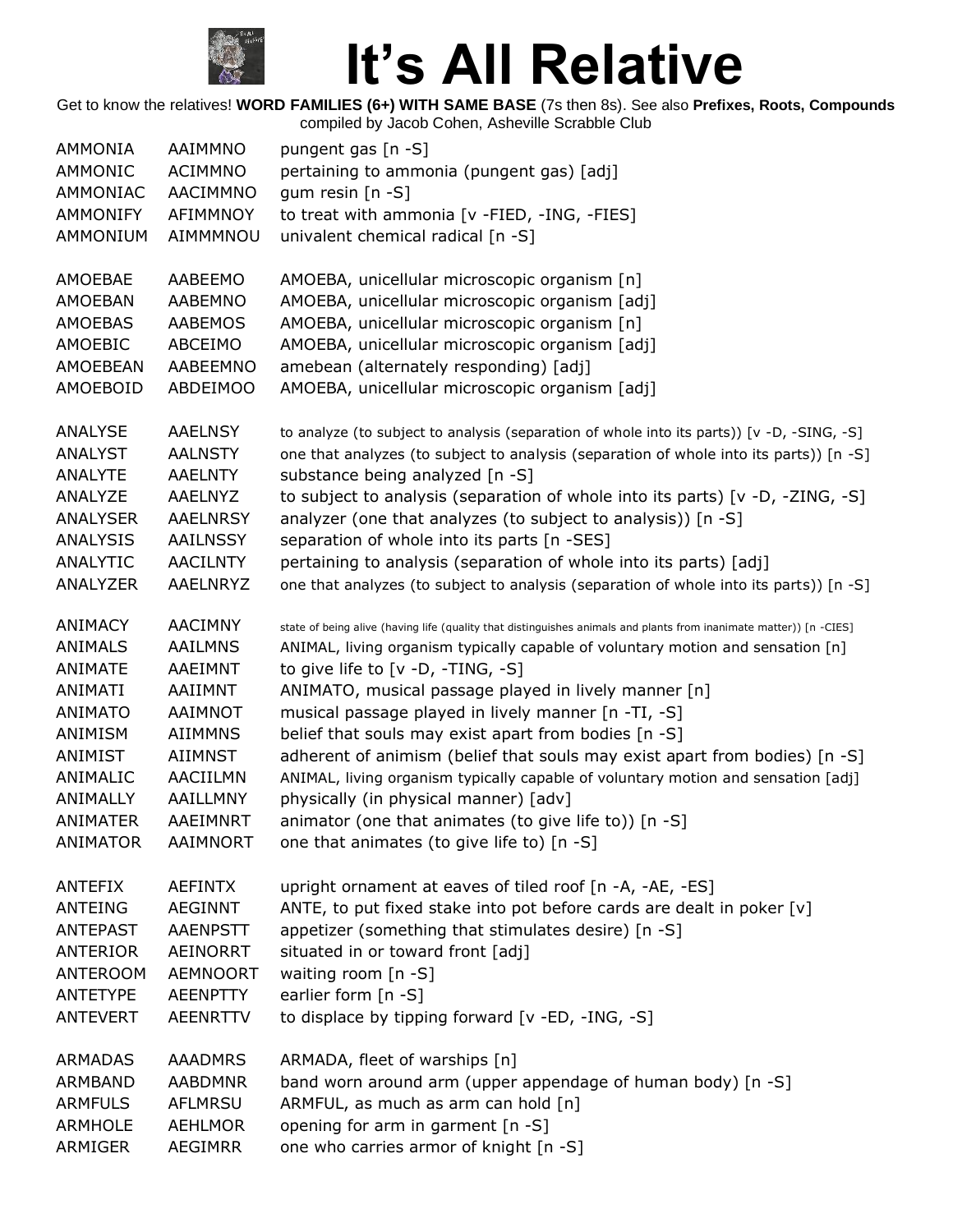# It's All Relative

Get to know the relatives! **WORD FAMILIES (6+) WITH SAME BASE** (7s then 8s). See also **Prefixes, Roots, Compounds** compiled by Jacob Cohen, Asheville Scrabble Club

| | | |
|---|---|---|
| AMMONIA | AAIMMNO | pungent gas [n -S] |
| AMMONIC | ACIMMNO | pertaining to ammonia (pungent gas) [adj] |
| AMMONIAC | AACIMMNO | gum resin [n -S] |
| AMMONIFY | AFIMMNOY | to treat with ammonia [v -FIED, -ING, -FIES] |
| AMMONIUM | AIMMMNOU | univalent chemical radical [n -S] |
| | | |
| AMOEBAE | AABEEMO | AMOEBA, unicellular microscopic organism [n] |
| AMOEBAN | AABEMNO | AMOEBA, unicellular microscopic organism [adj] |
| AMOEBAS | AABEMOS | AMOEBA, unicellular microscopic organism [n] |
| AMOEBIC | ABCEIMO | AMOEBA, unicellular microscopic organism [adj] |
| AMOEBEAN | AABEEMNO | amebean (alternately responding) [adj] |
| AMOEBOID | ABDEIMOO | AMOEBA, unicellular microscopic organism [adj] |
| | | |
| ANALYSE | AAELNSY | to analyze (to subject to analysis (separation of whole into its parts)) [v -D, -SING, -S] |
| ANALYST | AALNSTY | one that analyzes (to subject to analysis (separation of whole into its parts)) [n -S] |
| ANALYTE | AAELNTY | substance being analyzed [n -S] |
| ANALYZE | AAELNYZ | to subject to analysis (separation of whole into its parts) [v -D, -ZING, -S] |
| ANALYSER | AAELNRSY | analyzer (one that analyzes (to subject to analysis)) [n -S] |
| ANALYSIS | AAILNSSY | separation of whole into its parts [n -SES] |
| ANALYTIC | AACILNTY | pertaining to analysis (separation of whole into its parts) [adj] |
| ANALYZER | AAELNRYZ | one that analyzes (to subject to analysis (separation of whole into its parts)) [n -S] |
| | | |
| ANIMACY | AACIMNY | state of being alive (having life (quality that distinguishes animals and plants from inanimate matter)) [n -CIES] |
| ANIMALS | AAILMNS | ANIMAL, living organism typically capable of voluntary motion and sensation [n] |
| ANIMATE | AAEIMNT | to give life to [v -D, -TING, -S] |
| ANIMATI | AAIIMNT | ANIMATO, musical passage played in lively manner [n] |
| ANIMATO | AAIMNOT | musical passage played in lively manner [n -TI, -S] |
| ANIMISM | AIIMMNS | belief that souls may exist apart from bodies [n -S] |
| ANIMIST | AIIMNST | adherent of animism (belief that souls may exist apart from bodies) [n -S] |
| ANIMALIC | AACIILMN | ANIMAL, living organism typically capable of voluntary motion and sensation [adj] |
| ANIMALLY | AAILLMNY | physically (in physical manner) [adv] |
| ANIMATER | AAEIMNRT | animator (one that animates (to give life to)) [n -S] |
| ANIMATOR | AAIMNORT | one that animates (to give life to) [n -S] |
| | | |
| ANTEFIX | AEFINTX | upright ornament at eaves of tiled roof [n -A, -AE, -ES] |
| ANTEING | AEGINNT | ANTE, to put fixed stake into pot before cards are dealt in poker [v] |
| ANTEPAST | AAENPSTT | appetizer (something that stimulates desire) [n -S] |
| ANTERIOR | AEINORRT | situated in or toward front [adj] |
| ANTEROOM | AEMNOORT | waiting room [n -S] |
| ANTETYPE | AEENPTTY | earlier form [n -S] |
| ANTEVERT | AEENRTTV | to displace by tipping forward [v -ED, -ING, -S] |
| | | |
| ARMADAS | AAADMRS | ARMADA, fleet of warships [n] |
| ARMBAND | AABDMNR | band worn around arm (upper appendage of human body) [n -S] |
| ARMFULS | AFLMRSU | ARMFUL, as much as arm can hold [n] |
| ARMHOLE | AEHLMOR | opening for arm in garment [n -S] |
| ARMIGER | AEGIMRR | one who carries armor of knight [n -S] |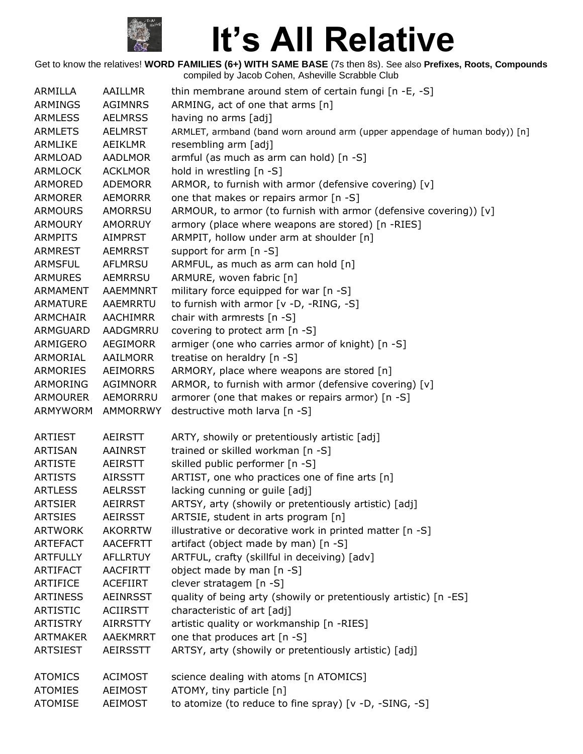# It's All Relative

Get to know the relatives! **WORD FAMILIES (6+) WITH SAME BASE** (7s then 8s). See also **Prefixes, Roots, Compounds** compiled by Jacob Cohen, Asheville Scrabble Club

| | | |
|---|---|---|
| ARMILLA | AAILLMR | thin membrane around stem of certain fungi [n -E, -S] |
| ARMINGS | AGIMNRS | ARMING, act of one that arms [n] |
| ARMLESS | AELMRSS | having no arms [adj] |
| ARMLETS | AELMRST | ARMLET, armband (band worn around arm (upper appendage of human body)) [n] |
| ARMLIKE | AEIKLMR | resembling arm [adj] |
| ARMLOAD | AADLMOR | armful (as much as arm can hold) [n -S] |
| ARMLOCK | ACKLMOR | hold in wrestling [n -S] |
| ARMORED | ADEMORR | ARMOR, to furnish with armor (defensive covering) [v] |
| ARMORER | AEMORRR | one that makes or repairs armor [n -S] |
| ARMOURS | AMORRSU | ARMOUR, to armor (to furnish with armor (defensive covering)) [v] |
| ARMOURY | AMORRUY | armory (place where weapons are stored) [n -RIES] |
| ARMPITS | AIMPRST | ARMPIT, hollow under arm at shoulder [n] |
| ARMREST | AEMRRST | support for arm [n -S] |
| ARMSFUL | AFLMRSU | ARMFUL, as much as arm can hold [n] |
| ARMURES | AEMRRSU | ARMURE, woven fabric [n] |
| ARMAMENT | AAEMMNRT | military force equipped for war [n -S] |
| ARMATURE | AAEMRRTU | to furnish with armor [v -D, -RING, -S] |
| ARMCHAIR | AACHIMRR | chair with armrests [n -S] |
| ARMGUARD | AADGMRRU | covering to protect arm [n -S] |
| ARMIGERO | AEGIMORR | armiger (one who carries armor of knight) [n -S] |
| ARMORIAL | AAILMORR | treatise on heraldry [n -S] |
| ARMORIES | AEIMORRS | ARMORY, place where weapons are stored [n] |
| ARMORING | AGIMNORR | ARMOR, to furnish with armor (defensive covering) [v] |
| ARMOURER | AEMORRRU | armorer (one that makes or repairs armor) [n -S] |
| ARMYWORM | AMMORRWY | destructive moth larva [n -S] |
| | | |
| ARTIEST | AEIRSTT | ARTY, showily or pretentiously artistic [adj] |
| ARTISAN | AAINRST | trained or skilled workman [n -S] |
| ARTISTE | AEIRSTT | skilled public performer [n -S] |
| ARTISTS | AIRSSTT | ARTIST, one who practices one of fine arts [n] |
| ARTLESS | AELRSST | lacking cunning or guile [adj] |
| ARTSIER | AEIRRST | ARTSY, arty (showily or pretentiously artistic) [adj] |
| ARTSIES | AEIRSST | ARTSIE, student in arts program [n] |
| ARTWORK | AKORRTW | illustrative or decorative work in printed matter [n -S] |
| ARTEFACT | AACEFRTT | artifact (object made by man) [n -S] |
| ARTFULLY | AFLLRTUY | ARTFUL, crafty (skillful in deceiving) [adv] |
| ARTIFACT | AACFIRTT | object made by man [n -S] |
| ARTIFICE | ACEFIIRT | clever stratagem [n -S] |
| ARTINESS | AEINRSST | quality of being arty (showily or pretentiously artistic) [n -ES] |
| ARTISTIC | ACIIRSTT | characteristic of art [adj] |
| ARTISTRY | AIRRSTTY | artistic quality or workmanship [n -RIES] |
| ARTMAKER | AAEKMRRT | one that produces art [n -S] |
| ARTSIEST | AEIRSSTT | ARTSY, arty (showily or pretentiously artistic) [adj] |
| | | |
| ATOMICS | ACIMOST | science dealing with atoms [n ATOMICS] |
| ATOMIES | AEIMOST | ATOMY, tiny particle [n] |
| ATOMISE | AEIMOST | to atomize (to reduce to fine spray) [v -D, -SING, -S] |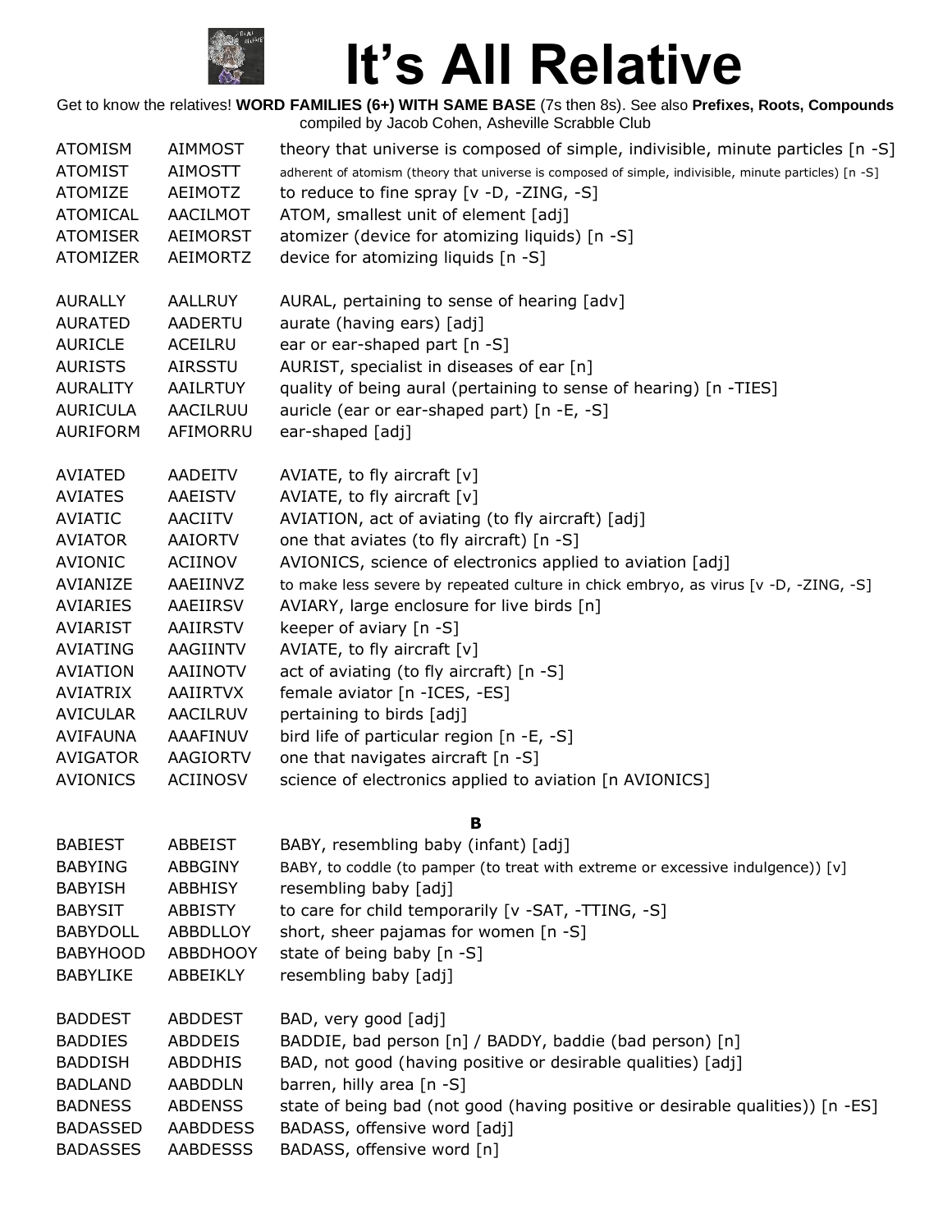# It's All Relative

Get to know the relatives! **WORD FAMILIES (6+) WITH SAME BASE** (7s then 8s). See also **Prefixes, Roots, Compounds**
compiled by Jacob Cohen, Asheville Scrabble Club

| | | |
|---|---|---|
| ATOMISM | AIMMOST | theory that universe is composed of simple, indivisible, minute particles [n -S] |
| ATOMIST | AIMOSTT | adherent of atomism (theory that universe is composed of simple, indivisible, minute particles) [n -S] |
| ATOMIZE | AEIMOTZ | to reduce to fine spray [v -D, -ZING, -S] |
| ATOMICAL | AACILMOT | ATOM, smallest unit of element [adj] |
| ATOMISER | AEIMORST | atomizer (device for atomizing liquids) [n -S] |
| ATOMIZER | AEIMORTZ | device for atomizing liquids [n -S] |
| | | |
| AURALLY | AALLRUY | AURAL, pertaining to sense of hearing [adv] |
| AURATED | AADERTU | aurate (having ears) [adj] |
| AURICLE | ACEILRU | ear or ear-shaped part [n -S] |
| AURISTS | AIRSSTU | AURIST, specialist in diseases of ear [n] |
| AURALITY | AAILRTUY | quality of being aural (pertaining to sense of hearing) [n -TIES] |
| AURICULA | AACILRUU | auricle (ear or ear-shaped part) [n -E, -S] |
| AURIFORM | AFIMORRU | ear-shaped [adj] |
| | | |
| AVIATED | AADEITV | AVIATE, to fly aircraft [v] |
| AVIATES | AAEISTV | AVIATE, to fly aircraft [v] |
| AVIATIC | AACIITV | AVIATION, act of aviating (to fly aircraft) [adj] |
| AVIATOR | AAIORTV | one that aviates (to fly aircraft) [n -S] |
| AVIONIC | ACIINOV | AVIONICS, science of electronics applied to aviation [adj] |
| AVIANIZE | AAEIINVZ | to make less severe by repeated culture in chick embryo, as virus [v -D, -ZING, -S] |
| AVIARIES | AAEIIRSV | AVIARY, large enclosure for live birds [n] |
| AVIARIST | AAIIRSTV | keeper of aviary [n -S] |
| AVIATING | AAGIINTV | AVIATE, to fly aircraft [v] |
| AVIATION | AAIINOTV | act of aviating (to fly aircraft) [n -S] |
| AVIATRIX | AAIIRTVX | female aviator [n -ICES, -ES] |
| AVICULAR | AACILRUV | pertaining to birds [adj] |
| AVIFAUNA | AAAFINUV | bird life of particular region [n -E, -S] |
| AVIGATOR | AAGIORTV | one that navigates aircraft [n -S] |
| AVIONICS | ACIINOSV | science of electronics applied to aviation [n AVIONICS] |

**B**

| | | |
|---|---|---|
| BABIEST | ABBEIST | BABY, resembling baby (infant) [adj] |
| BABYING | ABBGINY | BABY, to coddle (to pamper (to treat with extreme or excessive indulgence)) [v] |
| BABYISH | ABBHISY | resembling baby [adj] |
| BABYSIT | ABBISTY | to care for child temporarily [v -SAT, -TTING, -S] |
| BABYDOLL | ABBDLLOY | short, sheer pajamas for women [n -S] |
| BABYHOOD | ABBDHOOY | state of being baby [n -S] |
| BABYLIKE | ABBEIKLY | resembling baby [adj] |
| | | |
| BADDEST | ABDDEST | BAD, very good [adj] |
| BADDIES | ABDDEIS | BADDIE, bad person [n] / BADDY, baddie (bad person) [n] |
| BADDISH | ABDDHIS | BAD, not good (having positive or desirable qualities) [adj] |
| BADLAND | AABDDLN | barren, hilly area [n -S] |
| BADNESS | ABDENSS | state of being bad (not good (having positive or desirable qualities)) [n -ES] |
| BADASSED | AABDDESS | BADASS, offensive word [adj] |
| BADASSES | AABDESSS | BADASS, offensive word [n] |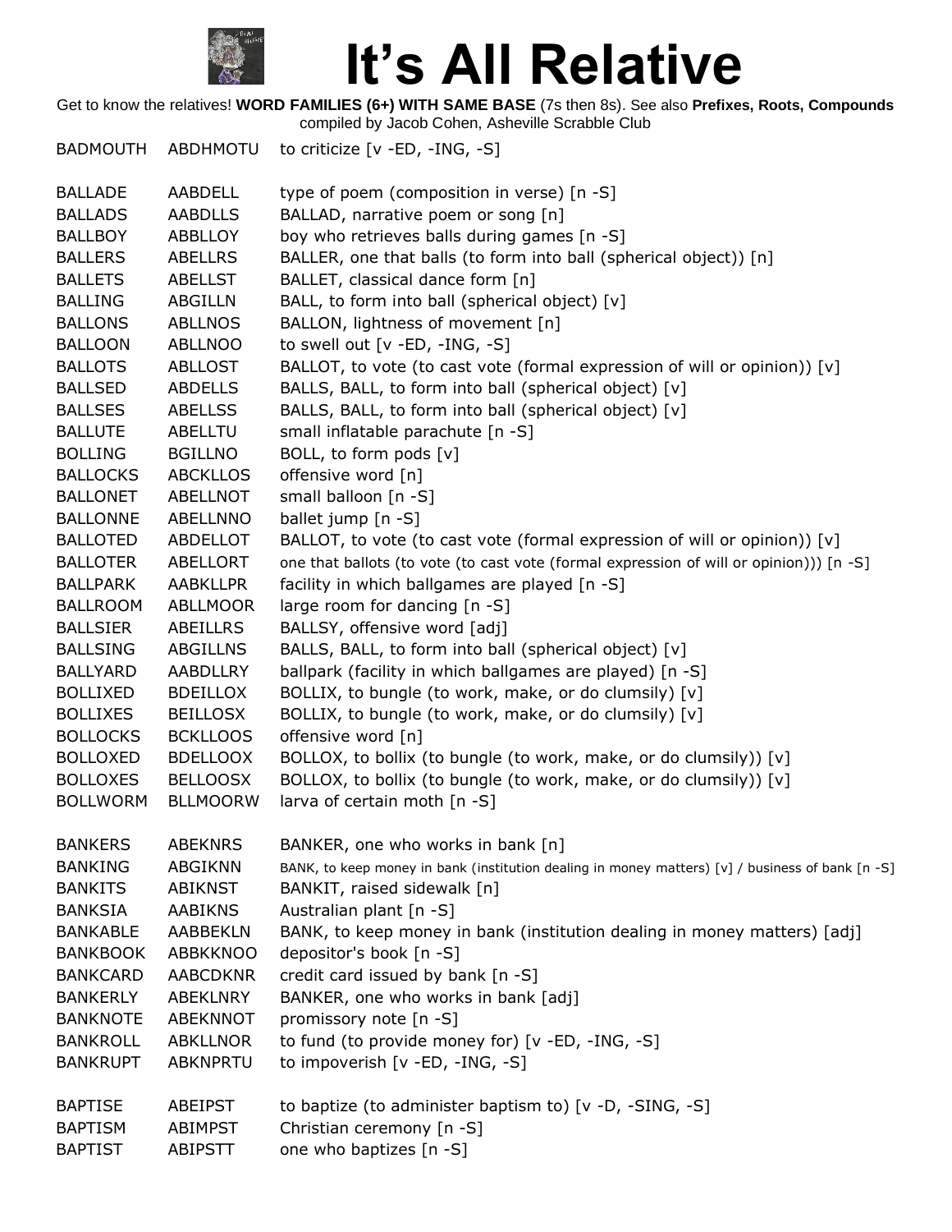# It's All Relative

Get to know the relatives! **WORD FAMILIES (6+) WITH SAME BASE** (7s then 8s). See also **Prefixes, Roots, Compounds**
compiled by Jacob Cohen, Asheville Scrabble Club

| | | |
|---|---|---|
| BADMOUTH | ABDHMOTU | to criticize [v -ED, -ING, -S] |
| | | |
| BALLADE | AABDELL | type of poem (composition in verse) [n -S] |
| BALLADS | AABDLLS | BALLAD, narrative poem or song [n] |
| BALLBOY | ABBLLOY | boy who retrieves balls during games [n -S] |
| BALLERS | ABELLRS | BALLER, one that balls (to form into ball (spherical object)) [n] |
| BALLETS | ABELLST | BALLET, classical dance form [n] |
| BALLING | ABGILLN | BALL, to form into ball (spherical object) [v] |
| BALLONS | ABLLNOS | BALLON, lightness of movement [n] |
| BALLOON | ABLLNOO | to swell out [v -ED, -ING, -S] |
| BALLOTS | ABLLOST | BALLOT, to vote (to cast vote (formal expression of will or opinion)) [v] |
| BALLSED | ABDELLS | BALLS, BALL, to form into ball (spherical object) [v] |
| BALLSES | ABELLSS | BALLS, BALL, to form into ball (spherical object) [v] |
| BALLUTE | ABELLTU | small inflatable parachute [n -S] |
| BOLLING | BGILLNO | BOLL, to form pods [v] |
| BALLOCKS | ABCKLLOS | offensive word [n] |
| BALLONET | ABELLNOT | small balloon [n -S] |
| BALLONNE | ABELLNNO | ballet jump [n -S] |
| BALLOTED | ABDELLOT | BALLOT, to vote (to cast vote (formal expression of will or opinion)) [v] |
| BALLOTER | ABELLORT | one that ballots (to vote (to cast vote (formal expression of will or opinion))) [n -S] |
| BALLPARK | AABKLLPR | facility in which ballgames are played [n -S] |
| BALLROOM | ABLLMOOR | large room for dancing [n -S] |
| BALLSIER | ABEILLRS | BALLSY, offensive word [adj] |
| BALLSING | ABGILLNS | BALLS, BALL, to form into ball (spherical object) [v] |
| BALLYARD | AABDLLRY | ballpark (facility in which ballgames are played) [n -S] |
| BOLLIXED | BDEILLOX | BOLLIX, to bungle (to work, make, or do clumsily) [v] |
| BOLLIXES | BEILLOSX | BOLLIX, to bungle (to work, make, or do clumsily) [v] |
| BOLLOCKS | BCKLLOOS | offensive word [n] |
| BOLLOXED | BDELLOOX | BOLLOX, to bollix (to bungle (to work, make, or do clumsily)) [v] |
| BOLLOXES | BELLOOSX | BOLLOX, to bollix (to bungle (to work, make, or do clumsily)) [v] |
| BOLLWORM | BLLMOORW | larva of certain moth [n -S] |
| | | |
| BANKERS | ABEKNRS | BANKER, one who works in bank [n] |
| BANKING | ABGIKNN | BANK, to keep money in bank (institution dealing in money matters) [v] / business of bank [n -S] |
| BANKITS | ABIKNST | BANKIT, raised sidewalk [n] |
| BANKSIA | AABIKNS | Australian plant [n -S] |
| BANKABLE | AABBEKLN | BANK, to keep money in bank (institution dealing in money matters) [adj] |
| BANKBOOK | ABBKKNOO | depositor's book [n -S] |
| BANKCARD | AABCDKNR | credit card issued by bank [n -S] |
| BANKERLY | ABEKLNRY | BANKER, one who works in bank [adj] |
| BANKNOTE | ABEKNNOT | promissory note [n -S] |
| BANKROLL | ABKLLNOR | to fund (to provide money for) [v -ED, -ING, -S] |
| BANKRUPT | ABKNPRTU | to impoverish [v -ED, -ING, -S] |
| | | |
| BAPTISE | ABEIPST | to baptize (to administer baptism to) [v -D, -SING, -S] |
| BAPTISM | ABIMPST | Christian ceremony [n -S] |
| BAPTIST | ABIPSTT | one who baptizes [n -S] |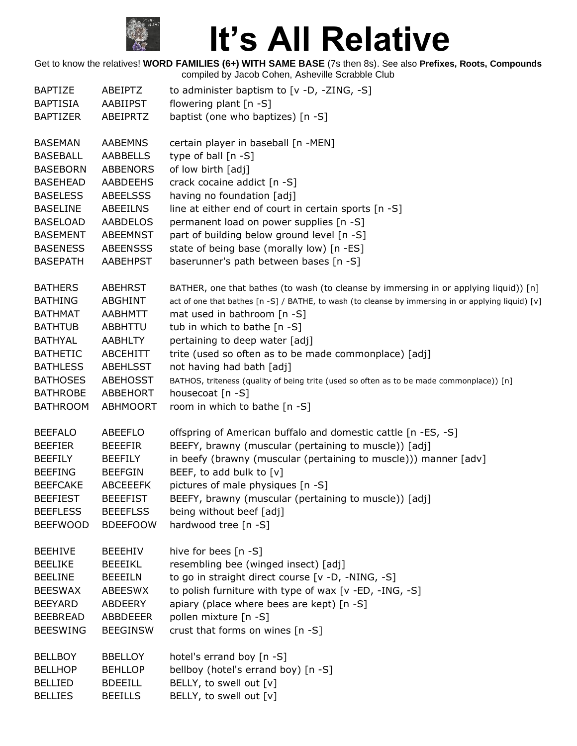# It's All Relative

Get to know the relatives! **WORD FAMILIES (6+) WITH SAME BASE** (7s then 8s). See also **Prefixes, Roots, Compounds**
compiled by Jacob Cohen, Asheville Scrabble Club

| | | |
|---|---|---|
| BAPTIZE | ABEIPTZ | to administer baptism to [v -D, -ZING, -S] |
| BAPTISIA | AABIIPST | flowering plant [n -S] |
| BAPTIZER | ABEIPRTZ | baptist (one who baptizes) [n -S] |
| | | |
| BASEMAN | AABEMNS | certain player in baseball [n -MEN] |
| BASEBALL | AABBELLS | type of ball [n -S] |
| BASEBORN | ABBENORS | of low birth [adj] |
| BASEHEAD | AABDEEHS | crack cocaine addict [n -S] |
| BASELESS | ABEELSSS | having no foundation [adj] |
| BASELINE | ABEEILNS | line at either end of court in certain sports [n -S] |
| BASELOAD | AABDELOS | permanent load on power supplies [n -S] |
| BASEMENT | ABEEMNST | part of building below ground level [n -S] |
| BASENESS | ABEENSSS | state of being base (morally low) [n -ES] |
| BASEPATH | AABEHPST | baserunner's path between bases [n -S] |
| | | |
| BATHERS | ABEHRST | BATHER, one that bathes (to wash (to cleanse by immersing in or applying liquid)) [n] |
| BATHING | ABGHINT | act of one that bathes [n -S] / BATHE, to wash (to cleanse by immersing in or applying liquid) [v] |
| BATHMAT | AABHMTT | mat used in bathroom [n -S] |
| BATHTUB | ABBHTTU | tub in which to bathe [n -S] |
| BATHYAL | AABHLTY | pertaining to deep water [adj] |
| BATHETIC | ABCEHITT | trite (used so often as to be made commonplace) [adj] |
| BATHLESS | ABEHLSST | not having had bath [adj] |
| BATHOSES | ABEHOSST | BATHOS, triteness (quality of being trite (used so often as to be made commonplace)) [n] |
| BATHROBE | ABBEHORT | housecoat [n -S] |
| BATHROOM | ABHMOORT | room in which to bathe [n -S] |
| | | |
| BEEFALO | ABEEFLO | offspring of American buffalo and domestic cattle [n -ES, -S] |
| BEEFIER | BEEEFIR | BEEFY, brawny (muscular (pertaining to muscle)) [adj] |
| BEEFILY | BEEFILY | in beefy (brawny (muscular (pertaining to muscle))) manner [adv] |
| BEEFING | BEEFGIN | BEEF, to add bulk to [v] |
| BEEFCAKE | ABCEEEFK | pictures of male physiques [n -S] |
| BEEFIEST | BEEEFIST | BEEFY, brawny (muscular (pertaining to muscle)) [adj] |
| BEEFLESS | BEEEFLSS | being without beef [adj] |
| BEEFWOOD | BDEEFOOW | hardwood tree [n -S] |
| | | |
| BEEHIVE | BEEEHIV | hive for bees [n -S] |
| BEELIKE | BEEEIKL | resembling bee (winged insect) [adj] |
| BEELINE | BEEEILN | to go in straight direct course [v -D, -NING, -S] |
| BEESWAX | ABEESWX | to polish furniture with type of wax [v -ED, -ING, -S] |
| BEEYARD | ABDEERY | apiary (place where bees are kept) [n -S] |
| BEEBREAD | ABBDEEER | pollen mixture [n -S] |
| BEESWING | BEEGINSW | crust that forms on wines [n -S] |
| | | |
| BELLBOY | BBELLOY | hotel's errand boy [n -S] |
| BELLHOP | BEHLLOP | bellboy (hotel's errand boy) [n -S] |
| BELLIED | BDEEILL | BELLY, to swell out [v] |
| BELLIES | BEEILLS | BELLY, to swell out [v] |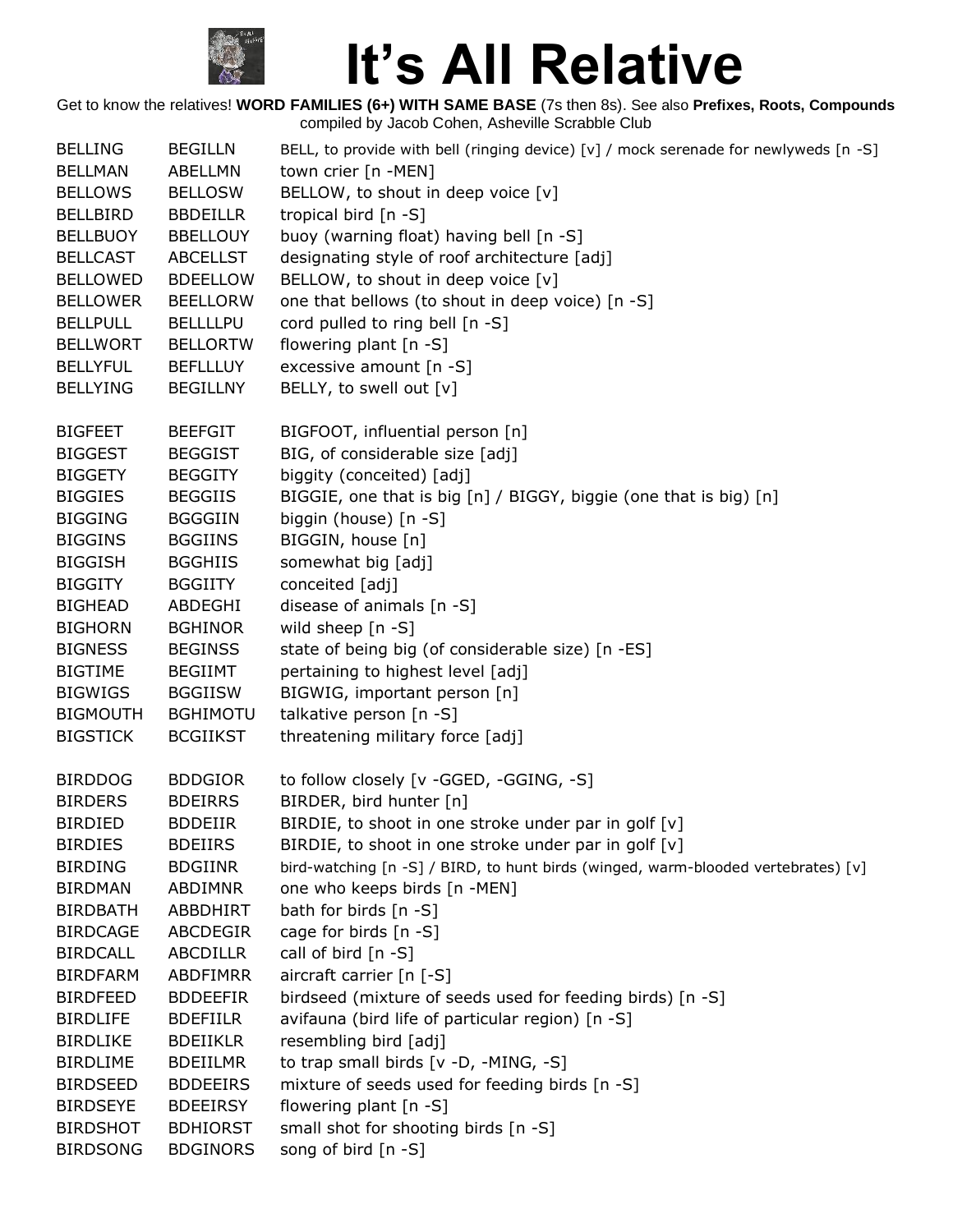# It's All Relative

Get to know the relatives! **WORD FAMILIES (6+) WITH SAME BASE** (7s then 8s). See also **Prefixes, Roots, Compounds** compiled by Jacob Cohen, Asheville Scrabble Club

| | | |
|---|---|---|
| BELLING | BEGILLN | BELL, to provide with bell (ringing device) [v] / mock serenade for newlyweds [n -S] |
| BELLMAN | ABELLMN | town crier [n -MEN] |
| BELLOWS | BELLOSW | BELLOW, to shout in deep voice [v] |
| BELLBIRD | BBDEILLR | tropical bird [n -S] |
| BELLBUOY | BBELLOUY | buoy (warning float) having bell [n -S] |
| BELLCAST | ABCELLST | designating style of roof architecture [adj] |
| BELLOWED | BDEELLOW | BELLOW, to shout in deep voice [v] |
| BELLOWER | BEELLORW | one that bellows (to shout in deep voice) [n -S] |
| BELLPULL | BELLLLPU | cord pulled to ring bell [n -S] |
| BELLWORT | BELLORTW | flowering plant [n -S] |
| BELLYFUL | BEFLLLUY | excessive amount [n -S] |
| BELLYING | BEGILLNY | BELLY, to swell out [v] |
| | | |
| BIGFEET | BEEFGIT | BIGFOOT, influential person [n] |
| BIGGEST | BEGGIST | BIG, of considerable size [adj] |
| BIGGETY | BEGGITY | biggity (conceited) [adj] |
| BIGGIES | BEGGIIS | BIGGIE, one that is big [n] / BIGGY, biggie (one that is big) [n] |
| BIGGING | BGGGIIN | biggin (house) [n -S] |
| BIGGINS | BGGIINS | BIGGIN, house [n] |
| BIGGISH | BGGHIIS | somewhat big [adj] |
| BIGGITY | BGGIITY | conceited [adj] |
| BIGHEAD | ABDEGHI | disease of animals [n -S] |
| BIGHORN | BGHINOR | wild sheep [n -S] |
| BIGNESS | BEGINSS | state of being big (of considerable size) [n -ES] |
| BIGTIME | BEGIIMT | pertaining to highest level [adj] |
| BIGWIGS | BGGIISW | BIGWIG, important person [n] |
| BIGMOUTH | BGHIMOTU | talkative person [n -S] |
| BIGSTICK | BCGIIKST | threatening military force [adj] |
| | | |
| BIRDDOG | BDDGIOR | to follow closely [v -GGED, -GGING, -S] |
| BIRDERS | BDEIRRS | BIRDER, bird hunter [n] |
| BIRDIED | BDDEIIR | BIRDIE, to shoot in one stroke under par in golf [v] |
| BIRDIES | BDEIIRS | BIRDIE, to shoot in one stroke under par in golf [v] |
| BIRDING | BDGIINR | bird-watching [n -S] / BIRD, to hunt birds (winged, warm-blooded vertebrates) [v] |
| BIRDMAN | ABDIMNR | one who keeps birds [n -MEN] |
| BIRDBATH | ABBDHIRT | bath for birds [n -S] |
| BIRDCAGE | ABCDEGIR | cage for birds [n -S] |
| BIRDCALL | ABCDILLR | call of bird [n -S] |
| BIRDFARM | ABDFIMRR | aircraft carrier [n [-S] |
| BIRDFEED | BDDEEFIR | birdseed (mixture of seeds used for feeding birds) [n -S] |
| BIRDLIFE | BDEFIILR | avifauna (bird life of particular region) [n -S] |
| BIRDLIKE | BDEIIKLR | resembling bird [adj] |
| BIRDLIME | BDEIILMR | to trap small birds [v -D, -MING, -S] |
| BIRDSEED | BDDEEIRS | mixture of seeds used for feeding birds [n -S] |
| BIRDSEYE | BDEEIRSY | flowering plant [n -S] |
| BIRDSHOT | BDHIORST | small shot for shooting birds [n -S] |
| BIRDSONG | BDGINORS | song of bird [n -S] |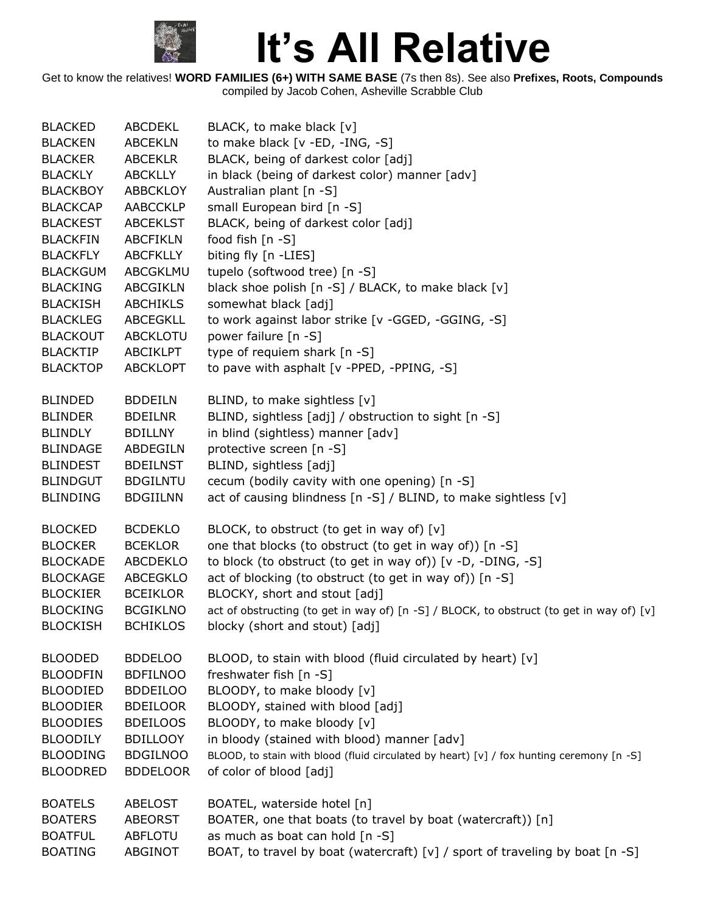# It's All Relative

Get to know the relatives! **WORD FAMILIES (6+) WITH SAME BASE** (7s then 8s). See also **Prefixes, Roots, Compounds**
compiled by Jacob Cohen, Asheville Scrabble Club

| | | |
|---|---|---|
| BLACKED | ABCDEKL | BLACK, to make black [v] |
| BLACKEN | ABCEKLN | to make black [v -ED, -ING, -S] |
| BLACKER | ABCEKLR | BLACK, being of darkest color [adj] |
| BLACKLY | ABCKLLY | in black (being of darkest color) manner [adv] |
| BLACKBOY | ABBCKLOY | Australian plant [n -S] |
| BLACKCAP | AABCCKLP | small European bird [n -S] |
| BLACKEST | ABCEKLST | BLACK, being of darkest color [adj] |
| BLACKFIN | ABCFIKLN | food fish [n -S] |
| BLACKFLY | ABCFKLLY | biting fly [n -LIES] |
| BLACKGUM | ABCGKLMU | tupelo (softwood tree) [n -S] |
| BLACKING | ABCGIKLN | black shoe polish [n -S] / BLACK, to make black [v] |
| BLACKISH | ABCHIKLS | somewhat black [adj] |
| BLACKLEG | ABCEGKLL | to work against labor strike [v -GGED, -GGING, -S] |
| BLACKOUT | ABCKLOTU | power failure [n -S] |
| BLACKTIP | ABCIKLPT | type of requiem shark [n -S] |
| BLACKTOP | ABCKLOPT | to pave with asphalt [v -PPED, -PPING, -S] |
| | | |
| BLINDED | BDDEILN | BLIND, to make sightless [v] |
| BLINDER | BDEILNR | BLIND, sightless [adj] / obstruction to sight [n -S] |
| BLINDLY | BDILLNY | in blind (sightless) manner [adv] |
| BLINDAGE | ABDEGILN | protective screen [n -S] |
| BLINDEST | BDEILNST | BLIND, sightless [adj] |
| BLINDGUT | BDGILNTU | cecum (bodily cavity with one opening) [n -S] |
| BLINDING | BDGIILNN | act of causing blindness [n -S] / BLIND, to make sightless [v] |
| | | |
| BLOCKED | BCDEKLO | BLOCK, to obstruct (to get in way of) [v] |
| BLOCKER | BCEKLOR | one that blocks (to obstruct (to get in way of)) [n -S] |
| BLOCKADE | ABCDEKLO | to block (to obstruct (to get in way of)) [v -D, -DING, -S] |
| BLOCKAGE | ABCEGKLO | act of blocking (to obstruct (to get in way of)) [n -S] |
| BLOCKIER | BCEIKLOR | BLOCKY, short and stout [adj] |
| BLOCKING | BCGIKLNO | act of obstructing (to get in way of) [n -S] / BLOCK, to obstruct (to get in way of) [v] |
| BLOCKISH | BCHIKLOS | blocky (short and stout) [adj] |
| | | |
| BLOODED | BDDELOO | BLOOD, to stain with blood (fluid circulated by heart) [v] |
| BLOODFIN | BDFILNOO | freshwater fish [n -S] |
| BLOODIED | BDDEILOO | BLOODY, to make bloody [v] |
| BLOODIER | BDEILOOR | BLOODY, stained with blood [adj] |
| BLOODIES | BDEILOOS | BLOODY, to make bloody [v] |
| BLOODILY | BDILLOOY | in bloody (stained with blood) manner [adv] |
| BLOODING | BDGILNOO | BLOOD, to stain with blood (fluid circulated by heart) [v] / fox hunting ceremony [n -S] |
| BLOODRED | BDDELOOR | of color of blood [adj] |
| | | |
| BOATELS | ABELOST | BOATEL, waterside hotel [n] |
| BOATERS | ABEORST | BOATER, one that boats (to travel by boat (watercraft)) [n] |
| BOATFUL | ABFLOTU | as much as boat can hold [n -S] |
| BOATING | ABGINOT | BOAT, to travel by boat (watercraft) [v] / sport of traveling by boat [n -S] |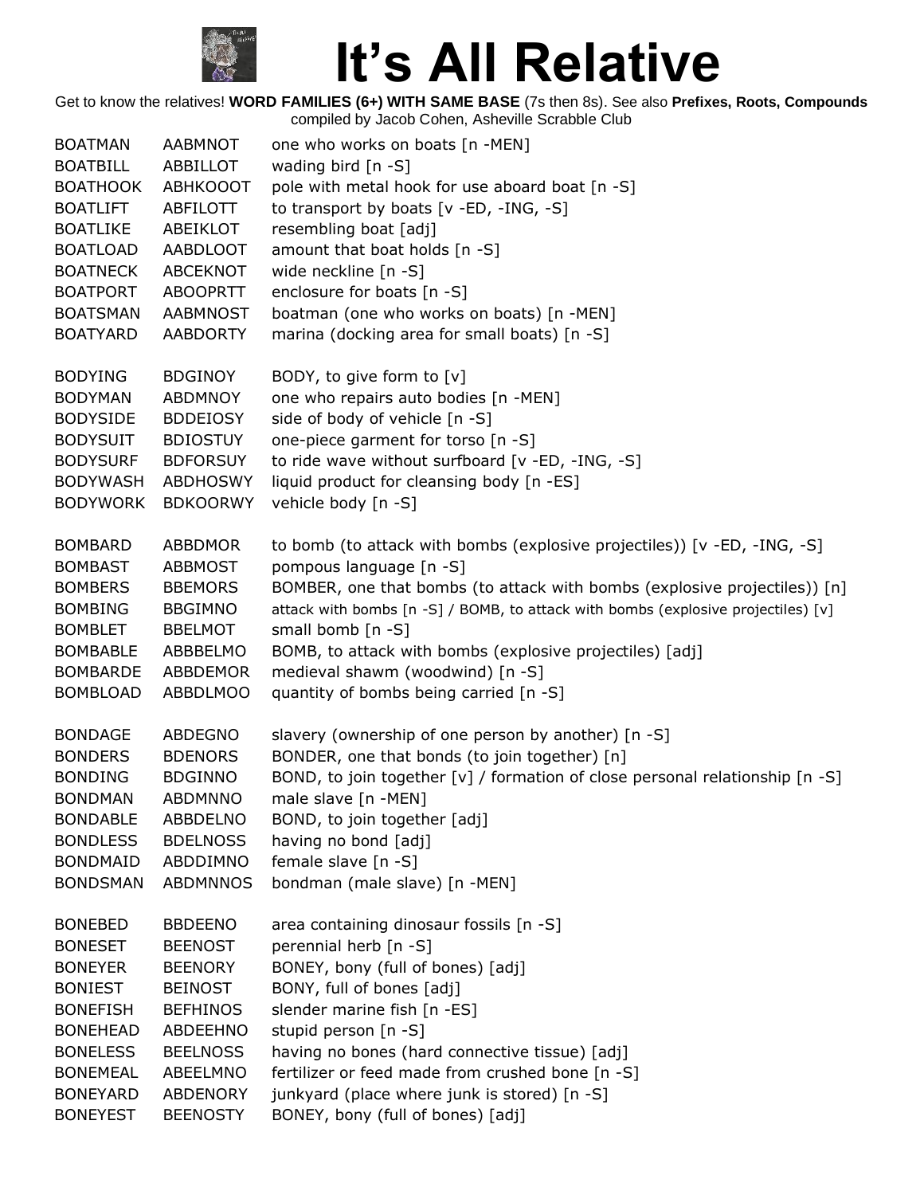# It's All Relative

Get to know the relatives! **WORD FAMILIES (6+) WITH SAME BASE** (7s then 8s). See also **Prefixes, Roots, Compounds**
compiled by Jacob Cohen, Asheville Scrabble Club

| | | |
|---|---|---|
| BOATMAN | AABMNOT | one who works on boats [n -MEN] |
| BOATBILL | ABBILLOT | wading bird [n -S] |
| BOATHOOK | ABHKOOOT | pole with metal hook for use aboard boat [n -S] |
| BOATLIFT | ABFILOTT | to transport by boats [v -ED, -ING, -S] |
| BOATLIKE | ABEIKLOT | resembling boat [adj] |
| BOATLOAD | AABDLOOT | amount that boat holds [n -S] |
| BOATNECK | ABCEKNOT | wide neckline [n -S] |
| BOATPORT | ABOOPRTT | enclosure for boats [n -S] |
| BOATSMAN | AABMNOST | boatman (one who works on boats) [n -MEN] |
| BOATYARD | AABDORTY | marina (docking area for small boats) [n -S] |
| | | |
| BODYING | BDGINOY | BODY, to give form to [v] |
| BODYMAN | ABDMNOY | one who repairs auto bodies [n -MEN] |
| BODYSIDE | BDDEIOSY | side of body of vehicle [n -S] |
| BODYSUIT | BDIOSTUY | one-piece garment for torso [n -S] |
| BODYSURF | BDFORSUY | to ride wave without surfboard [v -ED, -ING, -S] |
| BODYWASH | ABDHOSWY | liquid product for cleansing body [n -ES] |
| BODYWORK | BDKOORWY | vehicle body [n -S] |
| | | |
| BOMBARD | ABBDMOR | to bomb (to attack with bombs (explosive projectiles)) [v -ED, -ING, -S] |
| BOMBAST | ABBMOST | pompous language [n -S] |
| BOMBERS | BBEMORS | BOMBER, one that bombs (to attack with bombs (explosive projectiles)) [n] |
| BOMBING | BBGIMNO | attack with bombs [n -S] / BOMB, to attack with bombs (explosive projectiles) [v] |
| BOMBLET | BBELMOT | small bomb [n -S] |
| BOMBABLE | ABBBELMO | BOMB, to attack with bombs (explosive projectiles) [adj] |
| BOMBARDE | ABBDEMOR | medieval shawm (woodwind) [n -S] |
| BOMBLOAD | ABBDLMOO | quantity of bombs being carried [n -S] |
| | | |
| BONDAGE | ABDEGNO | slavery (ownership of one person by another) [n -S] |
| BONDERS | BDENORS | BONDER, one that bonds (to join together) [n] |
| BONDING | BDGINNO | BOND, to join together [v] / formation of close personal relationship [n -S] |
| BONDMAN | ABDMNNO | male slave [n -MEN] |
| BONDABLE | ABBDELNO | BOND, to join together [adj] |
| BONDLESS | BDELNOSS | having no bond [adj] |
| BONDMAID | ABDDIMNO | female slave [n -S] |
| BONDSMAN | ABDMNNOS | bondman (male slave) [n -MEN] |
| | | |
| BONEBED | BBDEENO | area containing dinosaur fossils [n -S] |
| BONESET | BEENOST | perennial herb [n -S] |
| BONEYER | BEENORY | BONEY, bony (full of bones) [adj] |
| BONIEST | BEINOST | BONY, full of bones [adj] |
| BONEFISH | BEFHINOS | slender marine fish [n -ES] |
| BONEHEAD | ABDEEHNO | stupid person [n -S] |
| BONELESS | BEELNOSS | having no bones (hard connective tissue) [adj] |
| BONEMEAL | ABEELMNO | fertilizer or feed made from crushed bone [n -S] |
| BONEYARD | ABDENORY | junkyard (place where junk is stored) [n -S] |
| BONEYEST | BEENOSTY | BONEY, bony (full of bones) [adj] |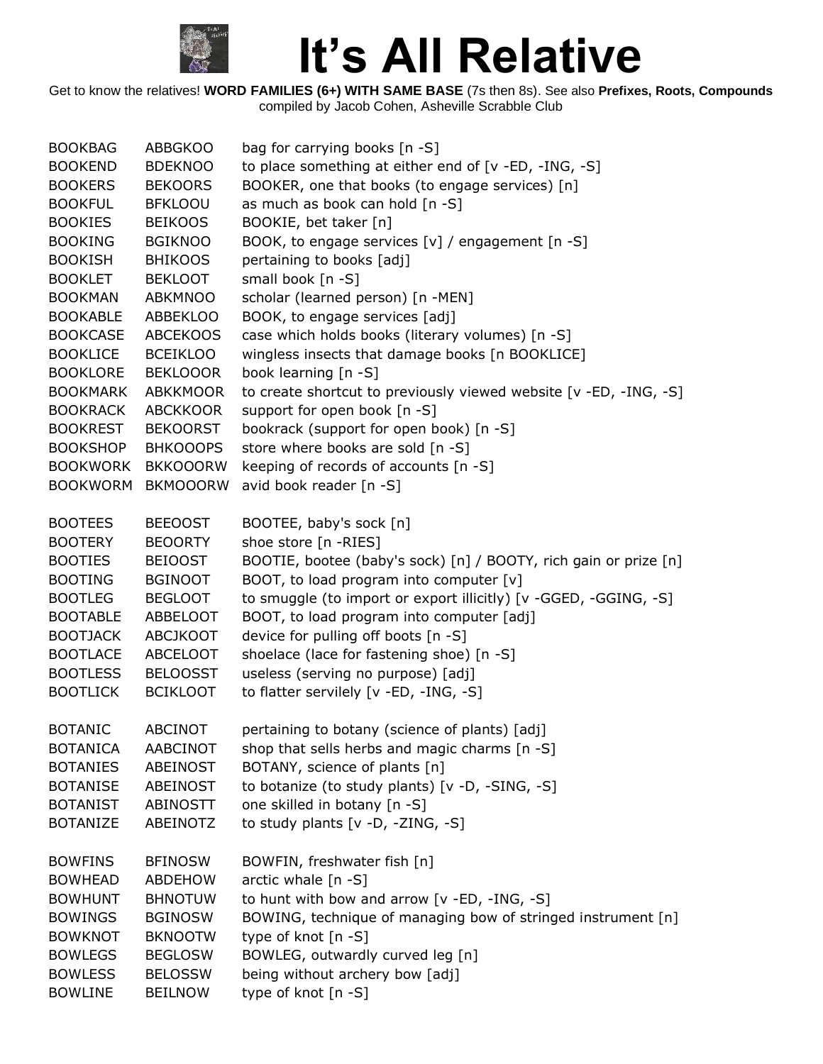# It's All Relative

Get to know the relatives! **WORD FAMILIES (6+) WITH SAME BASE** (7s then 8s). See also **Prefixes, Roots, Compounds**
compiled by Jacob Cohen, Asheville Scrabble Club

| | | |
|---|---|---|
| BOOKBAG | ABBGKOO | bag for carrying books [n -S] |
| BOOKEND | BDEKNOO | to place something at either end of [v -ED, -ING, -S] |
| BOOKERS | BEKOORS | BOOKER, one that books (to engage services) [n] |
| BOOKFUL | BFKLOOU | as much as book can hold [n -S] |
| BOOKIES | BEIKOOS | BOOKIE, bet taker [n] |
| BOOKING | BGIKNOO | BOOK, to engage services [v] / engagement [n -S] |
| BOOKISH | BHIKOOS | pertaining to books [adj] |
| BOOKLET | BEKLOOT | small book [n -S] |
| BOOKMAN | ABKMNOO | scholar (learned person) [n -MEN] |
| BOOKABLE | ABBEKLOO | BOOK, to engage services [adj] |
| BOOKCASE | ABCEKOOS | case which holds books (literary volumes) [n -S] |
| BOOKLICE | BCEIKLOO | wingless insects that damage books [n BOOKLICE] |
| BOOKLORE | BEKLOOOR | book learning [n -S] |
| BOOKMARK | ABKKMOOR | to create shortcut to previously viewed website [v -ED, -ING, -S] |
| BOOKRACK | ABCKKOOR | support for open book [n -S] |
| BOOKREST | BEKOORST | bookrack (support for open book) [n -S] |
| BOOKSHOP | BHKOOOPS | store where books are sold [n -S] |
| BOOKWORK | BKKOOORW | keeping of records of accounts [n -S] |
| BOOKWORM | BKMOOORW | avid book reader [n -S] |
| | | |
| BOOTEES | BEEOOST | BOOTEE, baby's sock [n] |
| BOOTERY | BEOORTY | shoe store [n -RIES] |
| BOOTIES | BEIOOST | BOOTIE, bootee (baby's sock) [n] / BOOTY, rich gain or prize [n] |
| BOOTING | BGINOOT | BOOT, to load program into computer [v] |
| BOOTLEG | BEGLOOT | to smuggle (to import or export illicitly) [v -GGED, -GGING, -S] |
| BOOTABLE | ABBELOOT | BOOT, to load program into computer [adj] |
| BOOTJACK | ABCJKOOT | device for pulling off boots [n -S] |
| BOOTLACE | ABCELOOT | shoelace (lace for fastening shoe) [n -S] |
| BOOTLESS | BELOOSST | useless (serving no purpose) [adj] |
| BOOTLICK | BCIKLOOT | to flatter servilely [v -ED, -ING, -S] |
| | | |
| BOTANIC | ABCINOT | pertaining to botany (science of plants) [adj] |
| BOTANICA | AABCINOT | shop that sells herbs and magic charms [n -S] |
| BOTANIES | ABEINOST | BOTANY, science of plants [n] |
| BOTANISE | ABEINOST | to botanize (to study plants) [v -D, -SING, -S] |
| BOTANIST | ABINOSTT | one skilled in botany [n -S] |
| BOTANIZE | ABEINOTZ | to study plants [v -D, -ZING, -S] |
| | | |
| BOWFINS | BFINOSW | BOWFIN, freshwater fish [n] |
| BOWHEAD | ABDEHOW | arctic whale [n -S] |
| BOWHUNT | BHNOTUW | to hunt with bow and arrow [v -ED, -ING, -S] |
| BOWINGS | BGINOSW | BOWING, technique of managing bow of stringed instrument [n] |
| BOWKNOT | BKNOOTW | type of knot [n -S] |
| BOWLEGS | BEGLOSW | BOWLEG, outwardly curved leg [n] |
| BOWLESS | BELOSSW | being without archery bow [adj] |
| BOWLINE | BEILNOW | type of knot [n -S] |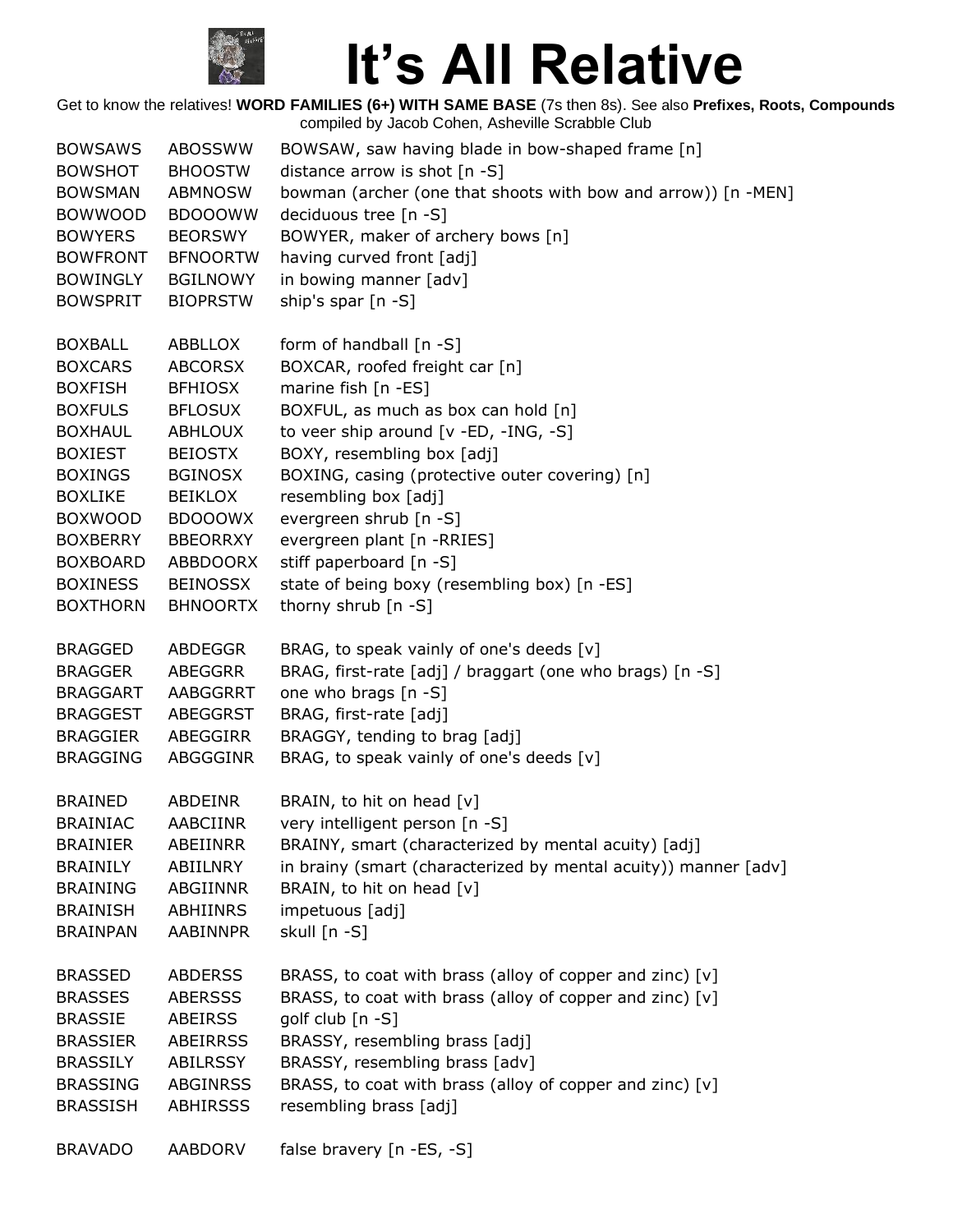# It's All Relative

Get to know the relatives! **WORD FAMILIES (6+) WITH SAME BASE** (7s then 8s). See also **Prefixes, Roots, Compounds** compiled by Jacob Cohen, Asheville Scrabble Club

| | | |
|---|---|---|
| BOWSAWS | ABOSSWW | BOWSAW, saw having blade in bow-shaped frame [n] |
| BOWSHOT | BHOOSTW | distance arrow is shot [n -S] |
| BOWSMAN | ABMNOSW | bowman (archer (one that shoots with bow and arrow)) [n -MEN] |
| BOWWOOD | BDOOOWW | deciduous tree [n -S] |
| BOWYERS | BEORSWY | BOWYER, maker of archery bows [n] |
| BOWFRONT | BFNOORTW | having curved front [adj] |
| BOWINGLY | BGILNOWY | in bowing manner [adv] |
| BOWSPRIT | BIOPRSTW | ship's spar [n -S] |
| | | |
| BOXBALL | ABBLLOX | form of handball [n -S] |
| BOXCARS | ABCORSX | BOXCAR, roofed freight car [n] |
| BOXFISH | BFHIOSX | marine fish [n -ES] |
| BOXFULS | BFLOSUX | BOXFUL, as much as box can hold [n] |
| BOXHAUL | ABHLOUX | to veer ship around [v -ED, -ING, -S] |
| BOXIEST | BEIOSTX | BOXY, resembling box [adj] |
| BOXINGS | BGINOSX | BOXING, casing (protective outer covering) [n] |
| BOXLIKE | BEIKLOX | resembling box [adj] |
| BOXWOOD | BDOOOWX | evergreen shrub [n -S] |
| BOXBERRY | BBEORRXY | evergreen plant [n -RRIES] |
| BOXBOARD | ABBDOORX | stiff paperboard [n -S] |
| BOXINESS | BEINOSSX | state of being boxy (resembling box) [n -ES] |
| BOXTHORN | BHNOORTX | thorny shrub [n -S] |
| | | |
| BRAGGED | ABDEGGR | BRAG, to speak vainly of one's deeds [v] |
| BRAGGER | ABEGGRR | BRAG, first-rate [adj] / braggart (one who brags) [n -S] |
| BRAGGART | AABGGRRT | one who brags [n -S] |
| BRAGGEST | ABEGGRST | BRAG, first-rate [adj] |
| BRAGGIER | ABEGGIRR | BRAGGY, tending to brag [adj] |
| BRAGGING | ABGGGINR | BRAG, to speak vainly of one's deeds [v] |
| | | |
| BRAINED | ABDEINR | BRAIN, to hit on head [v] |
| BRAINIAC | AABCIINR | very intelligent person [n -S] |
| BRAINIER | ABEIINRR | BRAINY, smart (characterized by mental acuity) [adj] |
| BRAINILY | ABIILNRY | in brainy (smart (characterized by mental acuity)) manner [adv] |
| BRAINING | ABGIINNR | BRAIN, to hit on head [v] |
| BRAINISH | ABHIINRS | impetuous [adj] |
| BRAINPAN | AABINNPR | skull [n -S] |
| | | |
| BRASSED | ABDERSS | BRASS, to coat with brass (alloy of copper and zinc) [v] |
| BRASSES | ABERSSS | BRASS, to coat with brass (alloy of copper and zinc) [v] |
| BRASSIE | ABEIRSS | golf club [n -S] |
| BRASSIER | ABEIRRSS | BRASSY, resembling brass [adj] |
| BRASSILY | ABILRSSY | BRASSY, resembling brass [adv] |
| BRASSING | ABGINRSS | BRASS, to coat with brass (alloy of copper and zinc) [v] |
| BRASSISH | ABHIRSSS | resembling brass [adj] |
| | | |
| BRAVADO | AABDORV | false bravery [n -ES, -S] |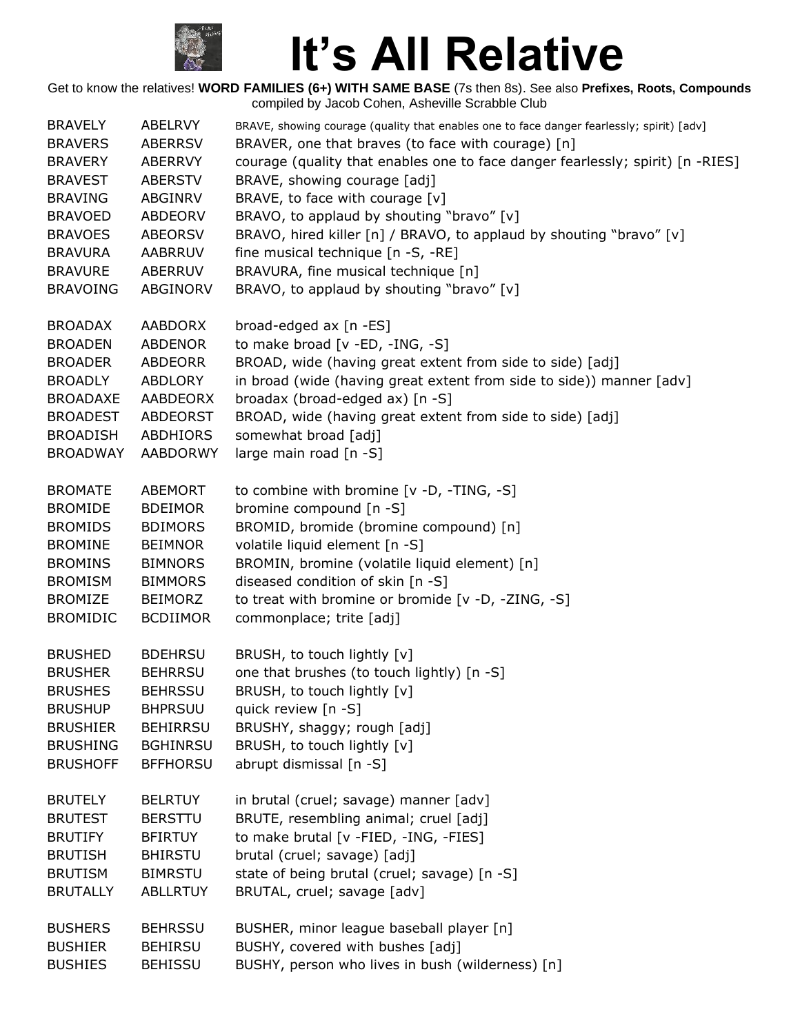# It's All Relative

Get to know the relatives! **WORD FAMILIES (6+) WITH SAME BASE** (7s then 8s). See also **Prefixes, Roots, Compounds** compiled by Jacob Cohen, Asheville Scrabble Club

| | | |
|---|---|---|
| BRAVELY | ABELRVY | BRAVE, showing courage (quality that enables one to face danger fearlessly; spirit) [adv] |
| BRAVERS | ABERRSV | BRAVER, one that braves (to face with courage) [n] |
| BRAVERY | ABERRVY | courage (quality that enables one to face danger fearlessly; spirit) [n -RIES] |
| BRAVEST | ABERSTV | BRAVE, showing courage [adj] |
| BRAVING | ABGINRV | BRAVE, to face with courage [v] |
| BRAVOED | ABDEORV | BRAVO, to applaud by shouting "bravo" [v] |
| BRAVOES | ABEORSV | BRAVO, hired killer [n] / BRAVO, to applaud by shouting "bravo" [v] |
| BRAVURA | AABRRUV | fine musical technique [n -S, -RE] |
| BRAVURE | ABERRUV | BRAVURA, fine musical technique [n] |
| BRAVOING | ABGINORV | BRAVO, to applaud by shouting "bravo" [v] |
| | | |
| BROADAX | AABDORX | broad-edged ax [n -ES] |
| BROADEN | ABDENOR | to make broad [v -ED, -ING, -S] |
| BROADER | ABDEORR | BROAD, wide (having great extent from side to side) [adj] |
| BROADLY | ABDLORY | in broad (wide (having great extent from side to side)) manner [adv] |
| BROADAXE | AABDEORX | broadax (broad-edged ax) [n -S] |
| BROADEST | ABDEORST | BROAD, wide (having great extent from side to side) [adj] |
| BROADISH | ABDHIORS | somewhat broad [adj] |
| BROADWAY | AABDORWY | large main road [n -S] |
| | | |
| BROMATE | ABEMORT | to combine with bromine [v -D, -TING, -S] |
| BROMIDE | BDEIMOR | bromine compound [n -S] |
| BROMIDS | BDIMORS | BROMID, bromide (bromine compound) [n] |
| BROMINE | BEIMNOR | volatile liquid element [n -S] |
| BROMINS | BIMNORS | BROMIN, bromine (volatile liquid element) [n] |
| BROMISM | BIMMORS | diseased condition of skin [n -S] |
| BROMIZE | BEIMORZ | to treat with bromine or bromide [v -D, -ZING, -S] |
| BROMIDIC | BCDIIMOR | commonplace; trite [adj] |
| | | |
| BRUSHED | BDEHRSU | BRUSH, to touch lightly [v] |
| BRUSHER | BEHRRSU | one that brushes (to touch lightly) [n -S] |
| BRUSHES | BEHRSSU | BRUSH, to touch lightly [v] |
| BRUSHUP | BHPRSUU | quick review [n -S] |
| BRUSHIER | BEHIRRSU | BRUSHY, shaggy; rough [adj] |
| BRUSHING | BGHINRSU | BRUSH, to touch lightly [v] |
| BRUSHOFF | BFFHORSU | abrupt dismissal [n -S] |
| | | |
| BRUTELY | BELRTUY | in brutal (cruel; savage) manner [adv] |
| BRUTEST | BERSTTU | BRUTE, resembling animal; cruel [adj] |
| BRUTIFY | BFIRTUY | to make brutal [v -FIED, -ING, -FIES] |
| BRUTISH | BHIRSTU | brutal (cruel; savage) [adj] |
| BRUTISM | BIMRSTU | state of being brutal (cruel; savage) [n -S] |
| BRUTALLY | ABLLRTUY | BRUTAL, cruel; savage [adv] |
| | | |
| BUSHERS | BEHRSSU | BUSHER, minor league baseball player [n] |
| BUSHIER | BEHIRSU | BUSHY, covered with bushes [adj] |
| BUSHIES | BEHISSU | BUSHY, person who lives in bush (wilderness) [n] |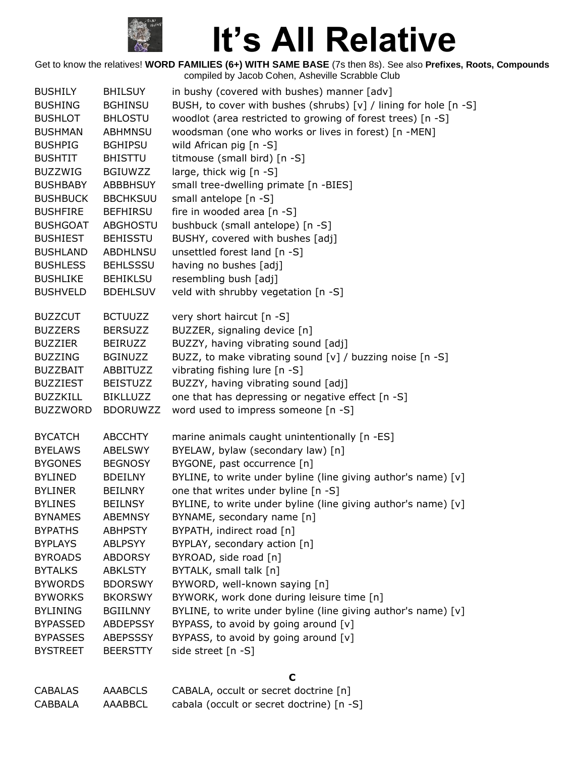# It's All Relative

Get to know the relatives! **WORD FAMILIES (6+) WITH SAME BASE** (7s then 8s). See also **Prefixes, Roots, Compounds**
compiled by Jacob Cohen, Asheville Scrabble Club

| | | |
|---|---|---|
| BUSHILY | BHILSUY | in bushy (covered with bushes) manner [adv] |
| BUSHING | BGHINSU | BUSH, to cover with bushes (shrubs) [v] / lining for hole [n -S] |
| BUSHLOT | BHLOSTU | woodlot (area restricted to growing of forest trees) [n -S] |
| BUSHMAN | ABHMNSU | woodsman (one who works or lives in forest) [n -MEN] |
| BUSHPIG | BGHIPSU | wild African pig [n -S] |
| BUSHTIT | BHISTTU | titmouse (small bird) [n -S] |
| BUZZWIG | BGIUWZZ | large, thick wig [n -S] |
| BUSHBABY | ABBBHSUY | small tree-dwelling primate [n -BIES] |
| BUSHBUCK | BBCHKSUU | small antelope [n -S] |
| BUSHFIRE | BEFHIRSU | fire in wooded area [n -S] |
| BUSHGOAT | ABGHOSTU | bushbuck (small antelope) [n -S] |
| BUSHIEST | BEHISSTU | BUSHY, covered with bushes [adj] |
| BUSHLAND | ABDHLNSU | unsettled forest land [n -S] |
| BUSHLESS | BEHLSSSU | having no bushes [adj] |
| BUSHLIKE | BEHIKLSU | resembling bush [adj] |
| BUSHVELD | BDEHLSUV | veld with shrubby vegetation [n -S] |
| | | |
| BUZZCUT | BCTUUZZ | very short haircut [n -S] |
| BUZZERS | BERSUZZ | BUZZER, signaling device [n] |
| BUZZIER | BEIRUZZ | BUZZY, having vibrating sound [adj] |
| BUZZING | BGINUZZ | BUZZ, to make vibrating sound [v] / buzzing noise [n -S] |
| BUZZBAIT | ABBITUZZ | vibrating fishing lure [n -S] |
| BUZZIEST | BEISTUZZ | BUZZY, having vibrating sound [adj] |
| BUZZKILL | BIKLLUZZ | one that has depressing or negative effect [n -S] |
| BUZZWORD | BDORUWZZ | word used to impress someone [n -S] |
| | | |
| BYCATCH | ABCCHTY | marine animals caught unintentionally [n -ES] |
| BYELAWS | ABELSWY | BYELAW, bylaw (secondary law) [n] |
| BYGONES | BEGNOSY | BYGONE, past occurrence [n] |
| BYLINED | BDEILNY | BYLINE, to write under byline (line giving author's name) [v] |
| BYLINER | BEILNRY | one that writes under byline [n -S] |
| BYLINES | BEILNSY | BYLINE, to write under byline (line giving author's name) [v] |
| BYNAMES | ABEMNSY | BYNAME, secondary name [n] |
| BYPATHS | ABHPSTY | BYPATH, indirect road [n] |
| BYPLAYS | ABLPSYY | BYPLAY, secondary action [n] |
| BYROADS | ABDORSY | BYROAD, side road [n] |
| BYTALKS | ABKLSTY | BYTALK, small talk [n] |
| BYWORDS | BDORSWY | BYWORD, well-known saying [n] |
| BYWORKS | BKORSWY | BYWORK, work done during leisure time [n] |
| BYLINING | BGIILNNY | BYLINE, to write under byline (line giving author's name) [v] |
| BYPASSED | ABDEPSSY | BYPASS, to avoid by going around [v] |
| BYPASSES | ABEPSSSY | BYPASS, to avoid by going around [v] |
| BYSTREET | BEERSTTY | side street [n -S] |

## C

| | | |
|---|---|---|
| CABALAS | AAABCLS | CABALA, occult or secret doctrine [n] |
| CABBALA | AAABBCL | cabala (occult or secret doctrine) [n -S] |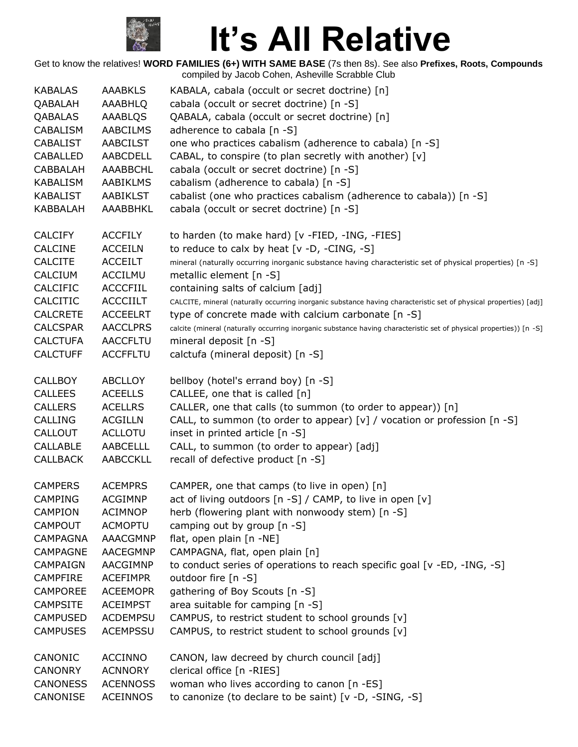# It's All Relative

Get to know the relatives! **WORD FAMILIES (6+) WITH SAME BASE** (7s then 8s). See also **Prefixes, Roots, Compounds** compiled by Jacob Cohen, Asheville Scrabble Club

| | | |
|---|---|---|
| KABALAS | AAABKLS | KABALA, cabala (occult or secret doctrine) [n] |
| QABALAH | AAABHLQ | cabala (occult or secret doctrine) [n -S] |
| QABALAS | AAABLQS | QABALA, cabala (occult or secret doctrine) [n] |
| CABALISM | AABCILMS | adherence to cabala [n -S] |
| CABALIST | AABCILST | one who practices cabalism (adherence to cabala) [n -S] |
| CABALLED | AABCDELL | CABAL, to conspire (to plan secretly with another) [v] |
| CABBALAH | AAABBCHL | cabala (occult or secret doctrine) [n -S] |
| KABALISM | AABIKLMS | cabalism (adherence to cabala) [n -S] |
| KABALIST | AABIKLST | cabalist (one who practices cabalism (adherence to cabala)) [n -S] |
| KABBALAH | AAABBHKL | cabala (occult or secret doctrine) [n -S] |
| | | |
| CALCIFY | ACCFILY | to harden (to make hard) [v -FIED, -ING, -FIES] |
| CALCINE | ACCEILN | to reduce to calx by heat [v -D, -CING, -S] |
| CALCITE | ACCEILT | mineral (naturally occurring inorganic substance having characteristic set of physical properties) [n -S] |
| CALCIUM | ACCILMU | metallic element [n -S] |
| CALCIFIC | ACCCFIIL | containing salts of calcium [adj] |
| CALCITIC | ACCCIILT | CALCITE, mineral (naturally occurring inorganic substance having characteristic set of physical properties) [adj] |
| CALCRETE | ACCEELRT | type of concrete made with calcium carbonate [n -S] |
| CALCSPAR | AACCLPRS | calcite (mineral (naturally occurring inorganic substance having characteristic set of physical properties)) [n -S] |
| CALCTUFA | AACCFLTU | mineral deposit [n -S] |
| CALCTUFF | ACCFFLTU | calctufa (mineral deposit) [n -S] |
| | | |
| CALLBOY | ABCLLOY | bellboy (hotel's errand boy) [n -S] |
| CALLEES | ACEELLS | CALLEE, one that is called [n] |
| CALLERS | ACELLRS | CALLER, one that calls (to summon (to order to appear)) [n] |
| CALLING | ACGILLN | CALL, to summon (to order to appear) [v] / vocation or profession [n -S] |
| CALLOUT | ACLLOTU | inset in printed article [n -S] |
| CALLABLE | AABCELLL | CALL, to summon (to order to appear) [adj] |
| CALLBACK | AABCCKLL | recall of defective product [n -S] |
| | | |
| CAMPERS | ACEMPRS | CAMPER, one that camps (to live in open) [n] |
| CAMPING | ACGIMNP | act of living outdoors [n -S] / CAMP, to live in open [v] |
| CAMPION | ACIMNOP | herb (flowering plant with nonwoody stem) [n -S] |
| CAMPOUT | ACMOPTU | camping out by group [n -S] |
| CAMPAGNA | AAACGMNP | flat, open plain [n -NE] |
| CAMPAGNE | AACEGMNP | CAMPAGNA, flat, open plain [n] |
| CAMPAIGN | AACGIMNP | to conduct series of operations to reach specific goal [v -ED, -ING, -S] |
| CAMPFIRE | ACEFIMPR | outdoor fire [n -S] |
| CAMPOREE | ACEEMOPR | gathering of Boy Scouts [n -S] |
| CAMPSITE | ACEIMPST | area suitable for camping [n -S] |
| CAMPUSED | ACDEMPSU | CAMPUS, to restrict student to school grounds [v] |
| CAMPUSES | ACEMPSSU | CAMPUS, to restrict student to school grounds [v] |
| | | |
| CANONIC | ACCINNO | CANON, law decreed by church council [adj] |
| CANONRY | ACNNORY | clerical office [n -RIES] |
| CANONESS | ACENNOSS | woman who lives according to canon [n -ES] |
| CANONISE | ACEINNOS | to canonize (to declare to be saint) [v -D, -SING, -S] |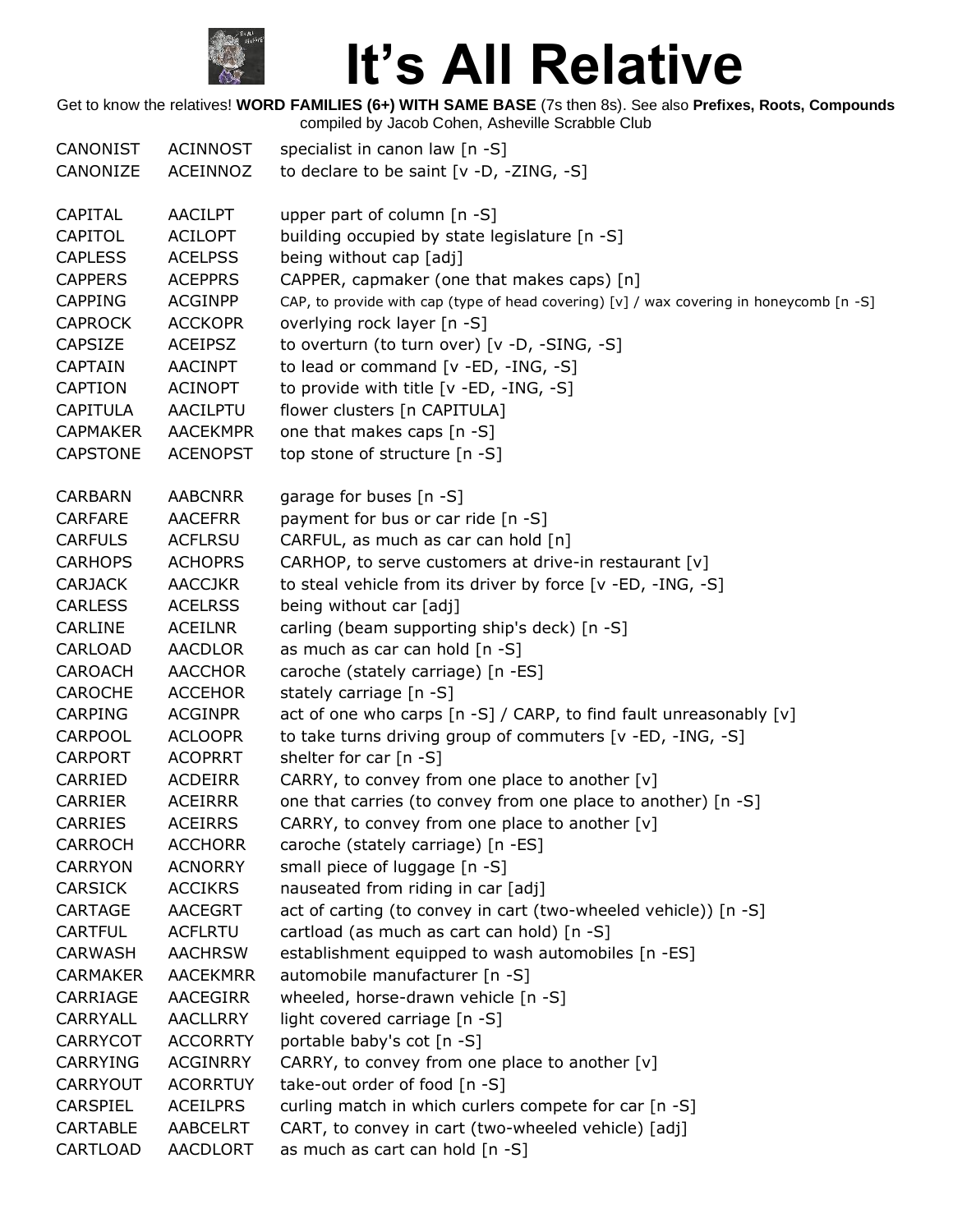# It's All Relative

Get to know the relatives! **WORD FAMILIES (6+) WITH SAME BASE** (7s then 8s). See also **Prefixes, Roots, Compounds** compiled by Jacob Cohen, Asheville Scrabble Club

| | | |
|---|---|---|
| CANONIST | ACINNOST | specialist in canon law [n -S] |
| CANONIZE | ACEINNOZ | to declare to be saint [v -D, -ZING, -S] |
| | | |
| CAPITAL | AACILPT | upper part of column [n -S] |
| CAPITOL | ACILOPT | building occupied by state legislature [n -S] |
| CAPLESS | ACELPSS | being without cap [adj] |
| CAPPERS | ACEPPRS | CAPPER, capmaker (one that makes caps) [n] |
| CAPPING | ACGINPP | CAP, to provide with cap (type of head covering) [v] / wax covering in honeycomb [n -S] |
| CAPROCK | ACCKOPR | overlying rock layer [n -S] |
| CAPSIZE | ACEIPSZ | to overturn (to turn over) [v -D, -SING, -S] |
| CAPTAIN | AACINPT | to lead or command [v -ED, -ING, -S] |
| CAPTION | ACINOPT | to provide with title [v -ED, -ING, -S] |
| CAPITULA | AACILPTU | flower clusters [n CAPITULA] |
| CAPMAKER | AACEKMPR | one that makes caps [n -S] |
| CAPSTONE | ACENOPST | top stone of structure [n -S] |
| | | |
| CARBARN | AABCNRR | garage for buses [n -S] |
| CARFARE | AACEFRR | payment for bus or car ride [n -S] |
| CARFULS | ACFLRSU | CARFUL, as much as car can hold [n] |
| CARHOPS | ACHOPRS | CARHOP, to serve customers at drive-in restaurant [v] |
| CARJACK | AACCJKR | to steal vehicle from its driver by force [v -ED, -ING, -S] |
| CARLESS | ACELRSS | being without car [adj] |
| CARLINE | ACEILNR | carling (beam supporting ship's deck) [n -S] |
| CARLOAD | AACDLOR | as much as car can hold [n -S] |
| CAROACH | AACCHOR | caroche (stately carriage) [n -ES] |
| CAROCHE | ACCEHOR | stately carriage [n -S] |
| CARPING | ACGINPR | act of one who carps [n -S] / CARP, to find fault unreasonably [v] |
| CARPOOL | ACLOOPR | to take turns driving group of commuters [v -ED, -ING, -S] |
| CARPORT | ACOPRRT | shelter for car [n -S] |
| CARRIED | ACDEIRR | CARRY, to convey from one place to another [v] |
| CARRIER | ACEIRRR | one that carries (to convey from one place to another) [n -S] |
| CARRIES | ACEIRRS | CARRY, to convey from one place to another [v] |
| CARROCH | ACCHORR | caroche (stately carriage) [n -ES] |
| CARRYON | ACNORRY | small piece of luggage [n -S] |
| CARSICK | ACCIKRS | nauseated from riding in car [adj] |
| CARTAGE | AACEGRT | act of carting (to convey in cart (two-wheeled vehicle)) [n -S] |
| CARTFUL | ACFLRTU | cartload (as much as cart can hold) [n -S] |
| CARWASH | AACHRSW | establishment equipped to wash automobiles [n -ES] |
| CARMAKER | AACEKMRR | automobile manufacturer [n -S] |
| CARRIAGE | AACEGIRR | wheeled, horse-drawn vehicle [n -S] |
| CARRYALL | AACLLRRY | light covered carriage [n -S] |
| CARRYCOT | ACCORRTY | portable baby's cot [n -S] |
| CARRYING | ACGINRRY | CARRY, to convey from one place to another [v] |
| CARRYOUT | ACORRTUY | take-out order of food [n -S] |
| CARSPIEL | ACEILPRS | curling match in which curlers compete for car [n -S] |
| CARTABLE | AABCELRT | CART, to convey in cart (two-wheeled vehicle) [adj] |
| CARTLOAD | AACDLORT | as much as cart can hold [n -S] |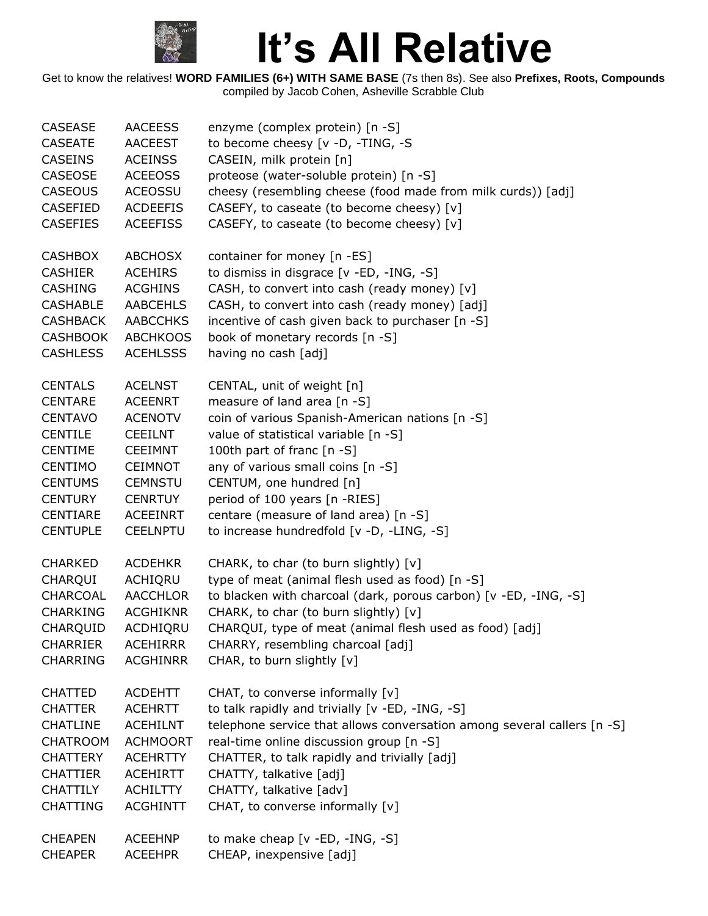# It's All Relative

Get to know the relatives! **WORD FAMILIES (6+) WITH SAME BASE** (7s then 8s). See also **Prefixes, Roots, Compounds**
compiled by Jacob Cohen, Asheville Scrabble Club

| | | |
|---|---|---|
| CASEASE | AACEESS | enzyme (complex protein) [n -S] |
| CASEATE | AACEEST | to become cheesy [v -D, -TING, -S |
| CASEINS | ACEINSS | CASEIN, milk protein [n] |
| CASEOSE | ACEEOSS | proteose (water-soluble protein) [n -S] |
| CASEOUS | ACEOSSU | cheesy (resembling cheese (food made from milk curds)) [adj] |
| CASEFIED | ACDEEFIS | CASEFY, to caseate (to become cheesy) [v] |
| CASEFIES | ACEEFISS | CASEFY, to caseate (to become cheesy) [v] |
| | | |
| CASHBOX | ABCHOSX | container for money [n -ES] |
| CASHIER | ACEHIRS | to dismiss in disgrace [v -ED, -ING, -S] |
| CASHING | ACGHINS | CASH, to convert into cash (ready money) [v] |
| CASHABLE | AABCEHLS | CASH, to convert into cash (ready money) [adj] |
| CASHBACK | AABCCHKS | incentive of cash given back to purchaser [n -S] |
| CASHBOOK | ABCHKOOS | book of monetary records [n -S] |
| CASHLESS | ACEHLSSS | having no cash [adj] |
| | | |
| CENTALS | ACELNST | CENTAL, unit of weight [n] |
| CENTARE | ACEENRT | measure of land area [n -S] |
| CENTAVO | ACENOTV | coin of various Spanish-American nations [n -S] |
| CENTILE | CEEILNT | value of statistical variable [n -S] |
| CENTIME | CEEIMNT | 100th part of franc [n -S] |
| CENTIMO | CEIMNOT | any of various small coins [n -S] |
| CENTUMS | CEMNSTU | CENTUM, one hundred [n] |
| CENTURY | CENRTUY | period of 100 years [n -RIES] |
| CENTIARE | ACEEINRT | centare (measure of land area) [n -S] |
| CENTUPLE | CEELNPTU | to increase hundredfold [v -D, -LING, -S] |
| | | |
| CHARKED | ACDEHKR | CHARK, to char (to burn slightly) [v] |
| CHARQUI | ACHIQRU | type of meat (animal flesh used as food) [n -S] |
| CHARCOAL | AACCHLOR | to blacken with charcoal (dark, porous carbon) [v -ED, -ING, -S] |
| CHARKING | ACGHIKNR | CHARK, to char (to burn slightly) [v] |
| CHARQUID | ACDHIQRU | CHARQUI, type of meat (animal flesh used as food) [adj] |
| CHARRIER | ACEHIRRR | CHARRY, resembling charcoal [adj] |
| CHARRING | ACGHINRR | CHAR, to burn slightly [v] |
| | | |
| CHATTED | ACDEHTT | CHAT, to converse informally [v] |
| CHATTER | ACEHRTT | to talk rapidly and trivially [v -ED, -ING, -S] |
| CHATLINE | ACEHILNT | telephone service that allows conversation among several callers [n -S] |
| CHATROOM | ACHMOORT | real-time online discussion group [n -S] |
| CHATTERY | ACEHRTTY | CHATTER, to talk rapidly and trivially [adj] |
| CHATTIER | ACEHIRTT | CHATTY, talkative [adj] |
| CHATTILY | ACHILTTY | CHATTY, talkative [adv] |
| CHATTING | ACGHINTT | CHAT, to converse informally [v] |
| | | |
| CHEAPEN | ACEEHNP | to make cheap [v -ED, -ING, -S] |
| CHEAPER | ACEEHPR | CHEAP, inexpensive [adj] |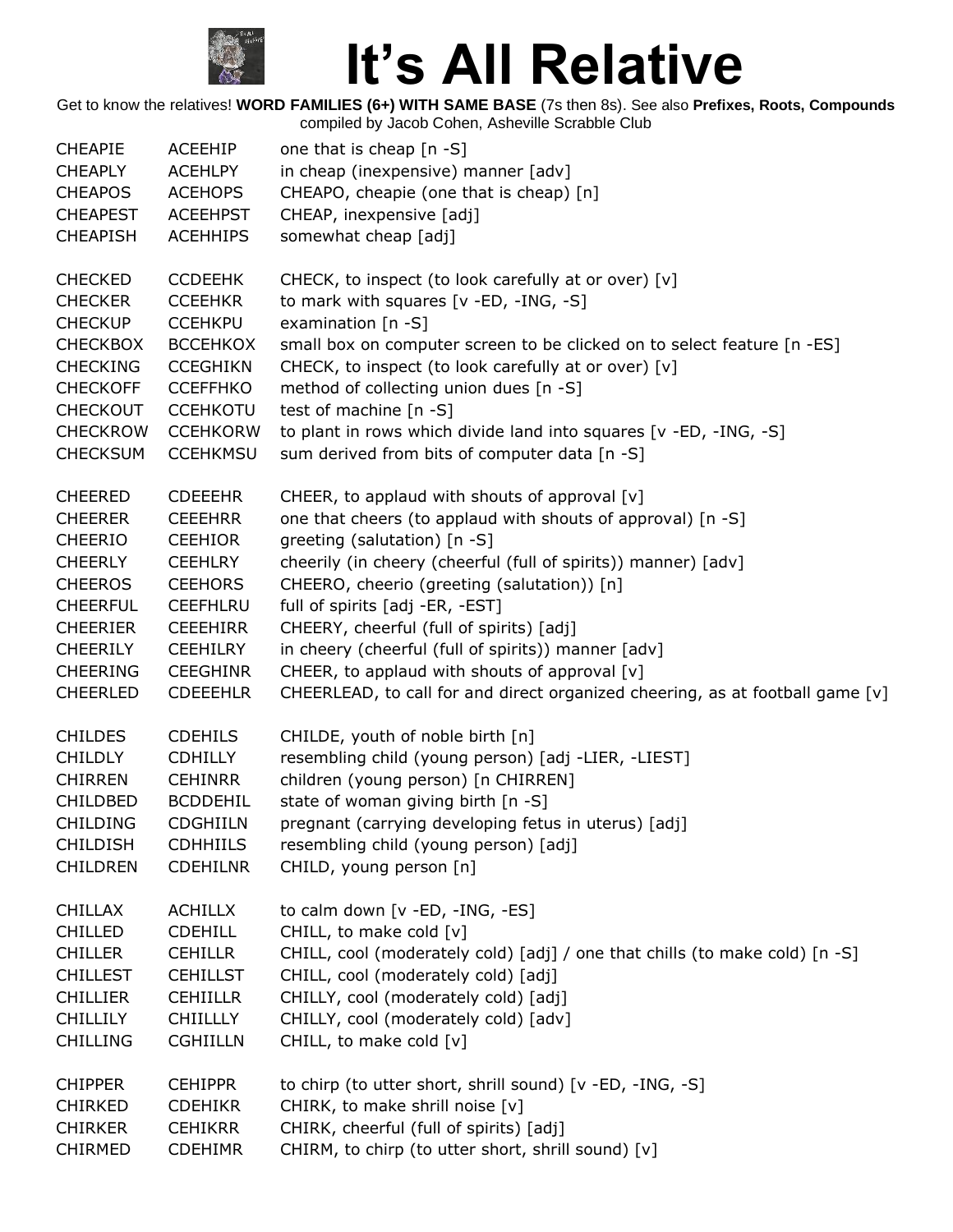# It's All Relative

Get to know the relatives! **WORD FAMILIES (6+) WITH SAME BASE** (7s then 8s). See also **Prefixes, Roots, Compounds**
compiled by Jacob Cohen, Asheville Scrabble Club

| | | |
|---|---|---|
| CHEAPIE | ACEEHIP | one that is cheap [n -S] |
| CHEAPLY | ACEHLPY | in cheap (inexpensive) manner [adv] |
| CHEAPOS | ACEHOPS | CHEAPO, cheapie (one that is cheap) [n] |
| CHEAPEST | ACEEHPST | CHEAP, inexpensive [adj] |
| CHEAPISH | ACEHHIPS | somewhat cheap [adj] |
| | | |
| CHECKED | CCDEEHK | CHECK, to inspect (to look carefully at or over) [v] |
| CHECKER | CCEEHKR | to mark with squares [v -ED, -ING, -S] |
| CHECKUP | CCEHKPU | examination [n -S] |
| CHECKBOX | BCCEHKOX | small box on computer screen to be clicked on to select feature [n -ES] |
| CHECKING | CCEGHIKN | CHECK, to inspect (to look carefully at or over) [v] |
| CHECKOFF | CCEFFHKO | method of collecting union dues [n -S] |
| CHECKOUT | CCEHKOTU | test of machine [n -S] |
| CHECKROW | CCEHKORW | to plant in rows which divide land into squares [v -ED, -ING, -S] |
| CHECKSUM | CCEHKMSU | sum derived from bits of computer data [n -S] |
| | | |
| CHEERED | CDEEEHR | CHEER, to applaud with shouts of approval [v] |
| CHEERER | CEEEHRR | one that cheers (to applaud with shouts of approval) [n -S] |
| CHEERIO | CEEHIOR | greeting (salutation) [n -S] |
| CHEERLY | CEEHLRY | cheerily (in cheery (cheerful (full of spirits)) manner) [adv] |
| CHEEROS | CEEHORS | CHEERO, cheerio (greeting (salutation)) [n] |
| CHEERFUL | CEEFHLRU | full of spirits [adj -ER, -EST] |
| CHEERIER | CEEEHIRR | CHEERY, cheerful (full of spirits) [adj] |
| CHEERILY | CEEHILRY | in cheery (cheerful (full of spirits)) manner [adv] |
| CHEERING | CEEGHINR | CHEER, to applaud with shouts of approval [v] |
| CHEERLED | CDEEEHLR | CHEERLEAD, to call for and direct organized cheering, as at football game [v] |
| | | |
| CHILDES | CDEHILS | CHILDE, youth of noble birth [n] |
| CHILDLY | CDHILLY | resembling child (young person) [adj -LIER, -LIEST] |
| CHIRREN | CEHINRR | children (young person) [n CHIRREN] |
| CHILDBED | BCDDEHIL | state of woman giving birth [n -S] |
| CHILDING | CDGHIILN | pregnant (carrying developing fetus in uterus) [adj] |
| CHILDISH | CDHHIILS | resembling child (young person) [adj] |
| CHILDREN | CDEHILNR | CHILD, young person [n] |
| | | |
| CHILLAX | ACHILLX | to calm down [v -ED, -ING, -ES] |
| CHILLED | CDEHILL | CHILL, to make cold [v] |
| CHILLER | CEHILLR | CHILL, cool (moderately cold) [adj] / one that chills (to make cold) [n -S] |
| CHILLEST | CEHILLST | CHILL, cool (moderately cold) [adj] |
| CHILLIER | CEHIILLR | CHILLY, cool (moderately cold) [adj] |
| CHILLILY | CHIILLLY | CHILLY, cool (moderately cold) [adv] |
| CHILLING | CGHIILLN | CHILL, to make cold [v] |
| | | |
| CHIPPER | CEHIPPR | to chirp (to utter short, shrill sound) [v -ED, -ING, -S] |
| CHIRKED | CDEHIKR | CHIRK, to make shrill noise [v] |
| CHIRKER | CEHIKRR | CHIRK, cheerful (full of spirits) [adj] |
| CHIRMED | CDEHIMR | CHIRM, to chirp (to utter short, shrill sound) [v] |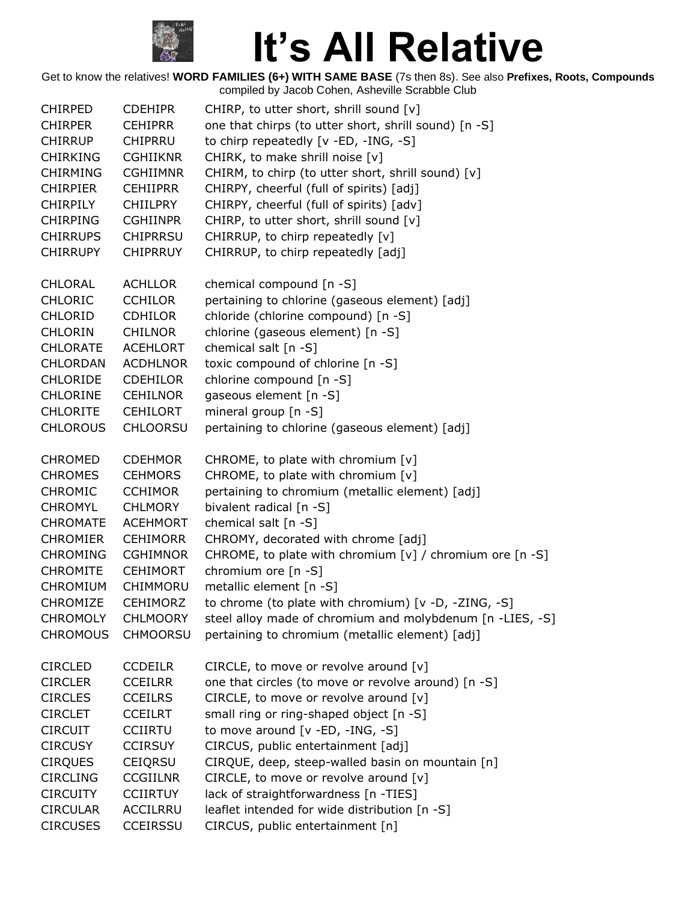# It's All Relative

Get to know the relatives! **WORD FAMILIES (6+) WITH SAME BASE** (7s then 8s). See also **Prefixes, Roots, Compounds** compiled by Jacob Cohen, Asheville Scrabble Club

| | | |
|---|---|---|
| CHIRPED | CDEHIPR | CHIRP, to utter short, shrill sound [v] |
| CHIRPER | CEHIPRR | one that chirps (to utter short, shrill sound) [n -S] |
| CHIRRUP | CHIPRRU | to chirp repeatedly [v -ED, -ING, -S] |
| CHIRKING | CGHIIKNR | CHIRK, to make shrill noise [v] |
| CHIRMING | CGHIIMNR | CHIRM, to chirp (to utter short, shrill sound) [v] |
| CHIRPIER | CEHIIPRR | CHIRPY, cheerful (full of spirits) [adj] |
| CHIRPILY | CHIILPRY | CHIRPY, cheerful (full of spirits) [adv] |
| CHIRPING | CGHIINPR | CHIRP, to utter short, shrill sound [v] |
| CHIRRUPS | CHIPRRSU | CHIRRUP, to chirp repeatedly [v] |
| CHIRRUPY | CHIPRRUY | CHIRRUP, to chirp repeatedly [adj] |
| | | |
| CHLORAL | ACHLLOR | chemical compound [n -S] |
| CHLORIC | CCHILOR | pertaining to chlorine (gaseous element) [adj] |
| CHLORID | CDHILOR | chloride (chlorine compound) [n -S] |
| CHLORIN | CHILNOR | chlorine (gaseous element) [n -S] |
| CHLORATE | ACEHLORT | chemical salt [n -S] |
| CHLORDAN | ACDHLNOR | toxic compound of chlorine [n -S] |
| CHLORIDE | CDEHILOR | chlorine compound [n -S] |
| CHLORINE | CEHILNOR | gaseous element [n -S] |
| CHLORITE | CEHILORT | mineral group [n -S] |
| CHLOROUS | CHLOORSU | pertaining to chlorine (gaseous element) [adj] |
| | | |
| CHROMED | CDEHMOR | CHROME, to plate with chromium [v] |
| CHROMES | CEHMORS | CHROME, to plate with chromium [v] |
| CHROMIC | CCHIMOR | pertaining to chromium (metallic element) [adj] |
| CHROMYL | CHLMORY | bivalent radical [n -S] |
| CHROMATE | ACEHMORT | chemical salt [n -S] |
| CHROMIER | CEHIMORR | CHROMY, decorated with chrome [adj] |
| CHROMING | CGHIMNOR | CHROME, to plate with chromium [v] / chromium ore [n -S] |
| CHROMITE | CEHIMORT | chromium ore [n -S] |
| CHROMIUM | CHIMMORU | metallic element [n -S] |
| CHROMIZE | CEHIMORZ | to chrome (to plate with chromium) [v -D, -ZING, -S] |
| CHROMOLY | CHLMOORY | steel alloy made of chromium and molybdenum [n -LIES, -S] |
| CHROMOUS | CHMOORSU | pertaining to chromium (metallic element) [adj] |
| | | |
| CIRCLED | CCDEILR | CIRCLE, to move or revolve around [v] |
| CIRCLER | CCEILRR | one that circles (to move or revolve around) [n -S] |
| CIRCLES | CCEILRS | CIRCLE, to move or revolve around [v] |
| CIRCLET | CCEILRT | small ring or ring-shaped object [n -S] |
| CIRCUIT | CCIIRTU | to move around [v -ED, -ING, -S] |
| CIRCUSY | CCIRSUY | CIRCUS, public entertainment [adj] |
| CIRQUES | CEIQRSU | CIRQUE, deep, steep-walled basin on mountain [n] |
| CIRCLING | CCGIILNR | CIRCLE, to move or revolve around [v] |
| CIRCUITY | CCIIRTUY | lack of straightforwardness [n -TIES] |
| CIRCULAR | ACCILRRU | leaflet intended for wide distribution [n -S] |
| CIRCUSES | CCEIRSSU | CIRCUS, public entertainment [n] |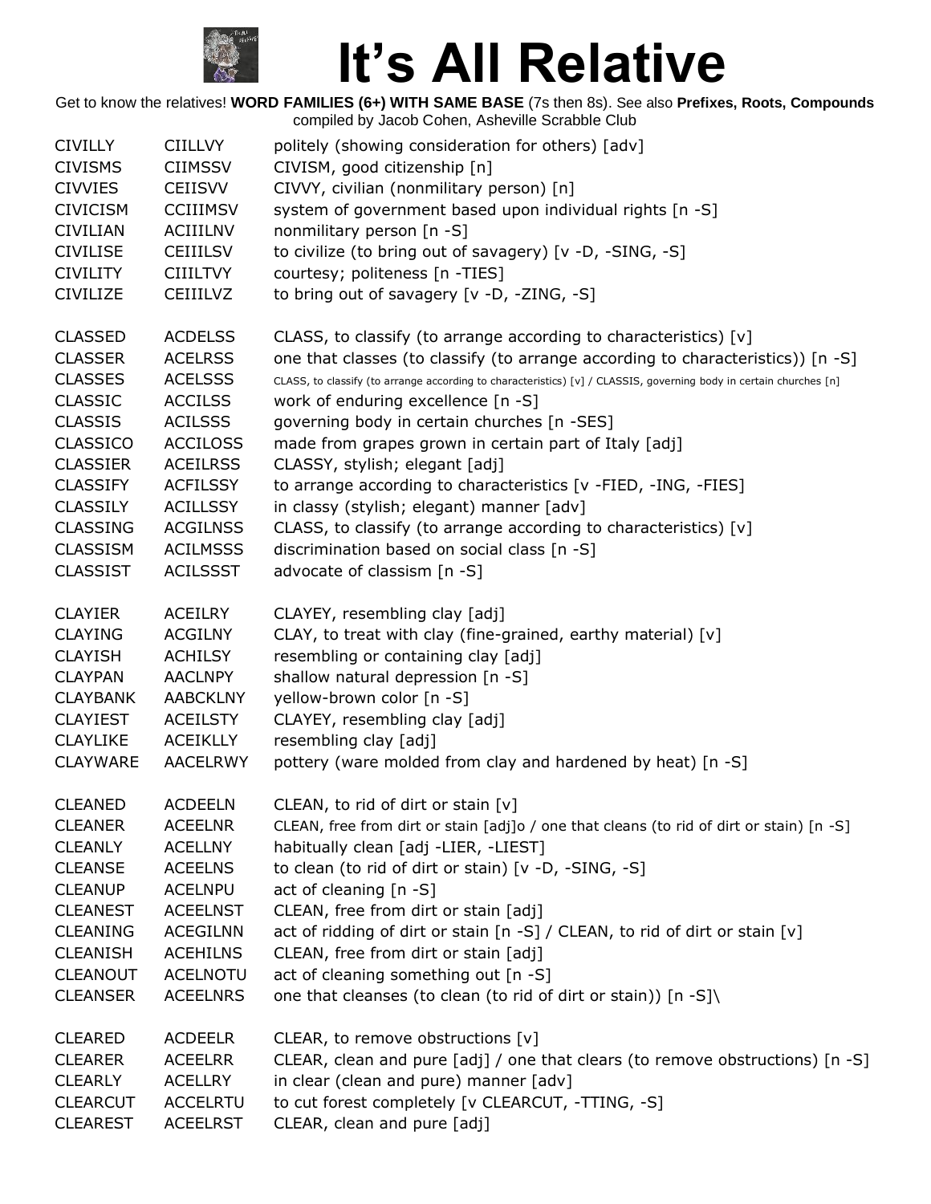# It's All Relative

Get to know the relatives! **WORD FAMILIES (6+) WITH SAME BASE** (7s then 8s). See also **Prefixes, Roots, Compounds** compiled by Jacob Cohen, Asheville Scrabble Club

| | | |
|---|---|---|
| CIVILLY | CIILLVY | politely (showing consideration for others) [adv] |
| CIVISMS | CIIMSSV | CIVISM, good citizenship [n] |
| CIVVIES | CEIISVV | CIVVY, civilian (nonmilitary person) [n] |
| CIVICISM | CCIIIMSV | system of government based upon individual rights [n -S] |
| CIVILIAN | ACIIILNV | nonmilitary person [n -S] |
| CIVILISE | CEIIILSV | to civilize (to bring out of savagery) [v -D, -SING, -S] |
| CIVILITY | CIIILTVY | courtesy; politeness [n -TIES] |
| CIVILIZE | CEIIILVZ | to bring out of savagery [v -D, -ZING, -S] |
| | | |
| CLASSED | ACDELSS | CLASS, to classify (to arrange according to characteristics) [v] |
| CLASSER | ACELRSS | one that classes (to classify (to arrange according to characteristics)) [n -S] |
| CLASSES | ACELSSS | CLASS, to classify (to arrange according to characteristics) [v] / CLASSIS, governing body in certain churches [n] |
| CLASSIC | ACCILSS | work of enduring excellence [n -S] |
| CLASSIS | ACILSSS | governing body in certain churches [n -SES] |
| CLASSICO | ACCILOSS | made from grapes grown in certain part of Italy [adj] |
| CLASSIER | ACEILRSS | CLASSY, stylish; elegant [adj] |
| CLASSIFY | ACFILSSY | to arrange according to characteristics [v -FIED, -ING, -FIES] |
| CLASSILY | ACILLSSY | in classy (stylish; elegant) manner [adv] |
| CLASSING | ACGILNSS | CLASS, to classify (to arrange according to characteristics) [v] |
| CLASSISM | ACILMSSS | discrimination based on social class [n -S] |
| CLASSIST | ACILSSST | advocate of classism [n -S] |
| | | |
| CLAYIER | ACEILRY | CLAYEY, resembling clay [adj] |
| CLAYING | ACGILNY | CLAY, to treat with clay (fine-grained, earthy material) [v] |
| CLAYISH | ACHILSY | resembling or containing clay [adj] |
| CLAYPAN | AACLNPY | shallow natural depression [n -S] |
| CLAYBANK | AABCKLNY | yellow-brown color [n -S] |
| CLAYIEST | ACEILSTY | CLAYEY, resembling clay [adj] |
| CLAYLIKE | ACEIKLLY | resembling clay [adj] |
| CLAYWARE | AACELRWY | pottery (ware molded from clay and hardened by heat) [n -S] |
| | | |
| CLEANED | ACDEELN | CLEAN, to rid of dirt or stain [v] |
| CLEANER | ACEELNR | CLEAN, free from dirt or stain [adj]o / one that cleans (to rid of dirt or stain) [n -S] |
| CLEANLY | ACELLNY | habitually clean [adj -LIER, -LIEST] |
| CLEANSE | ACEELNS | to clean (to rid of dirt or stain) [v -D, -SING, -S] |
| CLEANUP | ACELNPU | act of cleaning [n -S] |
| CLEANEST | ACEELNST | CLEAN, free from dirt or stain [adj] |
| CLEANING | ACEGILNN | act of ridding of dirt or stain [n -S] / CLEAN, to rid of dirt or stain [v] |
| CLEANISH | ACEHILNS | CLEAN, free from dirt or stain [adj] |
| CLEANOUT | ACELNOTU | act of cleaning something out [n -S] |
| CLEANSER | ACEELNRS | one that cleanses (to clean (to rid of dirt or stain)) [n -S]\ |
| | | |
| CLEARED | ACDEELR | CLEAR, to remove obstructions [v] |
| CLEARER | ACEELRR | CLEAR, clean and pure [adj] / one that clears (to remove obstructions) [n -S] |
| CLEARLY | ACELLRY | in clear (clean and pure) manner [adv] |
| CLEARCUT | ACCELRTU | to cut forest completely [v CLEARCUT, -TTING, -S] |
| CLEAREST | ACEELRST | CLEAR, clean and pure [adj] |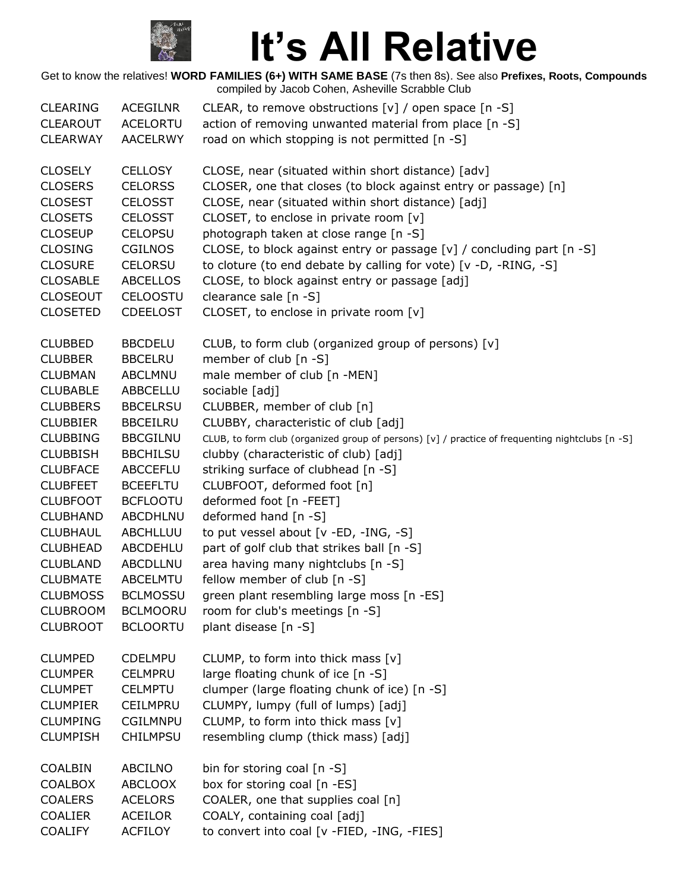# It's All Relative

Get to know the relatives! **WORD FAMILIES (6+) WITH SAME BASE** (7s then 8s). See also **Prefixes, Roots, Compounds**
compiled by Jacob Cohen, Asheville Scrabble Club

| Word | Alphagram | Definition |
|---|---|---|
| CLEARING | ACEGILNR | CLEAR, to remove obstructions [v] / open space [n -S] |
| CLEAROUT | ACELORTU | action of removing unwanted material from place [n -S] |
| CLEARWAY | AACELRWY | road on which stopping is not permitted [n -S] |
| | | |
| CLOSELY | CELLOSY | CLOSE, near (situated within short distance) [adv] |
| CLOSERS | CELORSS | CLOSER, one that closes (to block against entry or passage) [n] |
| CLOSEST | CELOSST | CLOSE, near (situated within short distance) [adj] |
| CLOSETS | CELOSST | CLOSET, to enclose in private room [v] |
| CLOSEUP | CELOPSU | photograph taken at close range [n -S] |
| CLOSING | CGILNOS | CLOSE, to block against entry or passage [v] / concluding part [n -S] |
| CLOSURE | CELORSU | to cloture (to end debate by calling for vote) [v -D, -RING, -S] |
| CLOSABLE | ABCELLOS | CLOSE, to block against entry or passage [adj] |
| CLOSEOUT | CELOOSTU | clearance sale [n -S] |
| CLOSETED | CDEELOST | CLOSET, to enclose in private room [v] |
| | | |
| CLUBBED | BBCDELU | CLUB, to form club (organized group of persons) [v] |
| CLUBBER | BBCELRU | member of club [n -S] |
| CLUBMAN | ABCLMNU | male member of club [n -MEN] |
| CLUBABLE | ABBCELLU | sociable [adj] |
| CLUBBERS | BBCELRSU | CLUBBER, member of club [n] |
| CLUBBIER | BBCEILRU | CLUBBY, characteristic of club [adj] |
| CLUBBING | BBCGILNU | CLUB, to form club (organized group of persons) [v] / practice of frequenting nightclubs [n -S] |
| CLUBBISH | BBCHILSU | clubby (characteristic of club) [adj] |
| CLUBFACE | ABCCEFLU | striking surface of clubhead [n -S] |
| CLUBFEET | BCEEFLTU | CLUBFOOT, deformed foot [n] |
| CLUBFOOT | BCFLOOTU | deformed foot [n -FEET] |
| CLUBHAND | ABCDHLNU | deformed hand [n -S] |
| CLUBHAUL | ABCHLLUU | to put vessel about [v -ED, -ING, -S] |
| CLUBHEAD | ABCDEHLU | part of golf club that strikes ball [n -S] |
| CLUBLAND | ABCDLLNU | area having many nightclubs [n -S] |
| CLUBMATE | ABCELMTU | fellow member of club [n -S] |
| CLUBMOSS | BCLMOSSU | green plant resembling large moss [n -ES] |
| CLUBROOM | BCLMOORU | room for club's meetings [n -S] |
| CLUBROOT | BCLOORTU | plant disease [n -S] |
| | | |
| CLUMPED | CDELMPU | CLUMP, to form into thick mass [v] |
| CLUMPER | CELMPRU | large floating chunk of ice [n -S] |
| CLUMPET | CELMPTU | clumper (large floating chunk of ice) [n -S] |
| CLUMPIER | CEILMPRU | CLUMPY, lumpy (full of lumps) [adj] |
| CLUMPING | CGILMNPU | CLUMP, to form into thick mass [v] |
| CLUMPISH | CHILMPSU | resembling clump (thick mass) [adj] |
| | | |
| COALBIN | ABCILNO | bin for storing coal [n -S] |
| COALBOX | ABCLOOX | box for storing coal [n -ES] |
| COALERS | ACELORS | COALER, one that supplies coal [n] |
| COALIER | ACEILOR | COALY, containing coal [adj] |
| COALIFY | ACFILOY | to convert into coal [v -FIED, -ING, -FIES] |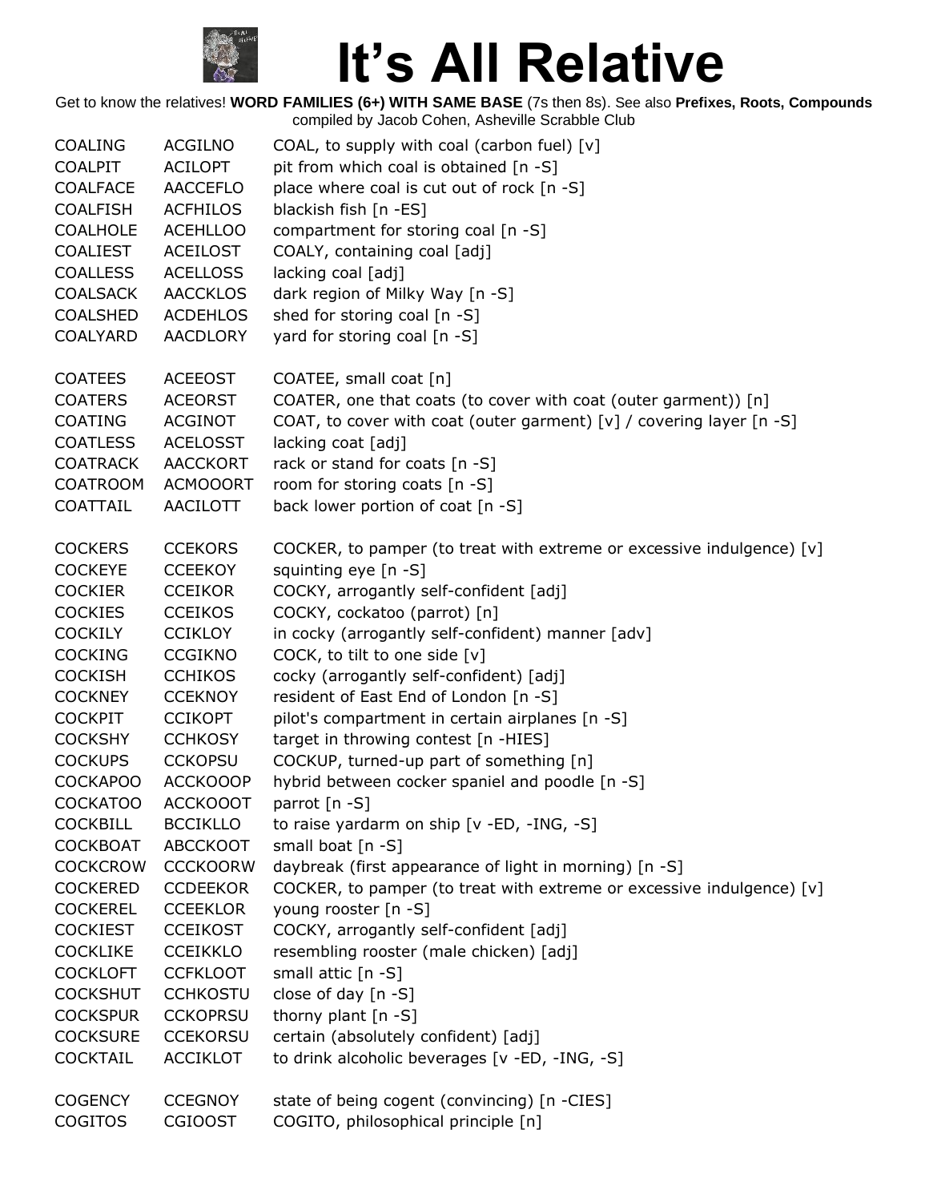# It's All Relative

Get to know the relatives! **WORD FAMILIES (6+) WITH SAME BASE** (7s then 8s). See also **Prefixes, Roots, Compounds**
compiled by Jacob Cohen, Asheville Scrabble Club

| | | |
|---|---|---|
| COALING | ACGILNO | COAL, to supply with coal (carbon fuel) [v] |
| COALPIT | ACILOPT | pit from which coal is obtained [n -S] |
| COALFACE | AACCEFLO | place where coal is cut out of rock [n -S] |
| COALFISH | ACFHILOS | blackish fish [n -ES] |
| COALHOLE | ACEHLLOO | compartment for storing coal [n -S] |
| COALIEST | ACEILOST | COALY, containing coal [adj] |
| COALLESS | ACELLOSS | lacking coal [adj] |
| COALSACK | AACCKLOS | dark region of Milky Way [n -S] |
| COALSHED | ACDEHLOS | shed for storing coal [n -S] |
| COALYARD | AACDLORY | yard for storing coal [n -S] |
| | | |
| COATEES | ACEEOST | COATEE, small coat [n] |
| COATERS | ACEORST | COATER, one that coats (to cover with coat (outer garment)) [n] |
| COATING | ACGINOT | COAT, to cover with coat (outer garment) [v] / covering layer [n -S] |
| COATLESS | ACELOSST | lacking coat [adj] |
| COATRACK | AACCKORT | rack or stand for coats [n -S] |
| COATROOM | ACMOOORT | room for storing coats [n -S] |
| COATTAIL | AACILOTT | back lower portion of coat [n -S] |
| | | |
| COCKERS | CCEKORS | COCKER, to pamper (to treat with extreme or excessive indulgence) [v] |
| COCKEYE | CCEEKOY | squinting eye [n -S] |
| COCKIER | CCEIKOR | COCKY, arrogantly self-confident [adj] |
| COCKIES | CCEIKOS | COCKY, cockatoo (parrot) [n] |
| COCKILY | CCIKLOY | in cocky (arrogantly self-confident) manner [adv] |
| COCKING | CCGIKNO | COCK, to tilt to one side [v] |
| COCKISH | CCHIKOS | cocky (arrogantly self-confident) [adj] |
| COCKNEY | CCEKNOY | resident of East End of London [n -S] |
| COCKPIT | CCIKOPT | pilot's compartment in certain airplanes [n -S] |
| COCKSHY | CCHKOSY | target in throwing contest [n -HIES] |
| COCKUPS | CCKOPSU | COCKUP, turned-up part of something [n] |
| COCKAPOO | ACCKOOOP | hybrid between cocker spaniel and poodle [n -S] |
| COCKATOO | ACCKOOOT | parrot [n -S] |
| COCKBILL | BCCIKLLO | to raise yardarm on ship [v -ED, -ING, -S] |
| COCKBOAT | ABCCKOOT | small boat [n -S] |
| COCKCROW | CCCKOORW | daybreak (first appearance of light in morning) [n -S] |
| COCKERED | CCDEEKOR | COCKER, to pamper (to treat with extreme or excessive indulgence) [v] |
| COCKEREL | CCEEKLOR | young rooster [n -S] |
| COCKIEST | CCEIKOST | COCKY, arrogantly self-confident [adj] |
| COCKLIKE | CCEIKKLO | resembling rooster (male chicken) [adj] |
| COCKLOFT | CCFKLOOT | small attic [n -S] |
| COCKSHUT | CCHKOSTU | close of day [n -S] |
| COCKSPUR | CCKOPRSU | thorny plant [n -S] |
| COCKSURE | CCEKORSU | certain (absolutely confident) [adj] |
| COCKTAIL | ACCIKLOT | to drink alcoholic beverages [v -ED, -ING, -S] |
| | | |
| COGENCY | CCEGNOY | state of being cogent (convincing) [n -CIES] |
| COGITOS | CGIOOST | COGITO, philosophical principle [n] |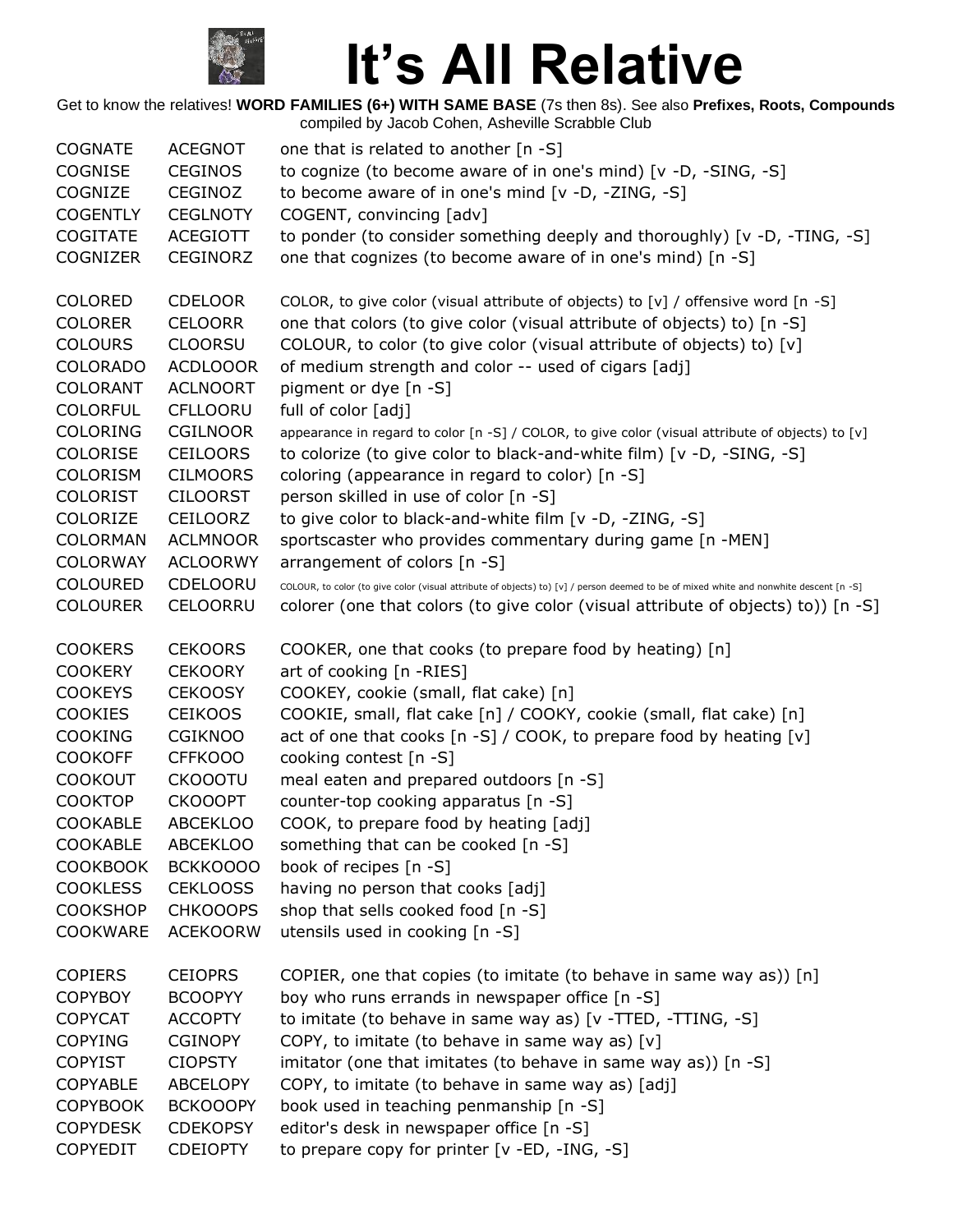# It's All Relative

Get to know the relatives! **WORD FAMILIES (6+) WITH SAME BASE** (7s then 8s). See also **Prefixes, Roots, Compounds**
compiled by Jacob Cohen, Asheville Scrabble Club

| | | |
|---|---|---|
| COGNATE | ACEGNOT | one that is related to another [n -S] |
| COGNISE | CEGINOS | to cognize (to become aware of in one's mind) [v -D, -SING, -S] |
| COGNIZE | CEGINOZ | to become aware of in one's mind [v -D, -ZING, -S] |
| COGENTLY | CEGLNOTY | COGENT, convincing [adv] |
| COGITATE | ACEGIOTT | to ponder (to consider something deeply and thoroughly) [v -D, -TING, -S] |
| COGNIZER | CEGINORZ | one that cognizes (to become aware of in one's mind) [n -S] |
| | | |
| COLORED | CDELOOR | COLOR, to give color (visual attribute of objects) to [v] / offensive word [n -S] |
| COLORER | CELOORR | one that colors (to give color (visual attribute of objects) to) [n -S] |
| COLOURS | CLOORSU | COLOUR, to color (to give color (visual attribute of objects) to) [v] |
| COLORADO | ACDLOOOR | of medium strength and color -- used of cigars [adj] |
| COLORANT | ACLNOORT | pigment or dye [n -S] |
| COLORFUL | CFLLOORU | full of color [adj] |
| COLORING | CGILNOOR | appearance in regard to color [n -S] / COLOR, to give color (visual attribute of objects) to [v] |
| COLORISE | CEILOORS | to colorize (to give color to black-and-white film) [v -D, -SING, -S] |
| COLORISM | CILMOORS | coloring (appearance in regard to color) [n -S] |
| COLORIST | CILOORST | person skilled in use of color [n -S] |
| COLORIZE | CEILOORZ | to give color to black-and-white film [v -D, -ZING, -S] |
| COLORMAN | ACLMNOOR | sportscaster who provides commentary during game [n -MEN] |
| COLORWAY | ACLOORWY | arrangement of colors [n -S] |
| COLOURED | CDELOORU | COLOUR, to color (to give color (visual attribute of objects) to) [v] / person deemed to be of mixed white and nonwhite descent [n -S] |
| COLOURER | CELOORRU | colorer (one that colors (to give color (visual attribute of objects) to)) [n -S] |
| | | |
| COOKERS | CEKOORS | COOKER, one that cooks (to prepare food by heating) [n] |
| COOKERY | CEKOORY | art of cooking [n -RIES] |
| COOKEYS | CEKOOSY | COOKEY, cookie (small, flat cake) [n] |
| COOKIES | CEIKOOS | COOKIE, small, flat cake [n] / COOKY, cookie (small, flat cake) [n] |
| COOKING | CGIKNOO | act of one that cooks [n -S] / COOK, to prepare food by heating [v] |
| COOKOFF | CFFKOOO | cooking contest [n -S] |
| COOKOUT | CKOOOTU | meal eaten and prepared outdoors [n -S] |
| COOKTOP | CKOOOPT | counter-top cooking apparatus [n -S] |
| COOKABLE | ABCEKLOO | COOK, to prepare food by heating [adj] |
| COOKABLE | ABCEKLOO | something that can be cooked [n -S] |
| COOKBOOK | BCKKOOOO | book of recipes [n -S] |
| COOKLESS | CEKLOOSS | having no person that cooks [adj] |
| COOKSHOP | CHKOOOPS | shop that sells cooked food [n -S] |
| COOKWARE | ACEKOORW | utensils used in cooking [n -S] |
| | | |
| COPIERS | CEIOPRS | COPIER, one that copies (to imitate (to behave in same way as)) [n] |
| COPYBOY | BCOOPYY | boy who runs errands in newspaper office [n -S] |
| COPYCAT | ACCOPTY | to imitate (to behave in same way as) [v -TTED, -TTING, -S] |
| COPYING | CGINOPY | COPY, to imitate (to behave in same way as) [v] |
| COPYIST | CIOPSTY | imitator (one that imitates (to behave in same way as)) [n -S] |
| COPYABLE | ABCELOPY | COPY, to imitate (to behave in same way as) [adj] |
| COPYBOOK | BCKOOOPY | book used in teaching penmanship [n -S] |
| COPYDESK | CDEKOPSY | editor's desk in newspaper office [n -S] |
| COPYEDIT | CDEIOPTY | to prepare copy for printer [v -ED, -ING, -S] |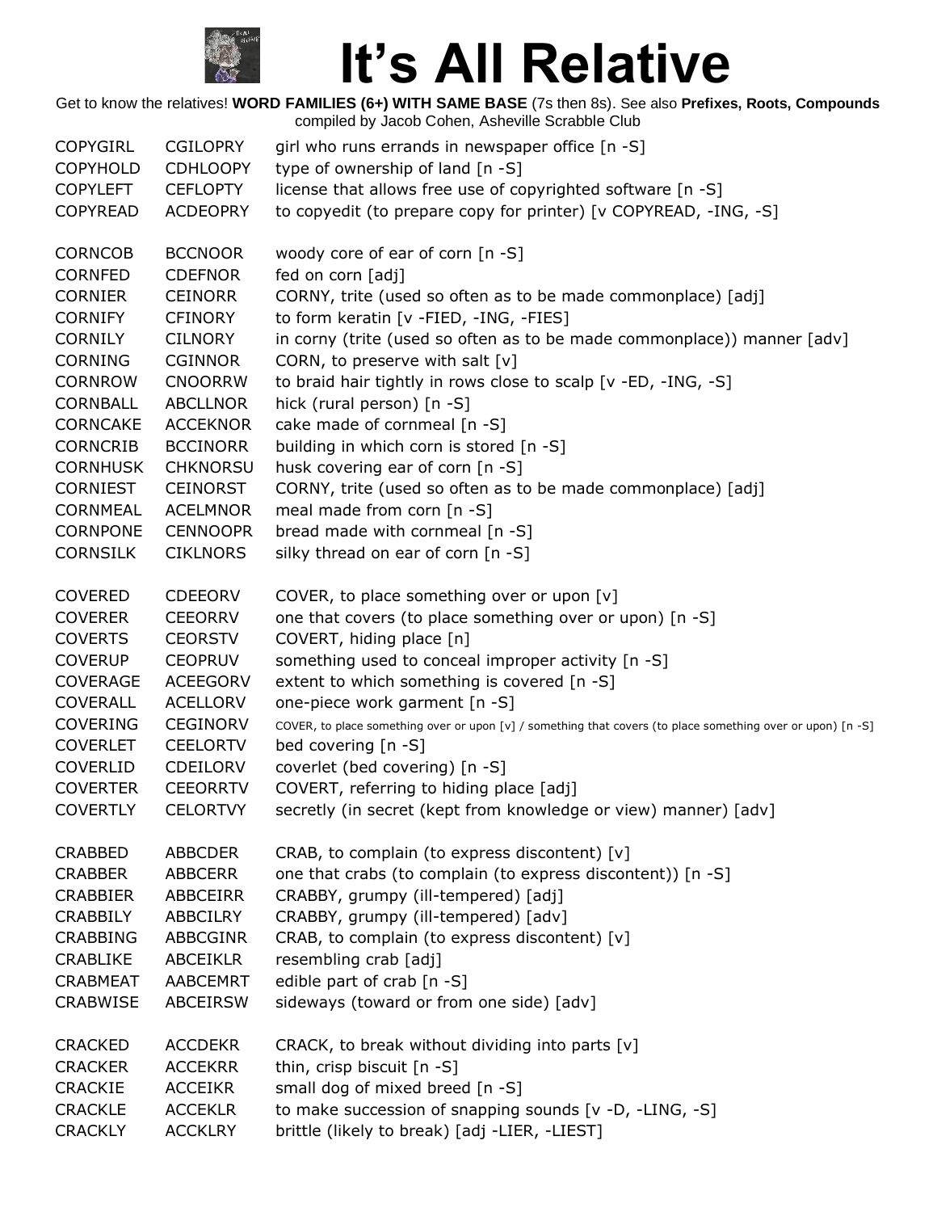# It's All Relative

Get to know the relatives! **WORD FAMILIES (6+) WITH SAME BASE** (7s then 8s). See also **Prefixes, Roots, Compounds**
compiled by Jacob Cohen, Asheville Scrabble Club

| | | |
|---|---|---|
| COPYGIRL | CGILOPRY | girl who runs errands in newspaper office [n -S] |
| COPYHOLD | CDHLOOPY | type of ownership of land [n -S] |
| COPYLEFT | CEFLOPTY | license that allows free use of copyrighted software [n -S] |
| COPYREAD | ACDEOPRY | to copyedit (to prepare copy for printer) [v COPYREAD, -ING, -S] |
| | | |
| CORNCOB | BCCNOOR | woody core of ear of corn [n -S] |
| CORNFED | CDEFNOR | fed on corn [adj] |
| CORNIER | CEINORR | CORNY, trite (used so often as to be made commonplace) [adj] |
| CORNIFY | CFINORY | to form keratin [v -FIED, -ING, -FIES] |
| CORNILY | CILNORY | in corny (trite (used so often as to be made commonplace)) manner [adv] |
| CORNING | CGINNOR | CORN, to preserve with salt [v] |
| CORNROW | CNOORRW | to braid hair tightly in rows close to scalp [v -ED, -ING, -S] |
| CORNBALL | ABCLLNOR | hick (rural person) [n -S] |
| CORNCAKE | ACCEKNOR | cake made of cornmeal [n -S] |
| CORNCRIB | BCCINORR | building in which corn is stored [n -S] |
| CORNHUSK | CHKNORSU | husk covering ear of corn [n -S] |
| CORNIEST | CEINORST | CORNY, trite (used so often as to be made commonplace) [adj] |
| CORNMEAL | ACELMNOR | meal made from corn [n -S] |
| CORNPONE | CENNOOPR | bread made with cornmeal [n -S] |
| CORNSILK | CIKLNORS | silky thread on ear of corn [n -S] |
| | | |
| COVERED | CDEEORV | COVER, to place something over or upon [v] |
| COVERER | CEEORRV | one that covers (to place something over or upon) [n -S] |
| COVERTS | CEORSTV | COVERT, hiding place [n] |
| COVERUP | CEOPRUV | something used to conceal improper activity [n -S] |
| COVERAGE | ACEEGORV | extent to which something is covered [n -S] |
| COVERALL | ACELLORV | one-piece work garment [n -S] |
| COVERING | CEGINORV | COVER, to place something over or upon [v] / something that covers (to place something over or upon) [n -S] |
| COVERLET | CEELORTV | bed covering [n -S] |
| COVERLID | CDEILORV | coverlet (bed covering) [n -S] |
| COVERTER | CEEORRTV | COVERT, referring to hiding place [adj] |
| COVERTLY | CELORTVY | secretly (in secret (kept from knowledge or view) manner) [adv] |
| | | |
| CRABBED | ABBCDER | CRAB, to complain (to express discontent) [v] |
| CRABBER | ABBCERR | one that crabs (to complain (to express discontent)) [n -S] |
| CRABBIER | ABBCEIRR | CRABBY, grumpy (ill-tempered) [adj] |
| CRABBILY | ABBCILRY | CRABBY, grumpy (ill-tempered) [adv] |
| CRABBING | ABBCGINR | CRAB, to complain (to express discontent) [v] |
| CRABLIKE | ABCEIKLR | resembling crab [adj] |
| CRABMEAT | AABCEMRT | edible part of crab [n -S] |
| CRABWISE | ABCEIRSW | sideways (toward or from one side) [adv] |
| | | |
| CRACKED | ACCDEKR | CRACK, to break without dividing into parts [v] |
| CRACKER | ACCEKRR | thin, crisp biscuit [n -S] |
| CRACKIE | ACCEIKR | small dog of mixed breed [n -S] |
| CRACKLE | ACCEKLR | to make succession of snapping sounds [v -D, -LING, -S] |
| CRACKLY | ACCKLRY | brittle (likely to break) [adj -LIER, -LIEST] |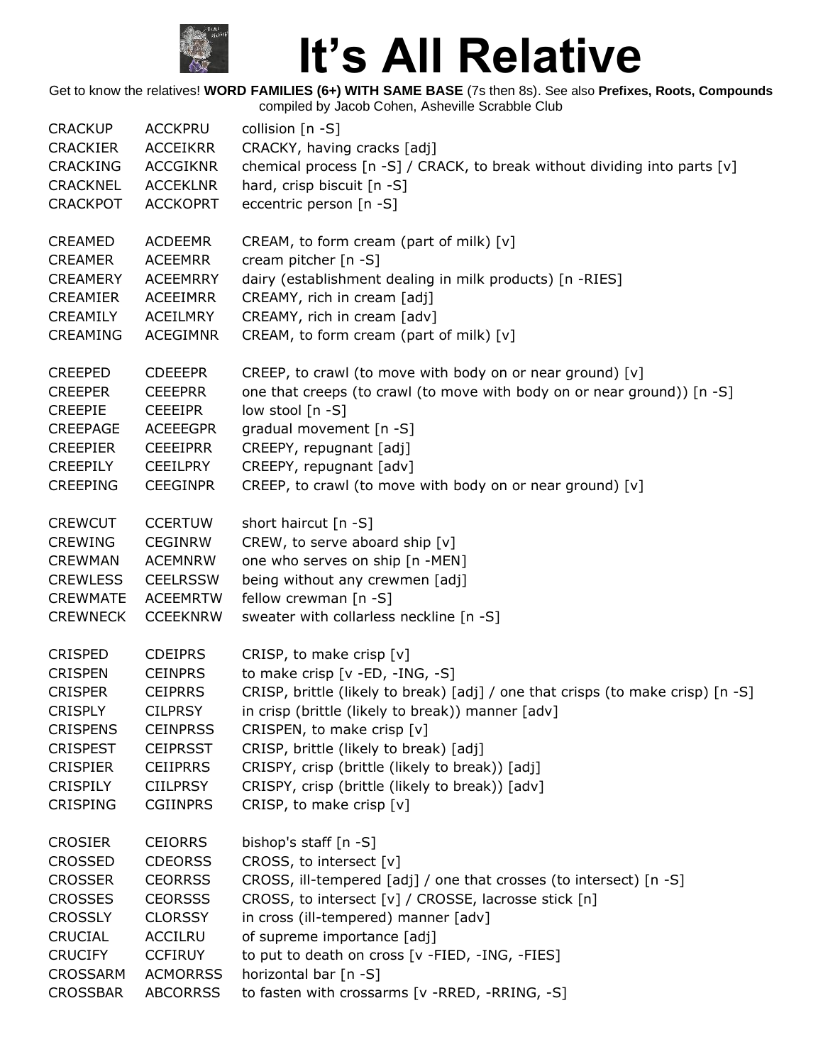# It's All Relative

Get to know the relatives! **WORD FAMILIES (6+) WITH SAME BASE** (7s then 8s). See also **Prefixes, Roots, Compounds** compiled by Jacob Cohen, Asheville Scrabble Club

| | | |
|---|---|---|
| CRACKUP | ACCKPRU | collision [n -S] |
| CRACKIER | ACCEIKRR | CRACKY, having cracks [adj] |
| CRACKING | ACCGIKNR | chemical process [n -S] / CRACK, to break without dividing into parts [v] |
| CRACKNEL | ACCEKLNR | hard, crisp biscuit [n -S] |
| CRACKPOT | ACCKOPRT | eccentric person [n -S] |
| | | |
| CREAMED | ACDEEMR | CREAM, to form cream (part of milk) [v] |
| CREAMER | ACEEMRR | cream pitcher [n -S] |
| CREAMERY | ACEEMRRY | dairy (establishment dealing in milk products) [n -RIES] |
| CREAMIER | ACEEIMRR | CREAMY, rich in cream [adj] |
| CREAMILY | ACEILMRY | CREAMY, rich in cream [adv] |
| CREAMING | ACEGIMNR | CREAM, to form cream (part of milk) [v] |
| | | |
| CREEPED | CDEEEPR | CREEP, to crawl (to move with body on or near ground) [v] |
| CREEPER | CEEEPRR | one that creeps (to crawl (to move with body on or near ground)) [n -S] |
| CREEPIE | CEEEIPR | low stool [n -S] |
| CREEPAGE | ACEEEGPR | gradual movement [n -S] |
| CREEPIER | CEEEIPRR | CREEPY, repugnant [adj] |
| CREEPILY | CEEILPRY | CREEPY, repugnant [adv] |
| CREEPING | CEEGINPR | CREEP, to crawl (to move with body on or near ground) [v] |
| | | |
| CREWCUT | CCERTUW | short haircut [n -S] |
| CREWING | CEGINRW | CREW, to serve aboard ship [v] |
| CREWMAN | ACEMNRW | one who serves on ship [n -MEN] |
| CREWLESS | CEELRSSW | being without any crewmen [adj] |
| CREWMATE | ACEEMRTW | fellow crewman [n -S] |
| CREWNECK | CCEEKNRW | sweater with collarless neckline [n -S] |
| | | |
| CRISPED | CDEIPRS | CRISP, to make crisp [v] |
| CRISPEN | CEINPRS | to make crisp [v -ED, -ING, -S] |
| CRISPER | CEIPRRS | CRISP, brittle (likely to break) [adj] / one that crisps (to make crisp) [n -S] |
| CRISPLY | CILPRSY | in crisp (brittle (likely to break)) manner [adv] |
| CRISPENS | CEINPRSS | CRISPEN, to make crisp [v] |
| CRISPEST | CEIPRSST | CRISP, brittle (likely to break) [adj] |
| CRISPIER | CEIIPRRS | CRISPY, crisp (brittle (likely to break)) [adj] |
| CRISPILY | CIILPRSY | CRISPY, crisp (brittle (likely to break)) [adv] |
| CRISPING | CGIINPRS | CRISP, to make crisp [v] |
| | | |
| CROSIER | CEIORRS | bishop's staff [n -S] |
| CROSSED | CDEORSS | CROSS, to intersect [v] |
| CROSSER | CEORRSS | CROSS, ill-tempered [adj] / one that crosses (to intersect) [n -S] |
| CROSSES | CEORSSS | CROSS, to intersect [v] / CROSSE, lacrosse stick [n] |
| CROSSLY | CLORSSY | in cross (ill-tempered) manner [adv] |
| CRUCIAL | ACCILRU | of supreme importance [adj] |
| CRUCIFY | CCFIRUY | to put to death on cross [v -FIED, -ING, -FIES] |
| CROSSARM | ACMORRSS | horizontal bar [n -S] |
| CROSSBAR | ABCORRSS | to fasten with crossarms [v -RRED, -RRING, -S] |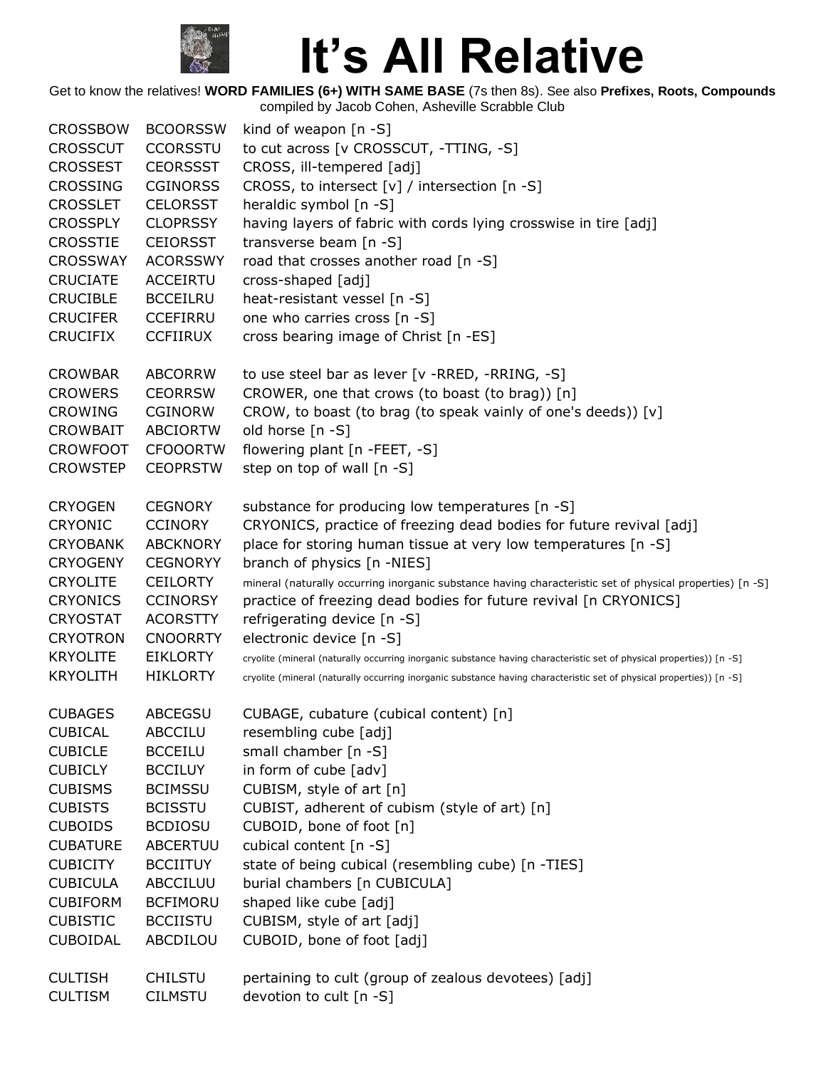# It's All Relative

Get to know the relatives! **WORD FAMILIES (6+) WITH SAME BASE** (7s then 8s). See also **Prefixes, Roots, Compounds**
compiled by Jacob Cohen, Asheville Scrabble Club

| | | |
|---|---|---|
| CROSSBOW | BCOORSSW | kind of weapon [n -S] |
| CROSSCUT | CCORSSTU | to cut across [v CROSSCUT, -TTING, -S] |
| CROSSEST | CEORSSST | CROSS, ill-tempered [adj] |
| CROSSING | CGINORSS | CROSS, to intersect [v] / intersection [n -S] |
| CROSSLET | CELORSST | heraldic symbol [n -S] |
| CROSSPLY | CLOPRSSY | having layers of fabric with cords lying crosswise in tire [adj] |
| CROSSTIE | CEIORSST | transverse beam [n -S] |
| CROSSWAY | ACORSSWY | road that crosses another road [n -S] |
| CRUCIATE | ACCEIRTU | cross-shaped [adj] |
| CRUCIBLE | BCCEILRU | heat-resistant vessel [n -S] |
| CRUCIFER | CCEFIRRU | one who carries cross [n -S] |
| CRUCIFIX | CCFIIRUX | cross bearing image of Christ [n -ES] |
| | | |
| CROWBAR | ABCORRW | to use steel bar as lever [v -RRED, -RRING, -S] |
| CROWERS | CEORRSW | CROWER, one that crows (to boast (to brag)) [n] |
| CROWING | CGINORW | CROW, to boast (to brag (to speak vainly of one's deeds)) [v] |
| CROWBAIT | ABCIORTW | old horse [n -S] |
| CROWFOOT | CFOOORTW | flowering plant [n -FEET, -S] |
| CROWSTEP | CEOPRSTW | step on top of wall [n -S] |
| | | |
| CRYOGEN | CEGNORY | substance for producing low temperatures [n -S] |
| CRYONIC | CCINORY | CRYONICS, practice of freezing dead bodies for future revival [adj] |
| CRYOBANK | ABCKNORY | place for storing human tissue at very low temperatures [n -S] |
| CRYOGENY | CEGNORYY | branch of physics [n -NIES] |
| CRYOLITE | CEILORTY | mineral (naturally occurring inorganic substance having characteristic set of physical properties) [n -S] |
| CRYONICS | CCINORSY | practice of freezing dead bodies for future revival [n CRYONICS] |
| CRYOSTAT | ACORSTTY | refrigerating device [n -S] |
| CRYOTRON | CNOORRTY | electronic device [n -S] |
| KRYOLITE | EIKLORTY | cryolite (mineral (naturally occurring inorganic substance having characteristic set of physical properties)) [n -S] |
| KRYOLITH | HIKLORTY | cryolite (mineral (naturally occurring inorganic substance having characteristic set of physical properties)) [n -S] |
| | | |
| CUBAGES | ABCEGSU | CUBAGE, cubature (cubical content) [n] |
| CUBICAL | ABCCILU | resembling cube [adj] |
| CUBICLE | BCCEILU | small chamber [n -S] |
| CUBICLY | BCCILUY | in form of cube [adv] |
| CUBISMS | BCIMSSU | CUBISM, style of art [n] |
| CUBISTS | BCISSTU | CUBIST, adherent of cubism (style of art) [n] |
| CUBOIDS | BCDIOSU | CUBOID, bone of foot [n] |
| CUBATURE | ABCERTUU | cubical content [n -S] |
| CUBICITY | BCCIITUY | state of being cubical (resembling cube) [n -TIES] |
| CUBICULA | ABCCILUU | burial chambers [n CUBICULA] |
| CUBIFORM | BCFIMORU | shaped like cube [adj] |
| CUBISTIC | BCCIISTU | CUBISM, style of art [adj] |
| CUBOIDAL | ABCDILOU | CUBOID, bone of foot [adj] |
| | | |
| CULTISH | CHILSTU | pertaining to cult (group of zealous devotees) [adj] |
| CULTISM | CILMSTU | devotion to cult [n -S] |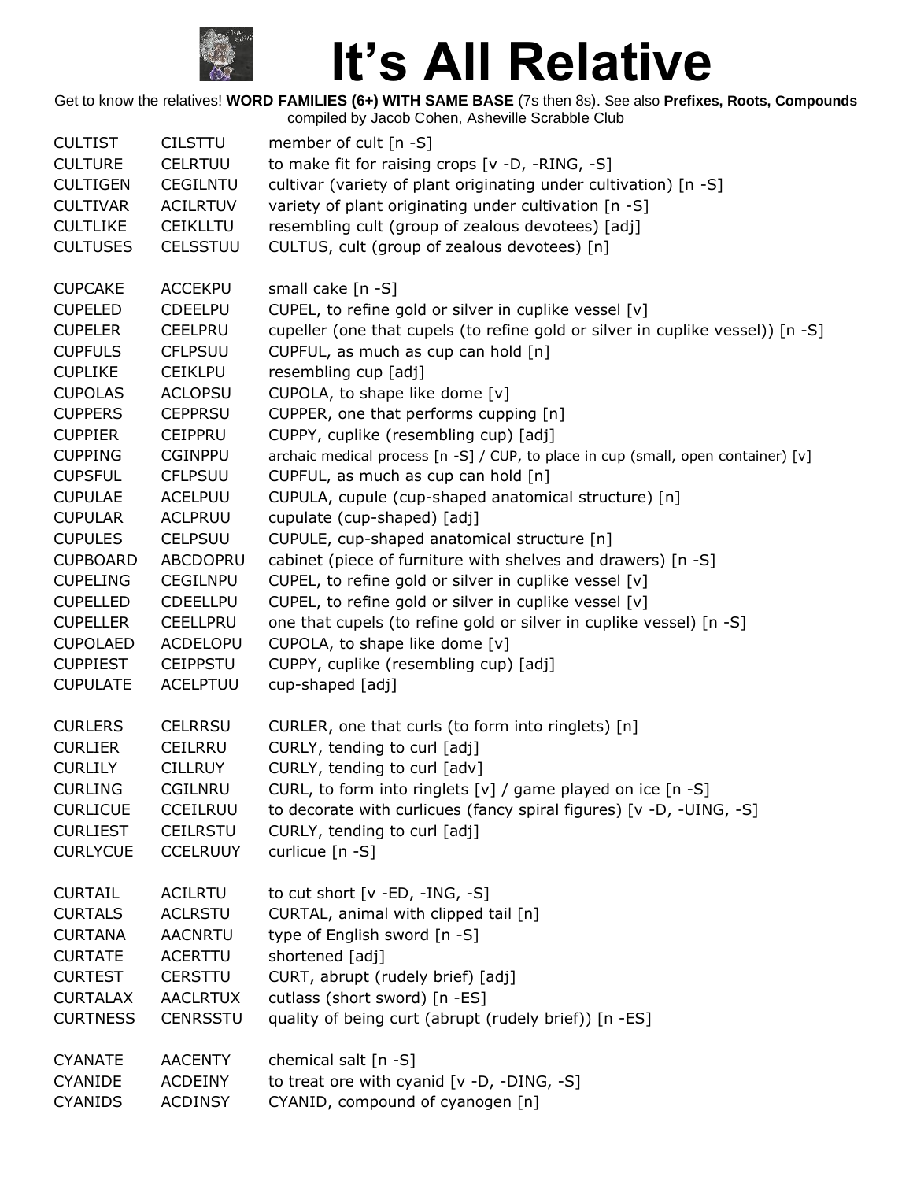# It's All Relative

Get to know the relatives! **WORD FAMILIES (6+) WITH SAME BASE** (7s then 8s). See also **Prefixes, Roots, Compounds** compiled by Jacob Cohen, Asheville Scrabble Club

| | | |
|---|---|---|
| CULTIST | CILSTTU | member of cult [n -S] |
| CULTURE | CELRTUU | to make fit for raising crops [v -D, -RING, -S] |
| CULTIGEN | CEGILNTU | cultivar (variety of plant originating under cultivation) [n -S] |
| CULTIVAR | ACILRTUV | variety of plant originating under cultivation [n -S] |
| CULTLIKE | CEIKLLTU | resembling cult (group of zealous devotees) [adj] |
| CULTUSES | CELSSTUU | CULTUS, cult (group of zealous devotees) [n] |
| | | |
| CUPCAKE | ACCEKPU | small cake [n -S] |
| CUPELED | CDEELPU | CUPEL, to refine gold or silver in cuplike vessel [v] |
| CUPELER | CEELPRU | cupeller (one that cupels (to refine gold or silver in cuplike vessel)) [n -S] |
| CUPFULS | CFLPSUU | CUPFUL, as much as cup can hold [n] |
| CUPLIKE | CEIKLPU | resembling cup [adj] |
| CUPOLAS | ACLOPSU | CUPOLA, to shape like dome [v] |
| CUPPERS | CEPPRSU | CUPPER, one that performs cupping [n] |
| CUPPIER | CEIPPRU | CUPPY, cuplike (resembling cup) [adj] |
| CUPPING | CGINPPU | archaic medical process [n -S] / CUP, to place in cup (small, open container) [v] |
| CUPSFUL | CFLPSUU | CUPFUL, as much as cup can hold [n] |
| CUPULAE | ACELPUU | CUPULA, cupule (cup-shaped anatomical structure) [n] |
| CUPULAR | ACLPRUU | cupulate (cup-shaped) [adj] |
| CUPULES | CELPSUU | CUPULE, cup-shaped anatomical structure [n] |
| CUPBOARD | ABCDOPRU | cabinet (piece of furniture with shelves and drawers) [n -S] |
| CUPELING | CEGILNPU | CUPEL, to refine gold or silver in cuplike vessel [v] |
| CUPELLED | CDEELLPU | CUPEL, to refine gold or silver in cuplike vessel [v] |
| CUPELLER | CEELLPRU | one that cupels (to refine gold or silver in cuplike vessel) [n -S] |
| CUPOLAED | ACDELOPU | CUPOLA, to shape like dome [v] |
| CUPPIEST | CEIPPSTU | CUPPY, cuplike (resembling cup) [adj] |
| CUPULATE | ACELPTUU | cup-shaped [adj] |
| | | |
| CURLERS | CELRRSU | CURLER, one that curls (to form into ringlets) [n] |
| CURLIER | CEILRRU | CURLY, tending to curl [adj] |
| CURLILY | CILLRUY | CURLY, tending to curl [adv] |
| CURLING | CGILNRU | CURL, to form into ringlets [v] / game played on ice [n -S] |
| CURLICUE | CCEILRUU | to decorate with curlicues (fancy spiral figures) [v -D, -UING, -S] |
| CURLIEST | CEILRSTU | CURLY, tending to curl [adj] |
| CURLYCUE | CCELRUUY | curlicue [n -S] |
| | | |
| CURTAIL | ACILRTU | to cut short [v -ED, -ING, -S] |
| CURTALS | ACLRSTU | CURTAL, animal with clipped tail [n] |
| CURTANA | AACNRTU | type of English sword [n -S] |
| CURTATE | ACERTTU | shortened [adj] |
| CURTEST | CERSTTU | CURT, abrupt (rudely brief) [adj] |
| CURTALAX | AACLRTUX | cutlass (short sword) [n -ES] |
| CURTNESS | CENRSSTU | quality of being curt (abrupt (rudely brief)) [n -ES] |
| | | |
| CYANATE | AACENTY | chemical salt [n -S] |
| CYANIDE | ACDEINY | to treat ore with cyanid [v -D, -DING, -S] |
| CYANIDS | ACDINSY | CYANID, compound of cyanogen [n] |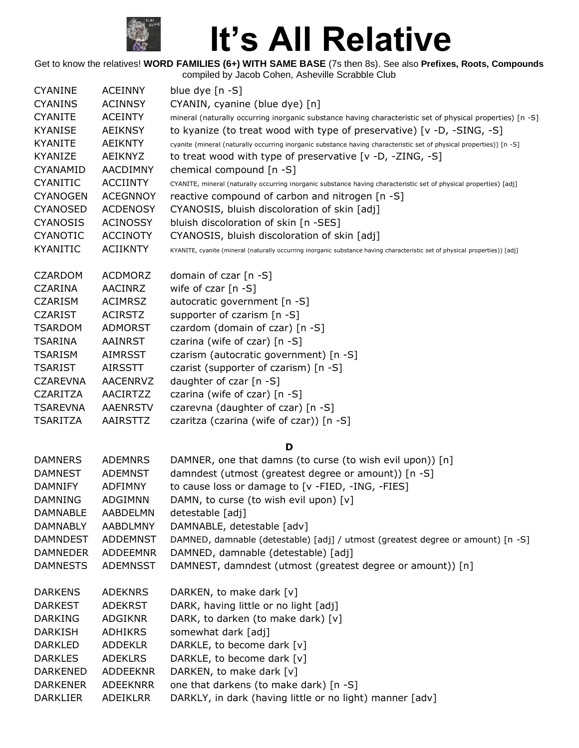# It's All Relative

Get to know the relatives! **WORD FAMILIES (6+) WITH SAME BASE** (7s then 8s). See also **Prefixes, Roots, Compounds**
compiled by Jacob Cohen, Asheville Scrabble Club

| | | |
|---|---|---|
| CYANINE | ACEINNY | blue dye [n -S] |
| CYANINS | ACINNSY | CYANIN, cyanine (blue dye) [n] |
| CYANITE | ACEINTY | mineral (naturally occurring inorganic substance having characteristic set of physical properties) [n -S] |
| KYANISE | AEIKNSY | to kyanize (to treat wood with type of preservative) [v -D, -SING, -S] |
| KYANITE | AEIKNTY | cyanite (mineral (naturally occurring inorganic substance having characteristic set of physical properties)) [n -S] |
| KYANIZE | AEIKNYZ | to treat wood with type of preservative [v -D, -ZING, -S] |
| CYANAMID | AACDIMNY | chemical compound [n -S] |
| CYANITIC | ACCIINTY | CYANITE, mineral (naturally occurring inorganic substance having characteristic set of physical properties) [adj] |
| CYANOGEN | ACEGNNOY | reactive compound of carbon and nitrogen [n -S] |
| CYANOSED | ACDENOSY | CYANOSIS, bluish discoloration of skin [adj] |
| CYANOSIS | ACINOSSY | bluish discoloration of skin [n -SES] |
| CYANOTIC | ACCINOTY | CYANOSIS, bluish discoloration of skin [adj] |
| KYANITIC | ACIIKNTY | KYANITE, cyanite (mineral (naturally occurring inorganic substance having characteristic set of physical properties)) [adj] |
| | | |
| CZARDOM | ACDMORZ | domain of czar [n -S] |
| CZARINA | AACINRZ | wife of czar [n -S] |
| CZARISM | ACIMRSZ | autocratic government [n -S] |
| CZARIST | ACIRSTZ | supporter of czarism [n -S] |
| TSARDOM | ADMORST | czardom (domain of czar) [n -S] |
| TSARINA | AAINRST | czarina (wife of czar) [n -S] |
| TSARISM | AIMRSST | czarism (autocratic government) [n -S] |
| TSARIST | AIRSSTT | czarist (supporter of czarism) [n -S] |
| CZAREVNA | AACENRVZ | daughter of czar [n -S] |
| CZARITZA | AACIRTZZ | czarina (wife of czar) [n -S] |
| TSAREVNA | AAENRSTV | czarevna (daughter of czar) [n -S] |
| TSARITZA | AAIRSTTZ | czaritza (czarina (wife of czar)) [n -S] |

## D

| | | |
|---|---|---|
| DAMNERS | ADEMNRS | DAMNER, one that damns (to curse (to wish evil upon)) [n] |
| DAMNEST | ADEMNST | damndest (utmost (greatest degree or amount)) [n -S] |
| DAMNIFY | ADFIMNY | to cause loss or damage to [v -FIED, -ING, -FIES] |
| DAMNING | ADGIMNN | DAMN, to curse (to wish evil upon) [v] |
| DAMNABLE | AABDELMN | detestable [adj] |
| DAMNABLY | AABDLMNY | DAMNABLE, detestable [adv] |
| DAMNDEST | ADDEMNST | DAMNED, damnable (detestable) [adj] / utmost (greatest degree or amount) [n -S] |
| DAMNEDER | ADDEEMNR | DAMNED, damnable (detestable) [adj] |
| DAMNESTS | ADEMNSST | DAMNEST, damndest (utmost (greatest degree or amount)) [n] |
| | | |
| DARKENS | ADEKNRS | DARKEN, to make dark [v] |
| DARKEST | ADEKRST | DARK, having little or no light [adj] |
| DARKING | ADGIKNR | DARK, to darken (to make dark) [v] |
| DARKISH | ADHIKRS | somewhat dark [adj] |
| DARKLED | ADDEKLR | DARKLE, to become dark [v] |
| DARKLES | ADEKLRS | DARKLE, to become dark [v] |
| DARKENED | ADDEEKNR | DARKEN, to make dark [v] |
| DARKENER | ADEEKNRR | one that darkens (to make dark) [n -S] |
| DARKLIER | ADEIKLRR | DARKLY, in dark (having little or no light) manner [adv] |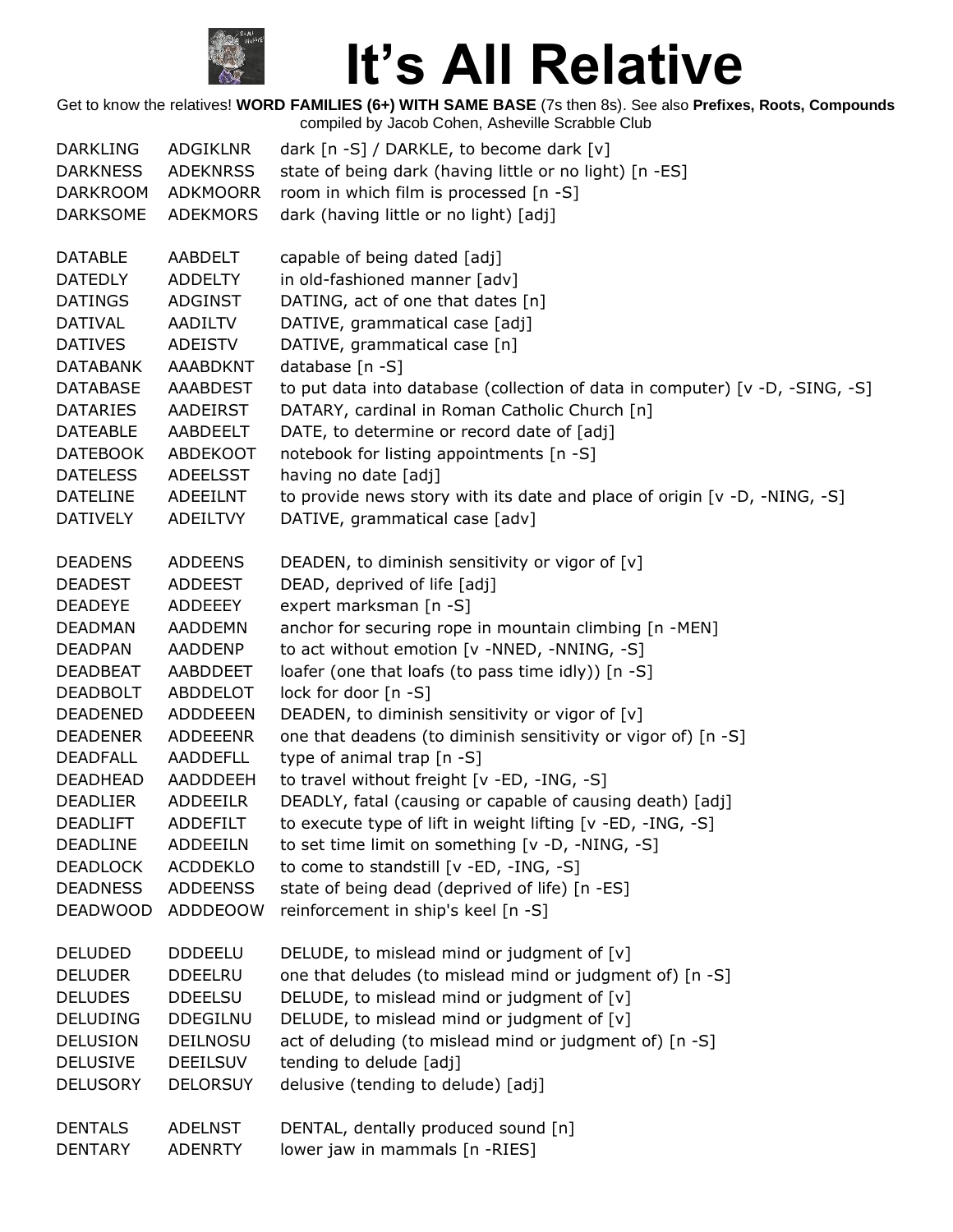# It's All Relative

Get to know the relatives! **WORD FAMILIES (6+) WITH SAME BASE** (7s then 8s). See also **Prefixes, Roots, Compounds** compiled by Jacob Cohen, Asheville Scrabble Club

| | | |
|---|---|---|
| DARKLING | ADGIKLNR | dark [n -S] / DARKLE, to become dark [v] |
| DARKNESS | ADEKNRSS | state of being dark (having little or no light) [n -ES] |
| DARKROOM | ADKMOORR | room in which film is processed [n -S] |
| DARKSOME | ADEKMORS | dark (having little or no light) [adj] |
| | | |
| DATABLE | AABDELT | capable of being dated [adj] |
| DATEDLY | ADDELTY | in old-fashioned manner [adv] |
| DATINGS | ADGINST | DATING, act of one that dates [n] |
| DATIVAL | AADILTV | DATIVE, grammatical case [adj] |
| DATIVES | ADEISTV | DATIVE, grammatical case [n] |
| DATABANK | AAABDKNT | database [n -S] |
| DATABASE | AAABDEST | to put data into database (collection of data in computer) [v -D, -SING, -S] |
| DATARIES | AADEIRST | DATARY, cardinal in Roman Catholic Church [n] |
| DATEABLE | AABDEELT | DATE, to determine or record date of [adj] |
| DATEBOOK | ABDEKOOT | notebook for listing appointments [n -S] |
| DATELESS | ADEELSST | having no date [adj] |
| DATELINE | ADEEILNT | to provide news story with its date and place of origin [v -D, -NING, -S] |
| DATIVELY | ADEILTVY | DATIVE, grammatical case [adv] |
| | | |
| DEADENS | ADDEENS | DEADEN, to diminish sensitivity or vigor of [v] |
| DEADEST | ADDEEST | DEAD, deprived of life [adj] |
| DEADEYE | ADDEEEY | expert marksman [n -S] |
| DEADMAN | AADDEMN | anchor for securing rope in mountain climbing [n -MEN] |
| DEADPAN | AADDENP | to act without emotion [v -NNED, -NNING, -S] |
| DEADBEAT | AABDDEET | loafer (one that loafs (to pass time idly)) [n -S] |
| DEADBOLT | ABDDELOT | lock for door [n -S] |
| DEADENED | ADDDEEEN | DEADEN, to diminish sensitivity or vigor of [v] |
| DEADENER | ADDEEENR | one that deadens (to diminish sensitivity or vigor of) [n -S] |
| DEADFALL | AADDEFLL | type of animal trap [n -S] |
| DEADHEAD | AADDDEEH | to travel without freight [v -ED, -ING, -S] |
| DEADLIER | ADDEEILR | DEADLY, fatal (causing or capable of causing death) [adj] |
| DEADLIFT | ADDEFILT | to execute type of lift in weight lifting [v -ED, -ING, -S] |
| DEADLINE | ADDEEILN | to set time limit on something [v -D, -NING, -S] |
| DEADLOCK | ACDDEKLO | to come to standstill [v -ED, -ING, -S] |
| DEADNESS | ADDEENSS | state of being dead (deprived of life) [n -ES] |
| DEADWOOD | ADDDEOOW | reinforcement in ship's keel [n -S] |
| | | |
| DELUDED | DDDEELU | DELUDE, to mislead mind or judgment of [v] |
| DELUDER | DDEELRU | one that deludes (to mislead mind or judgment of) [n -S] |
| DELUDES | DDEELSU | DELUDE, to mislead mind or judgment of [v] |
| DELUDING | DDEGILNU | DELUDE, to mislead mind or judgment of [v] |
| DELUSION | DEILNOSU | act of deluding (to mislead mind or judgment of) [n -S] |
| DELUSIVE | DEEILSUV | tending to delude [adj] |
| DELUSORY | DELORSUY | delusive (tending to delude) [adj] |
| | | |
| DENTALS | ADELNST | DENTAL, dentally produced sound [n] |
| DENTARY | ADENRTY | lower jaw in mammals [n -RIES] |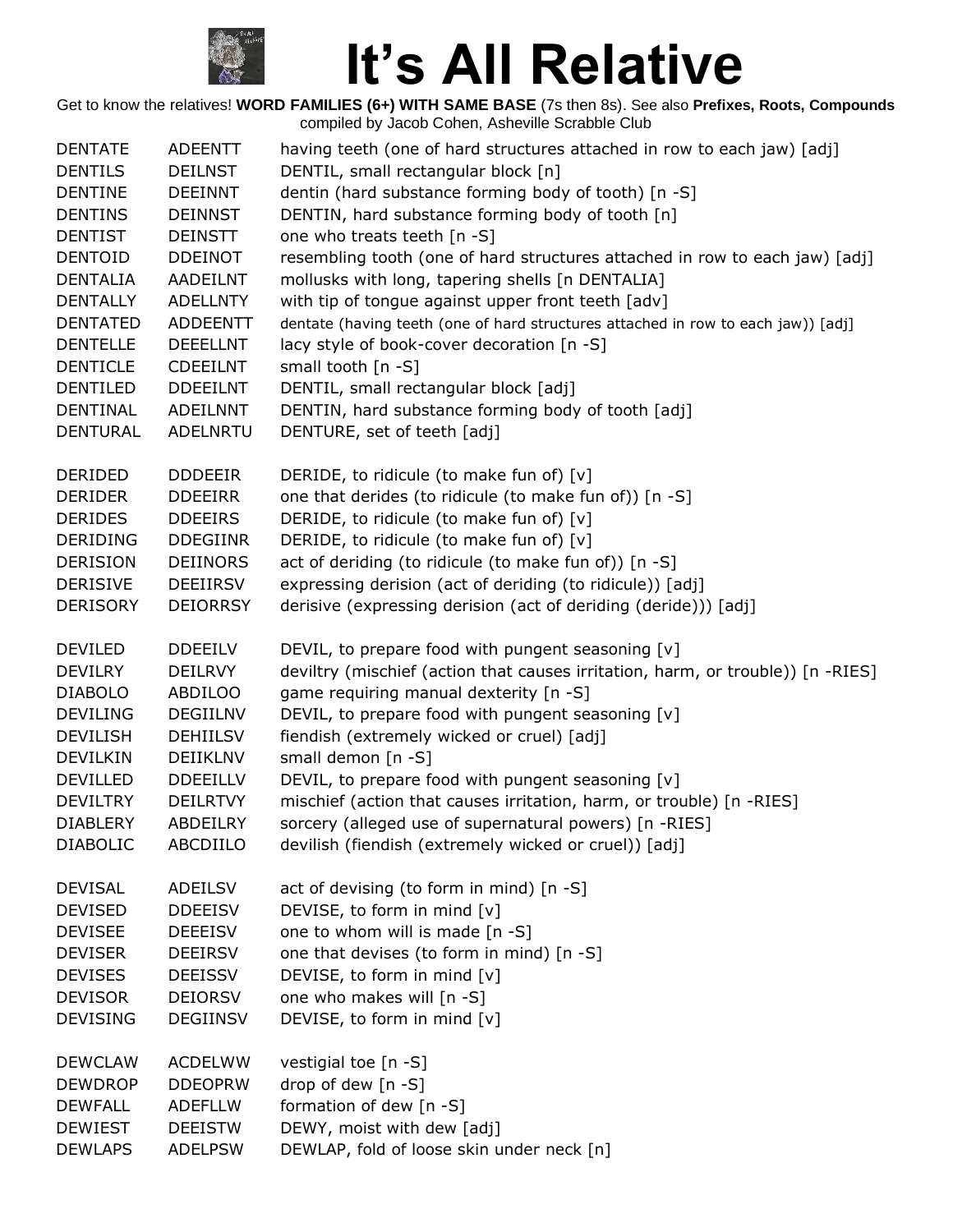# It's All Relative

Get to know the relatives! **WORD FAMILIES (6+) WITH SAME BASE** (7s then 8s). See also **Prefixes, Roots, Compounds**
compiled by Jacob Cohen, Asheville Scrabble Club

| | | |
|---|---|---|
| DENTATE | ADEENTT | having teeth (one of hard structures attached in row to each jaw) [adj] |
| DENTILS | DEILNST | DENTIL, small rectangular block [n] |
| DENTINE | DEEINNT | dentin (hard substance forming body of tooth) [n -S] |
| DENTINS | DEINNST | DENTIN, hard substance forming body of tooth [n] |
| DENTIST | DEINSTT | one who treats teeth [n -S] |
| DENTOID | DDEINOT | resembling tooth (one of hard structures attached in row to each jaw) [adj] |
| DENTALIA | AADEILNT | mollusks with long, tapering shells [n DENTALIA] |
| DENTALLY | ADELLNTY | with tip of tongue against upper front teeth [adv] |
| DENTATED | ADDEENTT | dentate (having teeth (one of hard structures attached in row to each jaw)) [adj] |
| DENTELLE | DEEELLNT | lacy style of book-cover decoration [n -S] |
| DENTICLE | CDEEILNT | small tooth [n -S] |
| DENTILED | DDEEILNT | DENTIL, small rectangular block [adj] |
| DENTINAL | ADEILNNT | DENTIN, hard substance forming body of tooth [adj] |
| DENTURAL | ADELNRTU | DENTURE, set of teeth [adj] |
| | | |
| DERIDED | DDDEEIR | DERIDE, to ridicule (to make fun of) [v] |
| DERIDER | DDEEIRR | one that derides (to ridicule (to make fun of)) [n -S] |
| DERIDES | DDEEIRS | DERIDE, to ridicule (to make fun of) [v] |
| DERIDING | DDEGIINR | DERIDE, to ridicule (to make fun of) [v] |
| DERISION | DEIINORS | act of deriding (to ridicule (to make fun of)) [n -S] |
| DERISIVE | DEEIIRSV | expressing derision (act of deriding (to ridicule)) [adj] |
| DERISORY | DEIORRSY | derisive (expressing derision (act of deriding (deride))) [adj] |
| | | |
| DEVILED | DDEEILV | DEVIL, to prepare food with pungent seasoning [v] |
| DEVILRY | DEILRVY | deviltry (mischief (action that causes irritation, harm, or trouble)) [n -RIES] |
| DIABOLO | ABDILOO | game requiring manual dexterity [n -S] |
| DEVILING | DEGIILNV | DEVIL, to prepare food with pungent seasoning [v] |
| DEVILISH | DEHIILSV | fiendish (extremely wicked or cruel) [adj] |
| DEVILKIN | DEIIKLNV | small demon [n -S] |
| DEVILLED | DDEEILLV | DEVIL, to prepare food with pungent seasoning [v] |
| DEVILTRY | DEILRTVY | mischief (action that causes irritation, harm, or trouble) [n -RIES] |
| DIABLERY | ABDEILRY | sorcery (alleged use of supernatural powers) [n -RIES] |
| DIABOLIC | ABCDIILO | devilish (fiendish (extremely wicked or cruel)) [adj] |
| | | |
| DEVISAL | ADEILSV | act of devising (to form in mind) [n -S] |
| DEVISED | DDEEISV | DEVISE, to form in mind [v] |
| DEVISEE | DEEEISV | one to whom will is made [n -S] |
| DEVISER | DEEIRSV | one that devises (to form in mind) [n -S] |
| DEVISES | DEEISSV | DEVISE, to form in mind [v] |
| DEVISOR | DEIORSV | one who makes will [n -S] |
| DEVISING | DEGIINSV | DEVISE, to form in mind [v] |
| | | |
| DEWCLAW | ACDELWW | vestigial toe [n -S] |
| DEWDROP | DDEOPRW | drop of dew [n -S] |
| DEWFALL | ADEFLLW | formation of dew [n -S] |
| DEWIEST | DEEISTW | DEWY, moist with dew [adj] |
| DEWLAPS | ADELPSW | DEWLAP, fold of loose skin under neck [n] |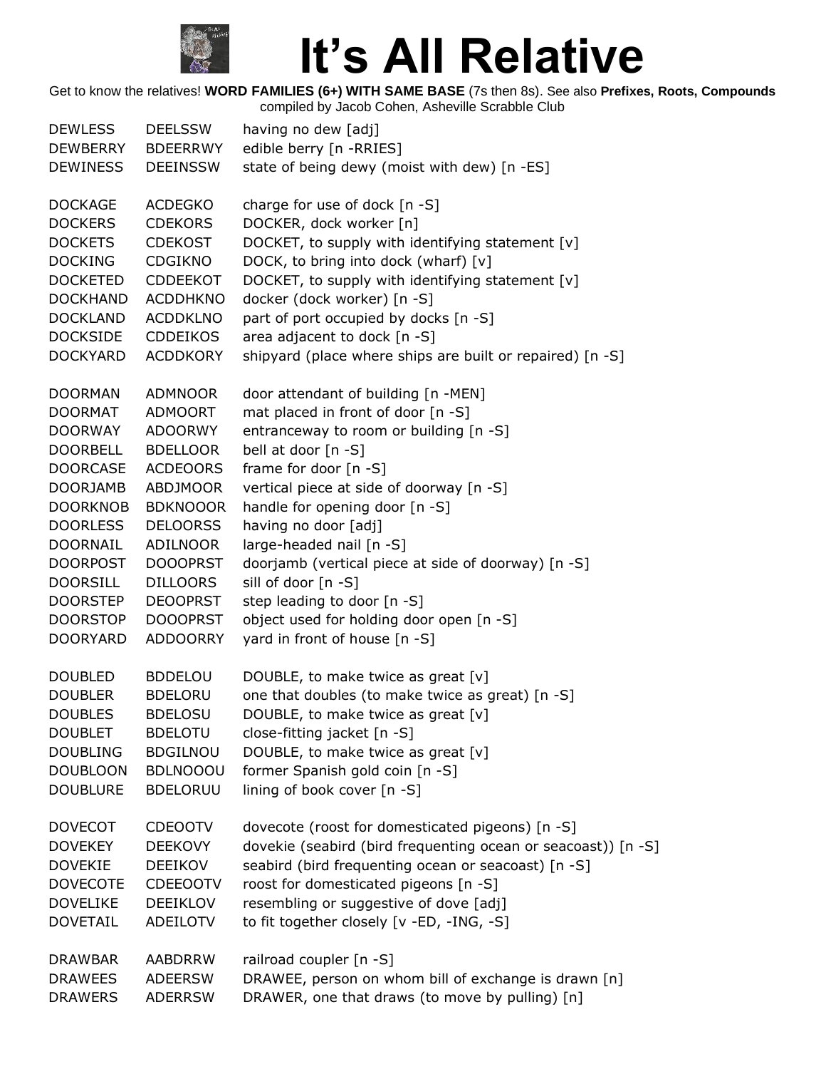# It's All Relative

Get to know the relatives! **WORD FAMILIES (6+) WITH SAME BASE** (7s then 8s). See also **Prefixes, Roots, Compounds**
compiled by Jacob Cohen, Asheville Scrabble Club

| | | |
|---|---|---|
| DEWLESS | DEELSSW | having no dew [adj] |
| DEWBERRY | BDEERRWY | edible berry [n -RRIES] |
| DEWINESS | DEEINSSW | state of being dewy (moist with dew) [n -ES] |
| | | |
| DOCKAGE | ACDEGKO | charge for use of dock [n -S] |
| DOCKERS | CDEKORS | DOCKER, dock worker [n] |
| DOCKETS | CDEKOST | DOCKET, to supply with identifying statement [v] |
| DOCKING | CDGIKNO | DOCK, to bring into dock (wharf) [v] |
| DOCKETED | CDDEEKOT | DOCKET, to supply with identifying statement [v] |
| DOCKHAND | ACDDHKNO | docker (dock worker) [n -S] |
| DOCKLAND | ACDDKLNO | part of port occupied by docks [n -S] |
| DOCKSIDE | CDDEIKOS | area adjacent to dock [n -S] |
| DOCKYARD | ACDDKORY | shipyard (place where ships are built or repaired) [n -S] |
| | | |
| DOORMAN | ADMNOOR | door attendant of building [n -MEN] |
| DOORMAT | ADMOORT | mat placed in front of door [n -S] |
| DOORWAY | ADOORWY | entranceway to room or building [n -S] |
| DOORBELL | BDELLOOR | bell at door [n -S] |
| DOORCASE | ACDEOORS | frame for door [n -S] |
| DOORJAMB | ABDJMOOR | vertical piece at side of doorway [n -S] |
| DOORKNOB | BDKNOOOR | handle for opening door [n -S] |
| DOORLESS | DELOORSS | having no door [adj] |
| DOORNAIL | ADILNOOR | large-headed nail [n -S] |
| DOORPOST | DOOOPRST | doorjamb (vertical piece at side of doorway) [n -S] |
| DOORSILL | DILLOORS | sill of door [n -S] |
| DOORSTEP | DEOOPRST | step leading to door [n -S] |
| DOORSTOP | DOOOPRST | object used for holding door open [n -S] |
| DOORYARD | ADDOORRY | yard in front of house [n -S] |
| | | |
| DOUBLED | BDDELOU | DOUBLE, to make twice as great [v] |
| DOUBLER | BDELORU | one that doubles (to make twice as great) [n -S] |
| DOUBLES | BDELOSU | DOUBLE, to make twice as great [v] |
| DOUBLET | BDELOTU | close-fitting jacket [n -S] |
| DOUBLING | BDGILNOU | DOUBLE, to make twice as great [v] |
| DOUBLOON | BDLNOOOU | former Spanish gold coin [n -S] |
| DOUBLURE | BDELORUU | lining of book cover [n -S] |
| | | |
| DOVECOT | CDEOOTV | dovecote (roost for domesticated pigeons) [n -S] |
| DOVEKEY | DEEKOVY | dovekie (seabird (bird frequenting ocean or seacoast)) [n -S] |
| DOVEKIE | DEEIKOV | seabird (bird frequenting ocean or seacoast) [n -S] |
| DOVECOTE | CDEEOOTV | roost for domesticated pigeons [n -S] |
| DOVELIKE | DEEIKLOV | resembling or suggestive of dove [adj] |
| DOVETAIL | ADEILOTV | to fit together closely [v -ED, -ING, -S] |
| | | |
| DRAWBAR | AABDRRW | railroad coupler [n -S] |
| DRAWEES | ADEERSW | DRAWEE, person on whom bill of exchange is drawn [n] |
| DRAWERS | ADERRSW | DRAWER, one that draws (to move by pulling) [n] |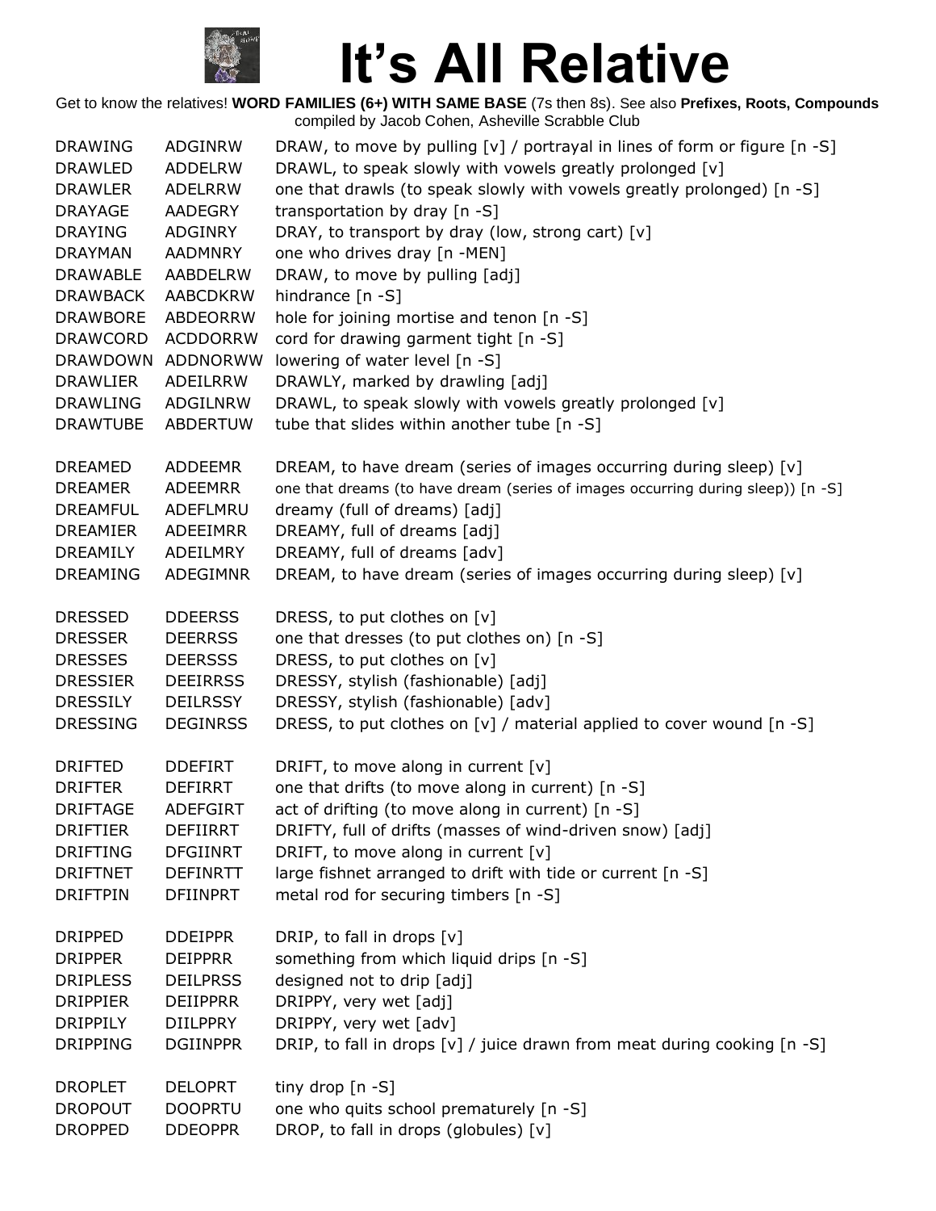# It's All Relative

Get to know the relatives! **WORD FAMILIES (6+) WITH SAME BASE** (7s then 8s). See also **Prefixes, Roots, Compounds** compiled by Jacob Cohen, Asheville Scrabble Club

| | | |
|---|---|---|
| DRAWING | ADGINRW | DRAW, to move by pulling [v] / portrayal in lines of form or figure [n -S] |
| DRAWLED | ADDELRW | DRAWL, to speak slowly with vowels greatly prolonged [v] |
| DRAWLER | ADELRRW | one that drawls (to speak slowly with vowels greatly prolonged) [n -S] |
| DRAYAGE | AADEGRY | transportation by dray [n -S] |
| DRAYING | ADGINRY | DRAY, to transport by dray (low, strong cart) [v] |
| DRAYMAN | AADMNRY | one who drives dray [n -MEN] |
| DRAWABLE | AABDELRW | DRAW, to move by pulling [adj] |
| DRAWBACK | AABCDKRW | hindrance [n -S] |
| DRAWBORE | ABDEORRW | hole for joining mortise and tenon [n -S] |
| DRAWCORD | ACDDORRW | cord for drawing garment tight [n -S] |
| DRAWDOWN | ADDNORWW | lowering of water level [n -S] |
| DRAWLIER | ADEILRRW | DRAWLY, marked by drawling [adj] |
| DRAWLING | ADGILNRW | DRAWL, to speak slowly with vowels greatly prolonged [v] |
| DRAWTUBE | ABDERTUW | tube that slides within another tube [n -S] |
| | | |
| DREAMED | ADDEEMR | DREAM, to have dream (series of images occurring during sleep) [v] |
| DREAMER | ADEEMRR | one that dreams (to have dream (series of images occurring during sleep)) [n -S] |
| DREAMFUL | ADEFLMRU | dreamy (full of dreams) [adj] |
| DREAMIER | ADEEIMRR | DREAMY, full of dreams [adj] |
| DREAMILY | ADEILMRY | DREAMY, full of dreams [adv] |
| DREAMING | ADEGIMNR | DREAM, to have dream (series of images occurring during sleep) [v] |
| | | |
| DRESSED | DDEERSS | DRESS, to put clothes on [v] |
| DRESSER | DEERRSS | one that dresses (to put clothes on) [n -S] |
| DRESSES | DEERSSS | DRESS, to put clothes on [v] |
| DRESSIER | DEEIRRSS | DRESSY, stylish (fashionable) [adj] |
| DRESSILY | DEILRSSY | DRESSY, stylish (fashionable) [adv] |
| DRESSING | DEGINRSS | DRESS, to put clothes on [v] / material applied to cover wound [n -S] |
| | | |
| DRIFTED | DDEFIRT | DRIFT, to move along in current [v] |
| DRIFTER | DEFIRRT | one that drifts (to move along in current) [n -S] |
| DRIFTAGE | ADEFGIRT | act of drifting (to move along in current) [n -S] |
| DRIFTIER | DEFIIRRT | DRIFTY, full of drifts (masses of wind-driven snow) [adj] |
| DRIFTING | DFGIINRT | DRIFT, to move along in current [v] |
| DRIFTNET | DEFINRTT | large fishnet arranged to drift with tide or current [n -S] |
| DRIFTPIN | DFIINPRT | metal rod for securing timbers [n -S] |
| | | |
| DRIPPED | DDEIPPR | DRIP, to fall in drops [v] |
| DRIPPER | DEIPPRR | something from which liquid drips [n -S] |
| DRIPLESS | DEILPRSS | designed not to drip [adj] |
| DRIPPIER | DEIIPPRR | DRIPPY, very wet [adj] |
| DRIPPILY | DIILPPRY | DRIPPY, very wet [adv] |
| DRIPPING | DGIINPPR | DRIP, to fall in drops [v] / juice drawn from meat during cooking [n -S] |
| | | |
| DROPLET | DELOPRT | tiny drop [n -S] |
| DROPOUT | DOOPRTU | one who quits school prematurely [n -S] |
| DROPPED | DDEOPPR | DROP, to fall in drops (globules) [v] |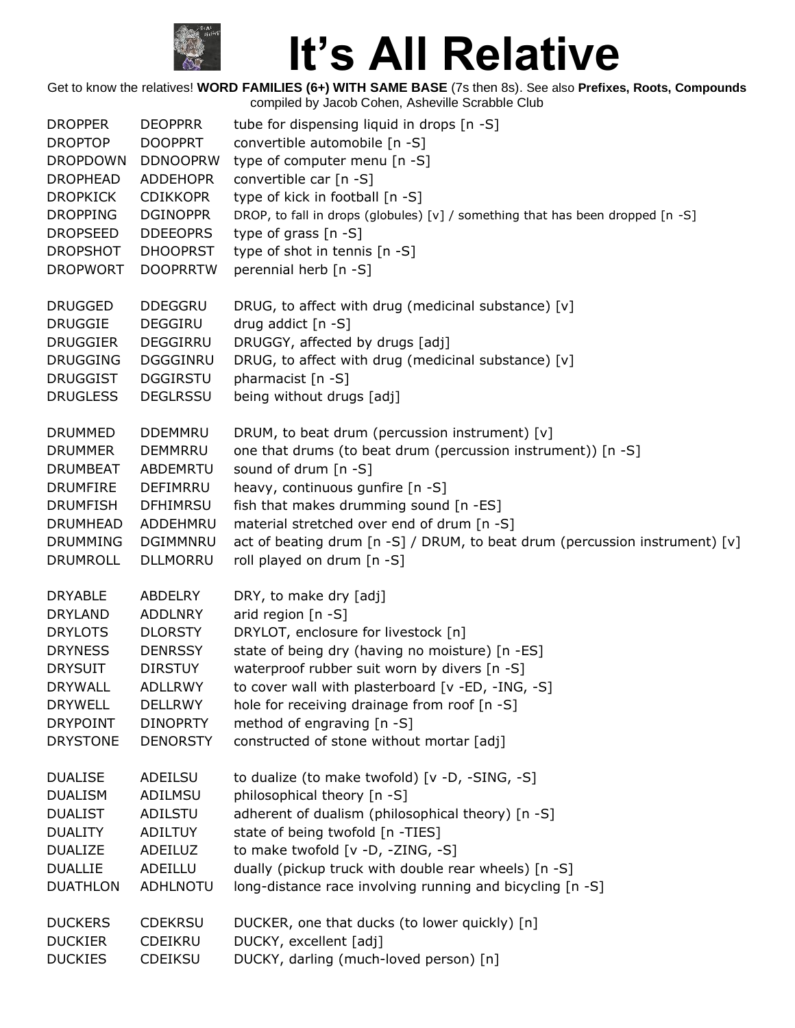# It's All Relative

Get to know the relatives! **WORD FAMILIES (6+) WITH SAME BASE** (7s then 8s). See also **Prefixes, Roots, Compounds**
compiled by Jacob Cohen, Asheville Scrabble Club

| | | |
|---|---|---|
| DROPPER | DEOPPRR | tube for dispensing liquid in drops [n -S] |
| DROPTOP | DOOPPRT | convertible automobile [n -S] |
| DROPDOWN | DDNOOPRW | type of computer menu [n -S] |
| DROPHEAD | ADDEHOPR | convertible car [n -S] |
| DROPKICK | CDIKKOPR | type of kick in football [n -S] |
| DROPPING | DGINOPPR | DROP, to fall in drops (globules) [v] / something that has been dropped [n -S] |
| DROPSEED | DDEEOPRS | type of grass [n -S] |
| DROPSHOT | DHOOPRST | type of shot in tennis [n -S] |
| DROPWORT | DOOPRRTW | perennial herb [n -S] |
| | | |
| DRUGGED | DDEGGRU | DRUG, to affect with drug (medicinal substance) [v] |
| DRUGGIE | DEGGIRU | drug addict [n -S] |
| DRUGGIER | DEGGIRRU | DRUGGY, affected by drugs [adj] |
| DRUGGING | DGGGINRU | DRUG, to affect with drug (medicinal substance) [v] |
| DRUGGIST | DGGIRSTU | pharmacist [n -S] |
| DRUGLESS | DEGLRSSU | being without drugs [adj] |
| | | |
| DRUMMED | DDEMMRU | DRUM, to beat drum (percussion instrument) [v] |
| DRUMMER | DEMMRRU | one that drums (to beat drum (percussion instrument)) [n -S] |
| DRUMBEAT | ABDEMRTU | sound of drum [n -S] |
| DRUMFIRE | DEFIMRRU | heavy, continuous gunfire [n -S] |
| DRUMFISH | DFHIMRSU | fish that makes drumming sound [n -ES] |
| DRUMHEAD | ADDEHMRU | material stretched over end of drum [n -S] |
| DRUMMING | DGIMMNRU | act of beating drum [n -S] / DRUM, to beat drum (percussion instrument) [v] |
| DRUMROLL | DLLMORRU | roll played on drum [n -S] |
| | | |
| DRYABLE | ABDELRY | DRY, to make dry [adj] |
| DRYLAND | ADDLNRY | arid region [n -S] |
| DRYLOTS | DLORSTY | DRYLOT, enclosure for livestock [n] |
| DRYNESS | DENRSSY | state of being dry (having no moisture) [n -ES] |
| DRYSUIT | DIRSTUY | waterproof rubber suit worn by divers [n -S] |
| DRYWALL | ADLLRWY | to cover wall with plasterboard [v -ED, -ING, -S] |
| DRYWELL | DELLRWY | hole for receiving drainage from roof [n -S] |
| DRYPOINT | DINOPRTY | method of engraving [n -S] |
| DRYSTONE | DENORSTY | constructed of stone without mortar [adj] |
| | | |
| DUALISE | ADEILSU | to dualize (to make twofold) [v -D, -SING, -S] |
| DUALISM | ADILMSU | philosophical theory [n -S] |
| DUALIST | ADILSTU | adherent of dualism (philosophical theory) [n -S] |
| DUALITY | ADILTUY | state of being twofold [n -TIES] |
| DUALIZE | ADEILUZ | to make twofold [v -D, -ZING, -S] |
| DUALLIE | ADEILLU | dually (pickup truck with double rear wheels) [n -S] |
| DUATHLON | ADHLNOTU | long-distance race involving running and bicycling [n -S] |
| | | |
| DUCKERS | CDEKRSU | DUCKER, one that ducks (to lower quickly) [n] |
| DUCKIER | CDEIKRU | DUCKY, excellent [adj] |
| DUCKIES | CDEIKSU | DUCKY, darling (much-loved person) [n] |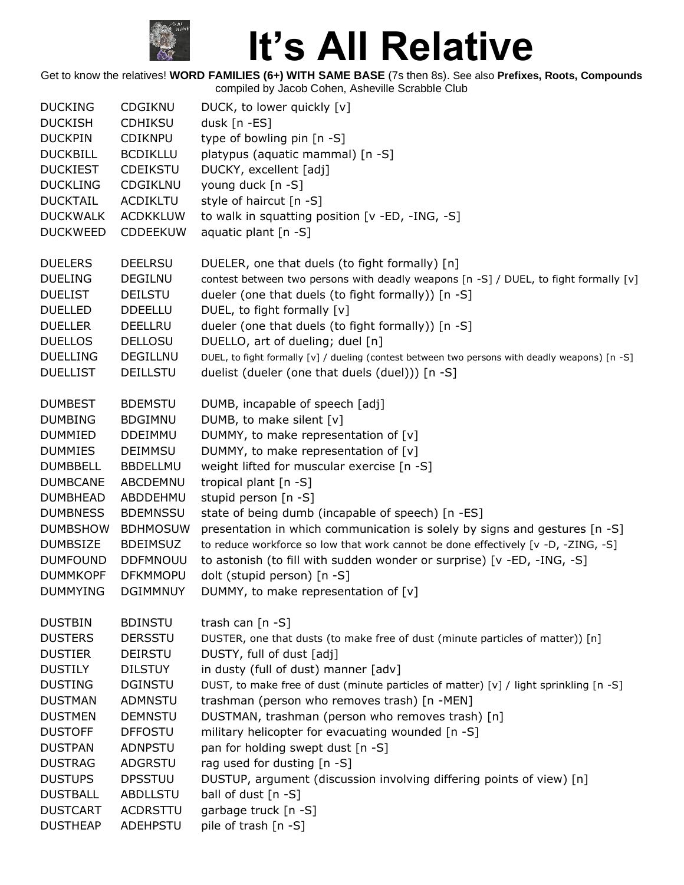# It's All Relative

Get to know the relatives! **WORD FAMILIES (6+) WITH SAME BASE** (7s then 8s). See also **Prefixes, Roots, Compounds**
compiled by Jacob Cohen, Asheville Scrabble Club

| | | |
|---|---|---|
| DUCKING | CDGIKNU | DUCK, to lower quickly [v] |
| DUCKISH | CDHIKSU | dusk [n -ES] |
| DUCKPIN | CDIKNPU | type of bowling pin [n -S] |
| DUCKBILL | BCDIKLLU | platypus (aquatic mammal) [n -S] |
| DUCKIEST | CDEIKSTU | DUCKY, excellent [adj] |
| DUCKLING | CDGIKLNU | young duck [n -S] |
| DUCKTAIL | ACDIKLTU | style of haircut [n -S] |
| DUCKWALK | ACDKKLUW | to walk in squatting position [v -ED, -ING, -S] |
| DUCKWEED | CDDEEKUW | aquatic plant [n -S] |
| | | |
| DUELERS | DEELRSU | DUELER, one that duels (to fight formally) [n] |
| DUELING | DEGILNU | contest between two persons with deadly weapons [n -S] / DUEL, to fight formally [v] |
| DUELIST | DEILSTU | dueler (one that duels (to fight formally)) [n -S] |
| DUELLED | DDEELLU | DUEL, to fight formally [v] |
| DUELLER | DEELLRU | dueler (one that duels (to fight formally)) [n -S] |
| DUELLOS | DELLOSU | DUELLO, art of dueling; duel [n] |
| DUELLING | DEGILLNU | DUEL, to fight formally [v] / dueling (contest between two persons with deadly weapons) [n -S] |
| DUELLIST | DEILLSTU | duelist (dueler (one that duels (duel))) [n -S] |
| | | |
| DUMBEST | BDEMSTU | DUMB, incapable of speech [adj] |
| DUMBING | BDGIMNU | DUMB, to make silent [v] |
| DUMMIED | DDEIMMU | DUMMY, to make representation of [v] |
| DUMMIES | DEIMMSU | DUMMY, to make representation of [v] |
| DUMBBELL | BBDELLMU | weight lifted for muscular exercise [n -S] |
| DUMBCANE | ABCDEMNU | tropical plant [n -S] |
| DUMBHEAD | ABDDEHMU | stupid person [n -S] |
| DUMBNESS | BDEMNSSU | state of being dumb (incapable of speech) [n -ES] |
| DUMBSHOW | BDHMOSUW | presentation in which communication is solely by signs and gestures [n -S] |
| DUMBSIZE | BDEIMSUZ | to reduce workforce so low that work cannot be done effectively [v -D, -ZING, -S] |
| DUMFOUND | DDFMNOUU | to astonish (to fill with sudden wonder or surprise) [v -ED, -ING, -S] |
| DUMMKOPF | DFKMMOPU | dolt (stupid person) [n -S] |
| DUMMYING | DGIMMNUY | DUMMY, to make representation of [v] |
| | | |
| DUSTBIN | BDINSTU | trash can [n -S] |
| DUSTERS | DERSSTU | DUSTER, one that dusts (to make free of dust (minute particles of matter)) [n] |
| DUSTIER | DEIRSTU | DUSTY, full of dust [adj] |
| DUSTILY | DILSTUY | in dusty (full of dust) manner [adv] |
| DUSTING | DGINSTU | DUST, to make free of dust (minute particles of matter) [v] / light sprinkling [n -S] |
| DUSTMAN | ADMNSTU | trashman (person who removes trash) [n -MEN] |
| DUSTMEN | DEMNSTU | DUSTMAN, trashman (person who removes trash) [n] |
| DUSTOFF | DFFOSTU | military helicopter for evacuating wounded [n -S] |
| DUSTPAN | ADNPSTU | pan for holding swept dust [n -S] |
| DUSTRAG | ADGRSTU | rag used for dusting [n -S] |
| DUSTUPS | DPSSTUU | DUSTUP, argument (discussion involving differing points of view) [n] |
| DUSTBALL | ABDLLSTU | ball of dust [n -S] |
| DUSTCART | ACDRSTTU | garbage truck [n -S] |
| DUSTHEAP | ADEHPSTU | pile of trash [n -S] |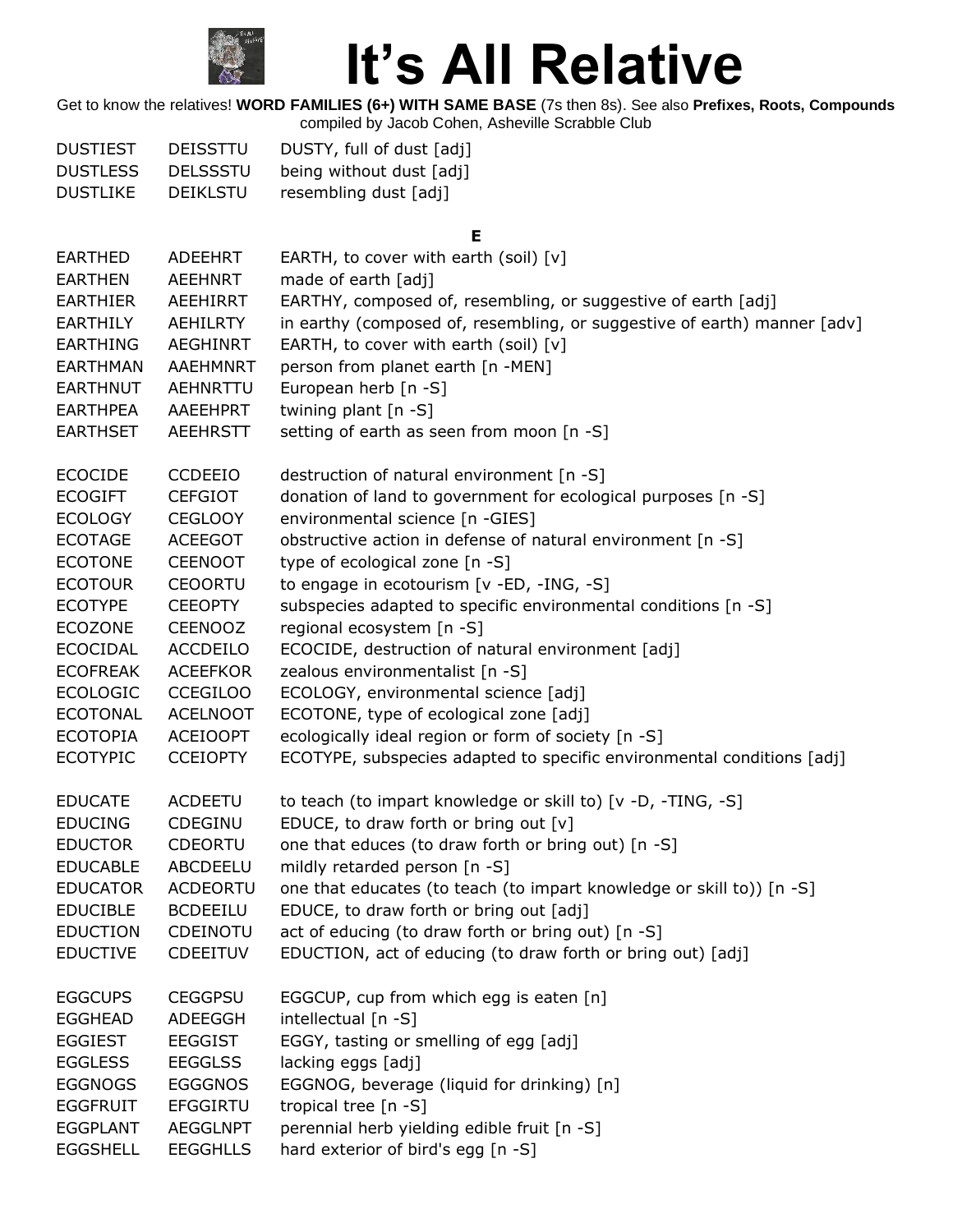| | | |
|---|---|---|
| DUSTIEST | DEISSTTU | DUSTY, full of dust [adj] |
| DUSTLESS | DELSSSTU | being without dust [adj] |
| DUSTLIKE | DEIKLSTU | resembling dust [adj] |

**E**

| | | |
|---|---|---|
| EARTHED | ADEEHRT | EARTH, to cover with earth (soil) [v] |
| EARTHEN | AEEHNRT | made of earth [adj] |
| EARTHIER | AEEHIRRT | EARTHY, composed of, resembling, or suggestive of earth [adj] |
| EARTHILY | AEHILRTY | in earthy (composed of, resembling, or suggestive of earth) manner [adv] |
| EARTHING | AEGHINRT | EARTH, to cover with earth (soil) [v] |
| EARTHMAN | AAEHMNRT | person from planet earth [n -MEN] |
| EARTHNUT | AEHNRTTU | European herb [n -S] |
| EARTHPEA | AAEEHPRT | twining plant [n -S] |
| EARTHSET | AEEHRSTT | setting of earth as seen from moon [n -S] |

| | | |
|---|---|---|
| ECOCIDE | CCDEEIO | destruction of natural environment [n -S] |
| ECOGIFT | CEFGIOT | donation of land to government for ecological purposes [n -S] |
| ECOLOGY | CEGLOOY | environmental science [n -GIES] |
| ECOTAGE | ACEEGOT | obstructive action in defense of natural environment [n -S] |
| ECOTONE | CEENOOT | type of ecological zone [n -S] |
| ECOTOUR | CEOORTU | to engage in ecotourism [v -ED, -ING, -S] |
| ECOTYPE | CEEOPTY | subspecies adapted to specific environmental conditions [n -S] |
| ECOZONE | CEENOOZ | regional ecosystem [n -S] |
| ECOCIDAL | ACCDEILO | ECOCIDE, destruction of natural environment [adj] |
| ECOFREAK | ACEEFKOR | zealous environmentalist [n -S] |
| ECOLOGIC | CCEGILOO | ECOLOGY, environmental science [adj] |
| ECOTONAL | ACELNOOT | ECOTONE, type of ecological zone [adj] |
| ECOTOPIA | ACEIOOPT | ecologically ideal region or form of society [n -S] |
| ECOTYPIC | CCEIOPTY | ECOTYPE, subspecies adapted to specific environmental conditions [adj] |

| | | |
|---|---|---|
| EDUCATE | ACDEETU | to teach (to impart knowledge or skill to) [v -D, -TING, -S] |
| EDUCING | CDEGINU | EDUCE, to draw forth or bring out [v] |
| EDUCTOR | CDEORTU | one that educes (to draw forth or bring out) [n -S] |
| EDUCABLE | ABCDEELU | mildly retarded person [n -S] |
| EDUCATOR | ACDEORTU | one that educates (to teach (to impart knowledge or skill to)) [n -S] |
| EDUCIBLE | BCDEEILU | EDUCE, to draw forth or bring out [adj] |
| EDUCTION | CDEINOTU | act of educing (to draw forth or bring out) [n -S] |
| EDUCTIVE | CDEEITUV | EDUCTION, act of educing (to draw forth or bring out) [adj] |

| | | |
|---|---|---|
| EGGCUPS | CEGGPSU | EGGCUP, cup from which egg is eaten [n] |
| EGGHEAD | ADEEGGH | intellectual [n -S] |
| EGGIEST | EEGGIST | EGGY, tasting or smelling of egg [adj] |
| EGGLESS | EEGGLSS | lacking eggs [adj] |
| EGGNOGS | EGGGNOS | EGGNOG, beverage (liquid for drinking) [n] |
| EGGFRUIT | EFGGIRTU | tropical tree [n -S] |
| EGGPLANT | AEGGLNPT | perennial herb yielding edible fruit [n -S] |
| EGGSHELL | EEGGHLLS | hard exterior of bird's egg [n -S] |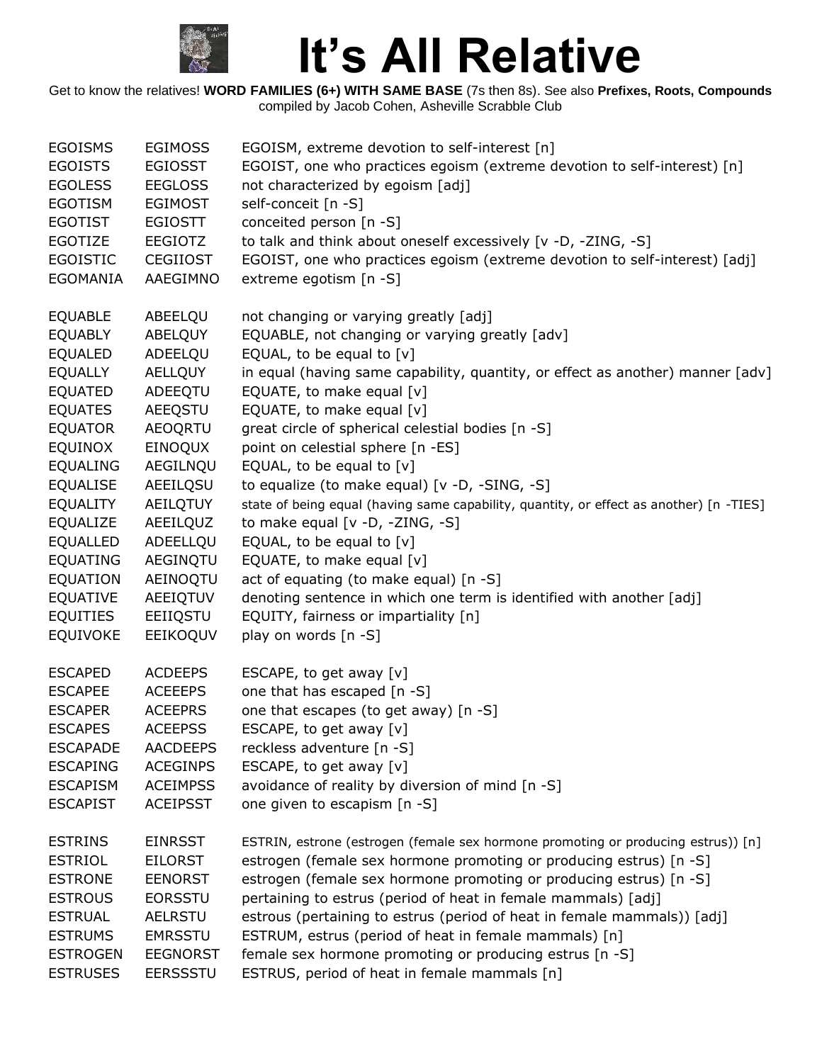# It's All Relative

Get to know the relatives! **WORD FAMILIES (6+) WITH SAME BASE** (7s then 8s). See also **Prefixes, Roots, Compounds** compiled by Jacob Cohen, Asheville Scrabble Club

| | | |
|---|---|---|
| EGOISMS | EGIMOSS | EGOISM, extreme devotion to self-interest [n] |
| EGOISTS | EGIOSST | EGOIST, one who practices egoism (extreme devotion to self-interest) [n] |
| EGOLESS | EEGLOSS | not characterized by egoism [adj] |
| EGOTISM | EGIMOST | self-conceit [n -S] |
| EGOTIST | EGIOSTT | conceited person [n -S] |
| EGOTIZE | EEGIOTZ | to talk and think about oneself excessively [v -D, -ZING, -S] |
| EGOISTIC | CEGIIOST | EGOIST, one who practices egoism (extreme devotion to self-interest) [adj] |
| EGOMANIA | AAEGIMNO | extreme egotism [n -S] |
| | | |
| EQUABLE | ABEELQU | not changing or varying greatly [adj] |
| EQUABLY | ABELQUY | EQUABLE, not changing or varying greatly [adv] |
| EQUALED | ADEELQU | EQUAL, to be equal to [v] |
| EQUALLY | AELLQUY | in equal (having same capability, quantity, or effect as another) manner [adv] |
| EQUATED | ADEEQTU | EQUATE, to make equal [v] |
| EQUATES | AEEQSTU | EQUATE, to make equal [v] |
| EQUATOR | AEOQRTU | great circle of spherical celestial bodies [n -S] |
| EQUINOX | EINOQUX | point on celestial sphere [n -ES] |
| EQUALING | AEGILNQU | EQUAL, to be equal to [v] |
| EQUALISE | AEEILQSU | to equalize (to make equal) [v -D, -SING, -S] |
| EQUALITY | AEILQTUY | state of being equal (having same capability, quantity, or effect as another) [n -TIES] |
| EQUALIZE | AEEILQUZ | to make equal [v -D, -ZING, -S] |
| EQUALLED | ADEELLQU | EQUAL, to be equal to [v] |
| EQUATING | AEGINQTU | EQUATE, to make equal [v] |
| EQUATION | AEINOQTU | act of equating (to make equal) [n -S] |
| EQUATIVE | AEEIQTUV | denoting sentence in which one term is identified with another [adj] |
| EQUITIES | EEIIQSTU | EQUITY, fairness or impartiality [n] |
| EQUIVOKE | EEIKOQUV | play on words [n -S] |
| | | |
| ESCAPED | ACDEEPS | ESCAPE, to get away [v] |
| ESCAPEE | ACEEEPS | one that has escaped [n -S] |
| ESCAPER | ACEEPRS | one that escapes (to get away) [n -S] |
| ESCAPES | ACEEPSS | ESCAPE, to get away [v] |
| ESCAPADE | AACDEEPS | reckless adventure [n -S] |
| ESCAPING | ACEGINPS | ESCAPE, to get away [v] |
| ESCAPISM | ACEIMPSS | avoidance of reality by diversion of mind [n -S] |
| ESCAPIST | ACEIPSST | one given to escapism [n -S] |
| | | |
| ESTRINS | EINRSST | ESTRIN, estrone (estrogen (female sex hormone promoting or producing estrus)) [n] |
| ESTRIOL | EILORST | estrogen (female sex hormone promoting or producing estrus) [n -S] |
| ESTRONE | EENORST | estrogen (female sex hormone promoting or producing estrus) [n -S] |
| ESTROUS | EORSSTU | pertaining to estrus (period of heat in female mammals) [adj] |
| ESTRUAL | AELRSTU | estrous (pertaining to estrus (period of heat in female mammals)) [adj] |
| ESTRUMS | EMRSSTU | ESTRUM, estrus (period of heat in female mammals) [n] |
| ESTROGEN | EEGNORST | female sex hormone promoting or producing estrus [n -S] |
| ESTRUSES | EERSSSTU | ESTRUS, period of heat in female mammals [n] |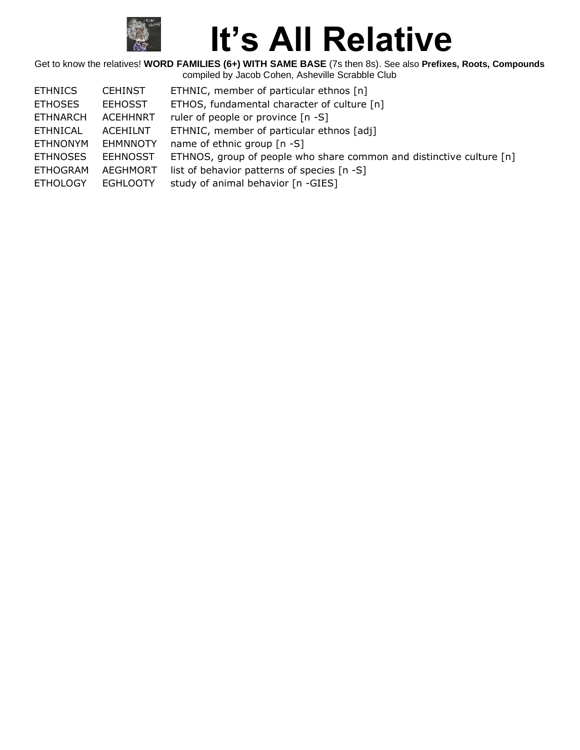# It's All Relative

Get to know the relatives! **WORD FAMILIES (6+) WITH SAME BASE** (7s then 8s). See also **Prefixes, Roots, Compounds**
compiled by Jacob Cohen, Asheville Scrabble Club

| | | |
|---|---|---|
| ETHNICS | CEHINST | ETHNIC, member of particular ethnos [n] |
| ETHOSES | EEHOSST | ETHOS, fundamental character of culture [n] |
| ETHNARCH | ACEHHNRT | ruler of people or province [n -S] |
| ETHNICAL | ACEHILNT | ETHNIC, member of particular ethnos [adj] |
| ETHNONYM | EHMNNOTY | name of ethnic group [n -S] |
| ETHNOSES | EEHNOSST | ETHNOS, group of people who share common and distinctive culture [n] |
| ETHOGRAM | AEGHMORT | list of behavior patterns of species [n -S] |
| ETHOLOGY | EGHLOOTY | study of animal behavior [n -GIES] |